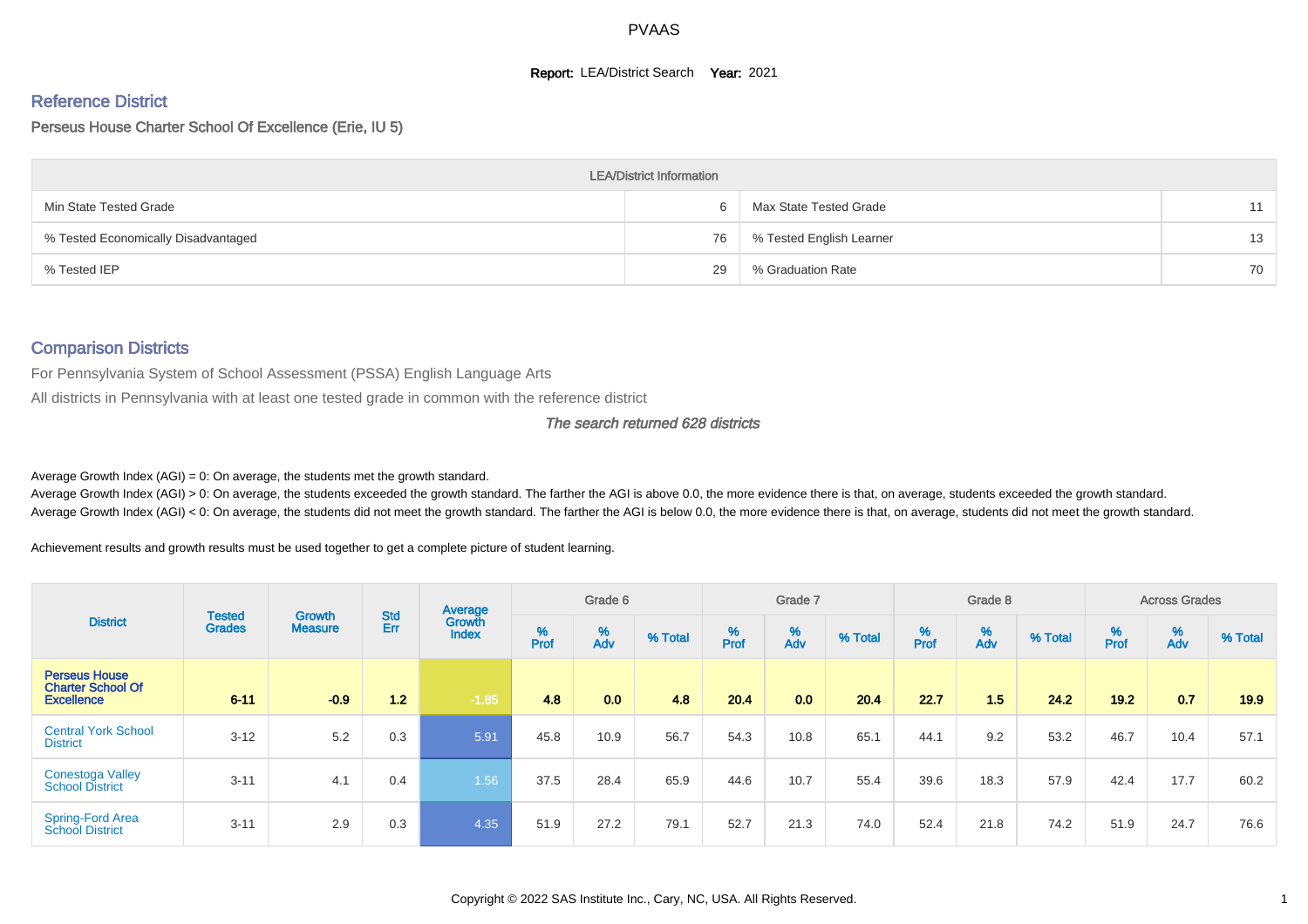PVAAS

**Report:** LEA/District Search **Year:** 2021

## Reference District

Perseus House Charter School Of Excellence (Erie, IU 5)

| LEA/District Information | | | |
|---|---|---|---|
| Min State Tested Grade | 6 | Max State Tested Grade | 11 |
| % Tested Economically Disadvantaged | 76 | % Tested English Learner | 13 |
| % Tested IEP | 29 | % Graduation Rate | 70 |

## Comparison Districts

For Pennsylvania System of School Assessment (PSSA) English Language Arts

All districts in Pennsylvania with at least one tested grade in common with the reference district

*The search returned 628 districts*

Average Growth Index (AGI) = 0: On average, the students met the growth standard.

Average Growth Index (AGI) > 0: On average, the students exceeded the growth standard. The farther the AGI is above 0.0, the more evidence there is that, on average, students exceeded the growth standard.

Average Growth Index (AGI) < 0: On average, the students did not meet the growth standard. The farther the AGI is below 0.0, the more evidence there is that, on average, students did not meet the growth standard.

Achievement results and growth results must be used together to get a complete picture of student learning.

| District | Tested Grades | Growth Measure | Std Err | Average Growth Index | Grade 6 | | | Grade 7 | | | Grade 8 | | | Across Grades | | |
|---|---|---|---|---|---|---|---|---|---|---|---|---|---|---|---|---|
| | | | | | % Prof | % Adv | % Total | % Prof | % Adv | % Total | % Prof | % Adv | % Total | % Prof | % Adv | % Total |
| **Perseus House Charter School Of Excellence** | **6-11** | **-0.9** | **1.2** | **-1.85** | **4.8** | **0.0** | **4.8** | **20.4** | **0.0** | **20.4** | **22.7** | **1.5** | **24.2** | **19.2** | **0.7** | **19.9** |
| Central York School District | 3-12 | 5.2 | 0.3 | 5.91 | 45.8 | 10.9 | 56.7 | 54.3 | 10.8 | 65.1 | 44.1 | 9.2 | 53.2 | 46.7 | 10.4 | 57.1 |
| Conestoga Valley School District | 3-11 | 4.1 | 0.4 | 1.56 | 37.5 | 28.4 | 65.9 | 44.6 | 10.7 | 55.4 | 39.6 | 18.3 | 57.9 | 42.4 | 17.7 | 60.2 |
| Spring-Ford Area School District | 3-11 | 2.9 | 0.3 | 4.35 | 51.9 | 27.2 | 79.1 | 52.7 | 21.3 | 74.0 | 52.4 | 21.8 | 74.2 | 51.9 | 24.7 | 76.6 |

Copyright © 2022 SAS Institute Inc., Cary, NC, USA. All Rights Reserved.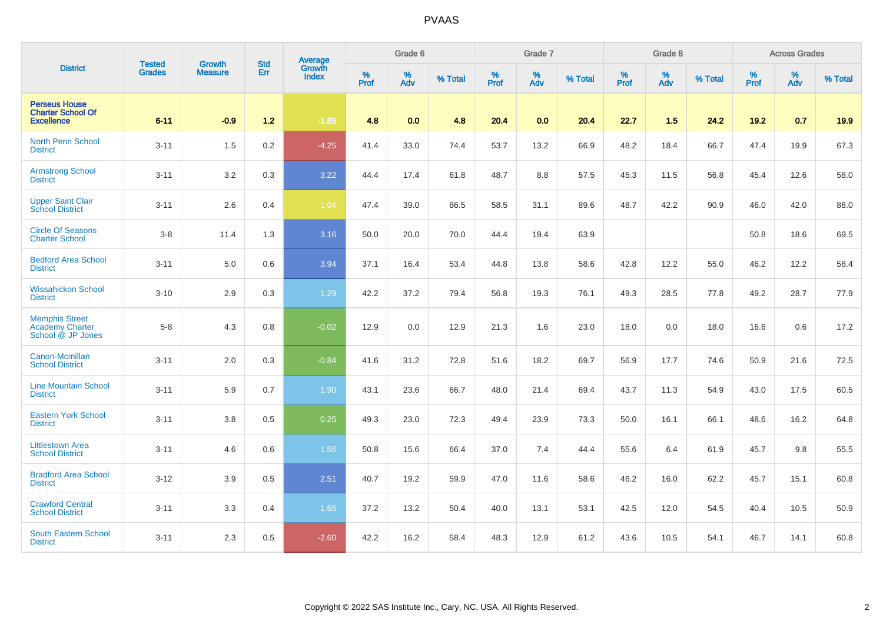## PVAAS

| District | Tested Grades | Growth Measure | Std Err | Average Growth Index | Grade 6 | | | Grade 7 | | | Grade 8 | | | Across Grades | | |
|---|---|---|---|---|---|---|---|---|---|---|---|---|---|---|---|---|
| | | | | | % Prof | % Adv | % Total | % Prof | % Adv | % Total | % Prof | % Adv | % Total | % Prof | % Adv | % Total |
| **Perseus House Charter School Of Excellence** | **6-11** | **-0.9** | **1.2** | **-1.85** | **4.8** | **0.0** | **4.8** | **20.4** | **0.0** | **20.4** | **22.7** | **1.5** | **24.2** | **19.2** | **0.7** | **19.9** |
| North Penn School District | 3-11 | 1.5 | 0.2 | -4.25 | 41.4 | 33.0 | 74.4 | 53.7 | 13.2 | 66.9 | 48.2 | 18.4 | 66.7 | 47.4 | 19.9 | 67.3 |
| Armstrong School District | 3-11 | 3.2 | 0.3 | 3.22 | 44.4 | 17.4 | 61.8 | 48.7 | 8.8 | 57.5 | 45.3 | 11.5 | 56.8 | 45.4 | 12.6 | 58.0 |
| Upper Saint Clair School District | 3-11 | 2.6 | 0.4 | -1.04 | 47.4 | 39.0 | 86.5 | 58.5 | 31.1 | 89.6 | 48.7 | 42.2 | 90.9 | 46.0 | 42.0 | 88.0 |
| Circle Of Seasons Charter School | 3-8 | 11.4 | 1.3 | 3.16 | 50.0 | 20.0 | 70.0 | 44.4 | 19.4 | 63.9 | | | | 50.8 | 18.6 | 69.5 |
| Bedford Area School District | 3-11 | 5.0 | 0.6 | 3.94 | 37.1 | 16.4 | 53.4 | 44.8 | 13.8 | 58.6 | 42.8 | 12.2 | 55.0 | 46.2 | 12.2 | 58.4 |
| Wissahickon School District | 3-10 | 2.9 | 0.3 | 1.29 | 42.2 | 37.2 | 79.4 | 56.8 | 19.3 | 76.1 | 49.3 | 28.5 | 77.8 | 49.2 | 28.7 | 77.9 |
| Memphis Street Academy Charter School @ JP Jones | 5-8 | 4.3 | 0.8 | -0.02 | 12.9 | 0.0 | 12.9 | 21.3 | 1.6 | 23.0 | 18.0 | 0.0 | 18.0 | 16.6 | 0.6 | 17.2 |
| Canon-Mcmillan School District | 3-11 | 2.0 | 0.3 | -0.84 | 41.6 | 31.2 | 72.8 | 51.6 | 18.2 | 69.7 | 56.9 | 17.7 | 74.6 | 50.9 | 21.6 | 72.5 |
| Line Mountain School District | 3-11 | 5.9 | 0.7 | 1.90 | 43.1 | 23.6 | 66.7 | 48.0 | 21.4 | 69.4 | 43.7 | 11.3 | 54.9 | 43.0 | 17.5 | 60.5 |
| Eastern York School District | 3-11 | 3.8 | 0.5 | 0.25 | 49.3 | 23.0 | 72.3 | 49.4 | 23.9 | 73.3 | 50.0 | 16.1 | 66.1 | 48.6 | 16.2 | 64.8 |
| Littlestown Area School District | 3-11 | 4.6 | 0.6 | 1.56 | 50.8 | 15.6 | 66.4 | 37.0 | 7.4 | 44.4 | 55.6 | 6.4 | 61.9 | 45.7 | 9.8 | 55.5 |
| Bradford Area School District | 3-12 | 3.9 | 0.5 | 2.51 | 40.7 | 19.2 | 59.9 | 47.0 | 11.6 | 58.6 | 46.2 | 16.0 | 62.2 | 45.7 | 15.1 | 60.8 |
| Crawford Central School District | 3-11 | 3.3 | 0.4 | 1.65 | 37.2 | 13.2 | 50.4 | 40.0 | 13.1 | 53.1 | 42.5 | 12.0 | 54.5 | 40.4 | 10.5 | 50.9 |
| South Eastern School District | 3-11 | 2.3 | 0.5 | -2.60 | 42.2 | 16.2 | 58.4 | 48.3 | 12.9 | 61.2 | 43.6 | 10.5 | 54.1 | 46.7 | 14.1 | 60.8 |

Copyright © 2022 SAS Institute Inc., Cary, NC, USA. All Rights Reserved.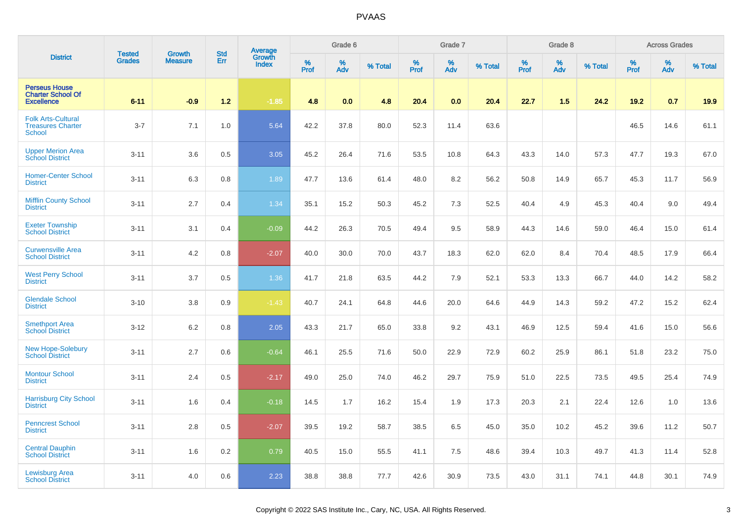| District | Tested Grades | Growth Measure | Std Err | Average Growth Index | Grade 6 | | | Grade 7 | | | Grade 8 | | | Across Grades | | |
|---|---|---|---|---|---|---|---|---|---|---|---|---|---|---|---|---|
| | | | | | % Prof | % Adv | % Total | % Prof | % Adv | % Total | % Prof | % Adv | % Total | % Prof | % Adv | % Total |
| **Perseus House Charter School Of Excellence** | **6-11** | **-0.9** | **1.2** | **-1.85** | **4.8** | **0.0** | **4.8** | **20.4** | **0.0** | **20.4** | **22.7** | **1.5** | **24.2** | **19.2** | **0.7** | **19.9** |
| Folk Arts-Cultural Treasures Charter School | 3-7 | 7.1 | 1.0 | 5.64 | 42.2 | 37.8 | 80.0 | 52.3 | 11.4 | 63.6 | | | | 46.5 | 14.6 | 61.1 |
| Upper Merion Area School District | 3-11 | 3.6 | 0.5 | 3.05 | 45.2 | 26.4 | 71.6 | 53.5 | 10.8 | 64.3 | 43.3 | 14.0 | 57.3 | 47.7 | 19.3 | 67.0 |
| Homer-Center School District | 3-11 | 6.3 | 0.8 | 1.89 | 47.7 | 13.6 | 61.4 | 48.0 | 8.2 | 56.2 | 50.8 | 14.9 | 65.7 | 45.3 | 11.7 | 56.9 |
| Mifflin County School District | 3-11 | 2.7 | 0.4 | 1.34 | 35.1 | 15.2 | 50.3 | 45.2 | 7.3 | 52.5 | 40.4 | 4.9 | 45.3 | 40.4 | 9.0 | 49.4 |
| Exeter Township School District | 3-11 | 3.1 | 0.4 | -0.09 | 44.2 | 26.3 | 70.5 | 49.4 | 9.5 | 58.9 | 44.3 | 14.6 | 59.0 | 46.4 | 15.0 | 61.4 |
| Curwensville Area School District | 3-11 | 4.2 | 0.8 | -2.07 | 40.0 | 30.0 | 70.0 | 43.7 | 18.3 | 62.0 | 62.0 | 8.4 | 70.4 | 48.5 | 17.9 | 66.4 |
| West Perry School District | 3-11 | 3.7 | 0.5 | 1.36 | 41.7 | 21.8 | 63.5 | 44.2 | 7.9 | 52.1 | 53.3 | 13.3 | 66.7 | 44.0 | 14.2 | 58.2 |
| Glendale School District | 3-10 | 3.8 | 0.9 | -1.43 | 40.7 | 24.1 | 64.8 | 44.6 | 20.0 | 64.6 | 44.9 | 14.3 | 59.2 | 47.2 | 15.2 | 62.4 |
| Smethport Area School District | 3-12 | 6.2 | 0.8 | 2.05 | 43.3 | 21.7 | 65.0 | 33.8 | 9.2 | 43.1 | 46.9 | 12.5 | 59.4 | 41.6 | 15.0 | 56.6 |
| New Hope-Solebury School District | 3-11 | 2.7 | 0.6 | -0.64 | 46.1 | 25.5 | 71.6 | 50.0 | 22.9 | 72.9 | 60.2 | 25.9 | 86.1 | 51.8 | 23.2 | 75.0 |
| Montour School District | 3-11 | 2.4 | 0.5 | -2.17 | 49.0 | 25.0 | 74.0 | 46.2 | 29.7 | 75.9 | 51.0 | 22.5 | 73.5 | 49.5 | 25.4 | 74.9 |
| Harrisburg City School District | 3-11 | 1.6 | 0.4 | -0.18 | 14.5 | 1.7 | 16.2 | 15.4 | 1.9 | 17.3 | 20.3 | 2.1 | 22.4 | 12.6 | 1.0 | 13.6 |
| Penncrest School District | 3-11 | 2.8 | 0.5 | -2.07 | 39.5 | 19.2 | 58.7 | 38.5 | 6.5 | 45.0 | 35.0 | 10.2 | 45.2 | 39.6 | 11.2 | 50.7 |
| Central Dauphin School District | 3-11 | 1.6 | 0.2 | 0.79 | 40.5 | 15.0 | 55.5 | 41.1 | 7.5 | 48.6 | 39.4 | 10.3 | 49.7 | 41.3 | 11.4 | 52.8 |
| Lewisburg Area School District | 3-11 | 4.0 | 0.6 | 2.23 | 38.8 | 38.8 | 77.7 | 42.6 | 30.9 | 73.5 | 43.0 | 31.1 | 74.1 | 44.8 | 30.1 | 74.9 |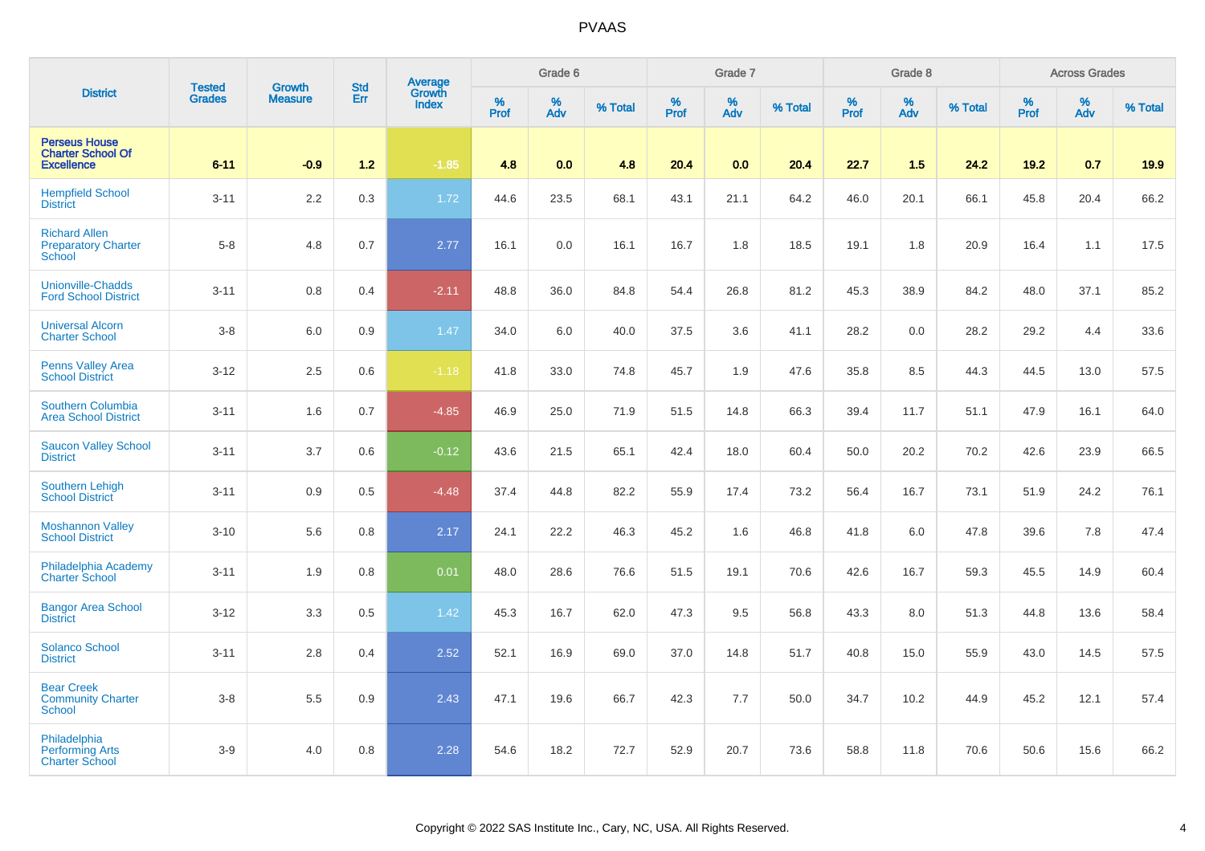# PVAAS

| District | Tested Grades | Growth Measure | Std Err | Average Growth Index | Grade 6 | | | Grade 7 | | | Grade 8 | | | Across Grades | | |
|---|---|---|---|---|---|---|---|---|---|---|---|---|---|---|---|---|
| | | | | | % Prof | % Adv | % Total | % Prof | % Adv | % Total | % Prof | % Adv | % Total | % Prof | % Adv | % Total |
| **Perseus House Charter School Of Excellence** | **6-11** | **-0.9** | **1.2** | **-1.85** | **4.8** | **0.0** | **4.8** | **20.4** | **0.0** | **20.4** | **22.7** | **1.5** | **24.2** | **19.2** | **0.7** | **19.9** |
| Hempfield School District | 3-11 | 2.2 | 0.3 | 1.72 | 44.6 | 23.5 | 68.1 | 43.1 | 21.1 | 64.2 | 46.0 | 20.1 | 66.1 | 45.8 | 20.4 | 66.2 |
| Richard Allen Preparatory Charter School | 5-8 | 4.8 | 0.7 | 2.77 | 16.1 | 0.0 | 16.1 | 16.7 | 1.8 | 18.5 | 19.1 | 1.8 | 20.9 | 16.4 | 1.1 | 17.5 |
| Unionville-Chadds Ford School District | 3-11 | 0.8 | 0.4 | -2.11 | 48.8 | 36.0 | 84.8 | 54.4 | 26.8 | 81.2 | 45.3 | 38.9 | 84.2 | 48.0 | 37.1 | 85.2 |
| Universal Alcorn Charter School | 3-8 | 6.0 | 0.9 | 1.47 | 34.0 | 6.0 | 40.0 | 37.5 | 3.6 | 41.1 | 28.2 | 0.0 | 28.2 | 29.2 | 4.4 | 33.6 |
| Penns Valley Area School District | 3-12 | 2.5 | 0.6 | -1.18 | 41.8 | 33.0 | 74.8 | 45.7 | 1.9 | 47.6 | 35.8 | 8.5 | 44.3 | 44.5 | 13.0 | 57.5 |
| Southern Columbia Area School District | 3-11 | 1.6 | 0.7 | -4.85 | 46.9 | 25.0 | 71.9 | 51.5 | 14.8 | 66.3 | 39.4 | 11.7 | 51.1 | 47.9 | 16.1 | 64.0 |
| Saucon Valley School District | 3-11 | 3.7 | 0.6 | -0.12 | 43.6 | 21.5 | 65.1 | 42.4 | 18.0 | 60.4 | 50.0 | 20.2 | 70.2 | 42.6 | 23.9 | 66.5 |
| Southern Lehigh School District | 3-11 | 0.9 | 0.5 | -4.48 | 37.4 | 44.8 | 82.2 | 55.9 | 17.4 | 73.2 | 56.4 | 16.7 | 73.1 | 51.9 | 24.2 | 76.1 |
| Moshannon Valley School District | 3-10 | 5.6 | 0.8 | 2.17 | 24.1 | 22.2 | 46.3 | 45.2 | 1.6 | 46.8 | 41.8 | 6.0 | 47.8 | 39.6 | 7.8 | 47.4 |
| Philadelphia Academy Charter School | 3-11 | 1.9 | 0.8 | 0.01 | 48.0 | 28.6 | 76.6 | 51.5 | 19.1 | 70.6 | 42.6 | 16.7 | 59.3 | 45.5 | 14.9 | 60.4 |
| Bangor Area School District | 3-12 | 3.3 | 0.5 | 1.42 | 45.3 | 16.7 | 62.0 | 47.3 | 9.5 | 56.8 | 43.3 | 8.0 | 51.3 | 44.8 | 13.6 | 58.4 |
| Solanco School District | 3-11 | 2.8 | 0.4 | 2.52 | 52.1 | 16.9 | 69.0 | 37.0 | 14.8 | 51.7 | 40.8 | 15.0 | 55.9 | 43.0 | 14.5 | 57.5 |
| Bear Creek Community Charter School | 3-8 | 5.5 | 0.9 | 2.43 | 47.1 | 19.6 | 66.7 | 42.3 | 7.7 | 50.0 | 34.7 | 10.2 | 44.9 | 45.2 | 12.1 | 57.4 |
| Philadelphia Performing Arts Charter School | 3-9 | 4.0 | 0.8 | 2.28 | 54.6 | 18.2 | 72.7 | 52.9 | 20.7 | 73.6 | 58.8 | 11.8 | 70.6 | 50.6 | 15.6 | 66.2 |

Copyright © 2022 SAS Institute Inc., Cary, NC, USA. All Rights Reserved.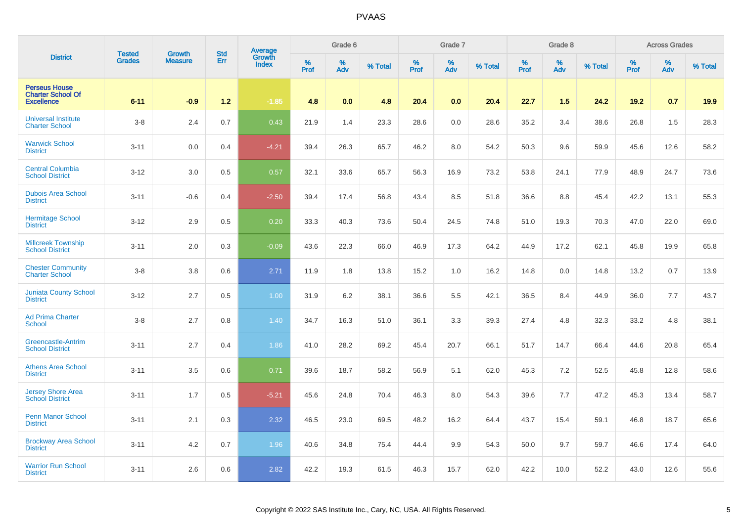# PVAAS

| District | Tested Grades | Growth Measure | Std Err | Average Growth Index | Grade 6 | | | Grade 7 | | | Grade 8 | | | Across Grades | | |
|---|---|---|---|---|---|---|---|---|---|---|---|---|---|---|---|---|
| | | | | | % Prof | % Adv | % Total | % Prof | % Adv | % Total | % Prof | % Adv | % Total | % Prof | % Adv | % Total |
| **Perseus House Charter School Of Excellence** | **6-11** | **-0.9** | **1.2** | **-1.85** | **4.8** | **0.0** | **4.8** | **20.4** | **0.0** | **20.4** | **22.7** | **1.5** | **24.2** | **19.2** | **0.7** | **19.9** |
| Universal Institute Charter School | 3-8 | 2.4 | 0.7 | 0.43 | 21.9 | 1.4 | 23.3 | 28.6 | 0.0 | 28.6 | 35.2 | 3.4 | 38.6 | 26.8 | 1.5 | 28.3 |
| Warwick School District | 3-11 | 0.0 | 0.4 | -4.21 | 39.4 | 26.3 | 65.7 | 46.2 | 8.0 | 54.2 | 50.3 | 9.6 | 59.9 | 45.6 | 12.6 | 58.2 |
| Central Columbia School District | 3-12 | 3.0 | 0.5 | 0.57 | 32.1 | 33.6 | 65.7 | 56.3 | 16.9 | 73.2 | 53.8 | 24.1 | 77.9 | 48.9 | 24.7 | 73.6 |
| Dubois Area School District | 3-11 | -0.6 | 0.4 | -2.50 | 39.4 | 17.4 | 56.8 | 43.4 | 8.5 | 51.8 | 36.6 | 8.8 | 45.4 | 42.2 | 13.1 | 55.3 |
| Hermitage School District | 3-12 | 2.9 | 0.5 | 0.20 | 33.3 | 40.3 | 73.6 | 50.4 | 24.5 | 74.8 | 51.0 | 19.3 | 70.3 | 47.0 | 22.0 | 69.0 |
| Millcreek Township School District | 3-11 | 2.0 | 0.3 | -0.09 | 43.6 | 22.3 | 66.0 | 46.9 | 17.3 | 64.2 | 44.9 | 17.2 | 62.1 | 45.8 | 19.9 | 65.8 |
| Chester Community Charter School | 3-8 | 3.8 | 0.6 | 2.71 | 11.9 | 1.8 | 13.8 | 15.2 | 1.0 | 16.2 | 14.8 | 0.0 | 14.8 | 13.2 | 0.7 | 13.9 |
| Juniata County School District | 3-12 | 2.7 | 0.5 | 1.00 | 31.9 | 6.2 | 38.1 | 36.6 | 5.5 | 42.1 | 36.5 | 8.4 | 44.9 | 36.0 | 7.7 | 43.7 |
| Ad Prima Charter School | 3-8 | 2.7 | 0.8 | 1.40 | 34.7 | 16.3 | 51.0 | 36.1 | 3.3 | 39.3 | 27.4 | 4.8 | 32.3 | 33.2 | 4.8 | 38.1 |
| Greencastle-Antrim School District | 3-11 | 2.7 | 0.4 | 1.86 | 41.0 | 28.2 | 69.2 | 45.4 | 20.7 | 66.1 | 51.7 | 14.7 | 66.4 | 44.6 | 20.8 | 65.4 |
| Athens Area School District | 3-11 | 3.5 | 0.6 | 0.71 | 39.6 | 18.7 | 58.2 | 56.9 | 5.1 | 62.0 | 45.3 | 7.2 | 52.5 | 45.8 | 12.8 | 58.6 |
| Jersey Shore Area School District | 3-11 | 1.7 | 0.5 | -5.21 | 45.6 | 24.8 | 70.4 | 46.3 | 8.0 | 54.3 | 39.6 | 7.7 | 47.2 | 45.3 | 13.4 | 58.7 |
| Penn Manor School District | 3-11 | 2.1 | 0.3 | 2.32 | 46.5 | 23.0 | 69.5 | 48.2 | 16.2 | 64.4 | 43.7 | 15.4 | 59.1 | 46.8 | 18.7 | 65.6 |
| Brockway Area School District | 3-11 | 4.2 | 0.7 | 1.96 | 40.6 | 34.8 | 75.4 | 44.4 | 9.9 | 54.3 | 50.0 | 9.7 | 59.7 | 46.6 | 17.4 | 64.0 |
| Warrior Run School District | 3-11 | 2.6 | 0.6 | 2.82 | 42.2 | 19.3 | 61.5 | 46.3 | 15.7 | 62.0 | 42.2 | 10.0 | 52.2 | 43.0 | 12.6 | 55.6 |

Copyright © 2022 SAS Institute Inc., Cary, NC, USA. All Rights Reserved.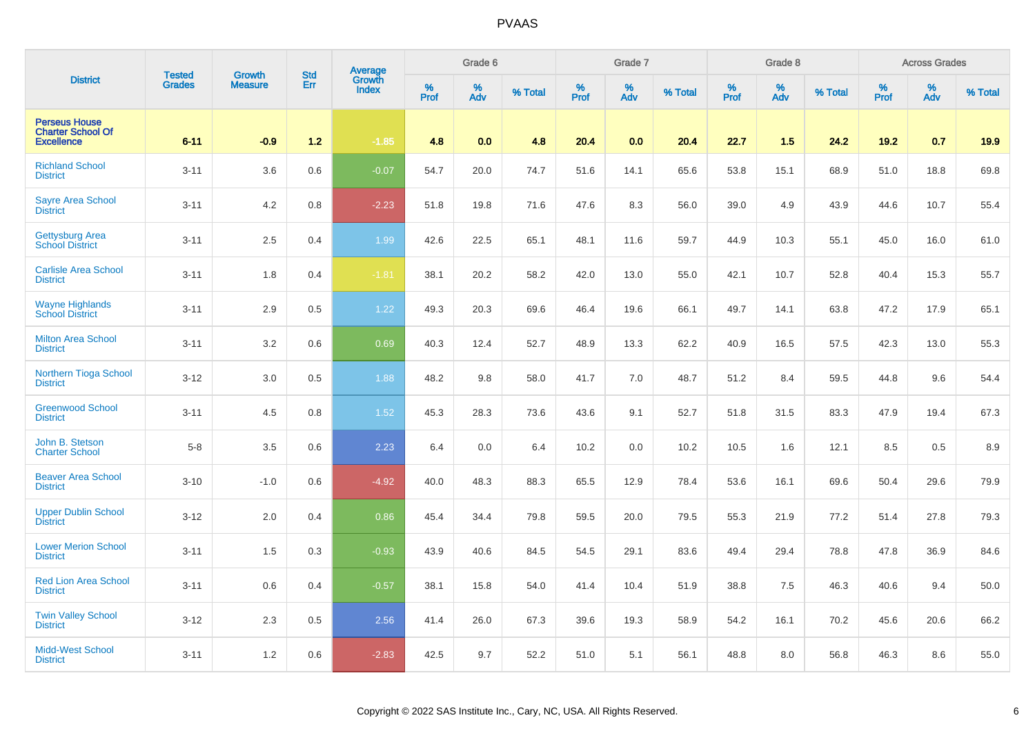# PVAAS

| District | Tested Grades | Growth Measure | Std Err | Average Growth Index | Grade 6 | | | Grade 7 | | | Grade 8 | | | Across Grades | | |
|---|---|---|---|---|---|---|---|---|---|---|---|---|---|---|---|---|
| | | | | | % Prof | % Adv | % Total | % Prof | % Adv | % Total | % Prof | % Adv | % Total | % Prof | % Adv | % Total |
| **Perseus House Charter School Of Excellence** | **6-11** | **-0.9** | **1.2** | **-1.85** | **4.8** | **0.0** | **4.8** | **20.4** | **0.0** | **20.4** | **22.7** | **1.5** | **24.2** | **19.2** | **0.7** | **19.9** |
| Richland School District | 3-11 | 3.6 | 0.6 | -0.07 | 54.7 | 20.0 | 74.7 | 51.6 | 14.1 | 65.6 | 53.8 | 15.1 | 68.9 | 51.0 | 18.8 | 69.8 |
| Sayre Area School District | 3-11 | 4.2 | 0.8 | -2.23 | 51.8 | 19.8 | 71.6 | 47.6 | 8.3 | 56.0 | 39.0 | 4.9 | 43.9 | 44.6 | 10.7 | 55.4 |
| Gettysburg Area School District | 3-11 | 2.5 | 0.4 | 1.99 | 42.6 | 22.5 | 65.1 | 48.1 | 11.6 | 59.7 | 44.9 | 10.3 | 55.1 | 45.0 | 16.0 | 61.0 |
| Carlisle Area School District | 3-11 | 1.8 | 0.4 | -1.81 | 38.1 | 20.2 | 58.2 | 42.0 | 13.0 | 55.0 | 42.1 | 10.7 | 52.8 | 40.4 | 15.3 | 55.7 |
| Wayne Highlands School District | 3-11 | 2.9 | 0.5 | 1.22 | 49.3 | 20.3 | 69.6 | 46.4 | 19.6 | 66.1 | 49.7 | 14.1 | 63.8 | 47.2 | 17.9 | 65.1 |
| Milton Area School District | 3-11 | 3.2 | 0.6 | 0.69 | 40.3 | 12.4 | 52.7 | 48.9 | 13.3 | 62.2 | 40.9 | 16.5 | 57.5 | 42.3 | 13.0 | 55.3 |
| Northern Tioga School District | 3-12 | 3.0 | 0.5 | 1.88 | 48.2 | 9.8 | 58.0 | 41.7 | 7.0 | 48.7 | 51.2 | 8.4 | 59.5 | 44.8 | 9.6 | 54.4 |
| Greenwood School District | 3-11 | 4.5 | 0.8 | 1.52 | 45.3 | 28.3 | 73.6 | 43.6 | 9.1 | 52.7 | 51.8 | 31.5 | 83.3 | 47.9 | 19.4 | 67.3 |
| John B. Stetson Charter School | 5-8 | 3.5 | 0.6 | 2.23 | 6.4 | 0.0 | 6.4 | 10.2 | 0.0 | 10.2 | 10.5 | 1.6 | 12.1 | 8.5 | 0.5 | 8.9 |
| Beaver Area School District | 3-10 | -1.0 | 0.6 | -4.92 | 40.0 | 48.3 | 88.3 | 65.5 | 12.9 | 78.4 | 53.6 | 16.1 | 69.6 | 50.4 | 29.6 | 79.9 |
| Upper Dublin School District | 3-12 | 2.0 | 0.4 | 0.86 | 45.4 | 34.4 | 79.8 | 59.5 | 20.0 | 79.5 | 55.3 | 21.9 | 77.2 | 51.4 | 27.8 | 79.3 |
| Lower Merion School District | 3-11 | 1.5 | 0.3 | -0.93 | 43.9 | 40.6 | 84.5 | 54.5 | 29.1 | 83.6 | 49.4 | 29.4 | 78.8 | 47.8 | 36.9 | 84.6 |
| Red Lion Area School District | 3-11 | 0.6 | 0.4 | -0.57 | 38.1 | 15.8 | 54.0 | 41.4 | 10.4 | 51.9 | 38.8 | 7.5 | 46.3 | 40.6 | 9.4 | 50.0 |
| Twin Valley School District | 3-12 | 2.3 | 0.5 | 2.56 | 41.4 | 26.0 | 67.3 | 39.6 | 19.3 | 58.9 | 54.2 | 16.1 | 70.2 | 45.6 | 20.6 | 66.2 |
| Midd-West School District | 3-11 | 1.2 | 0.6 | -2.83 | 42.5 | 9.7 | 52.2 | 51.0 | 5.1 | 56.1 | 48.8 | 8.0 | 56.8 | 46.3 | 8.6 | 55.0 |

Copyright © 2022 SAS Institute Inc., Cary, NC, USA. All Rights Reserved.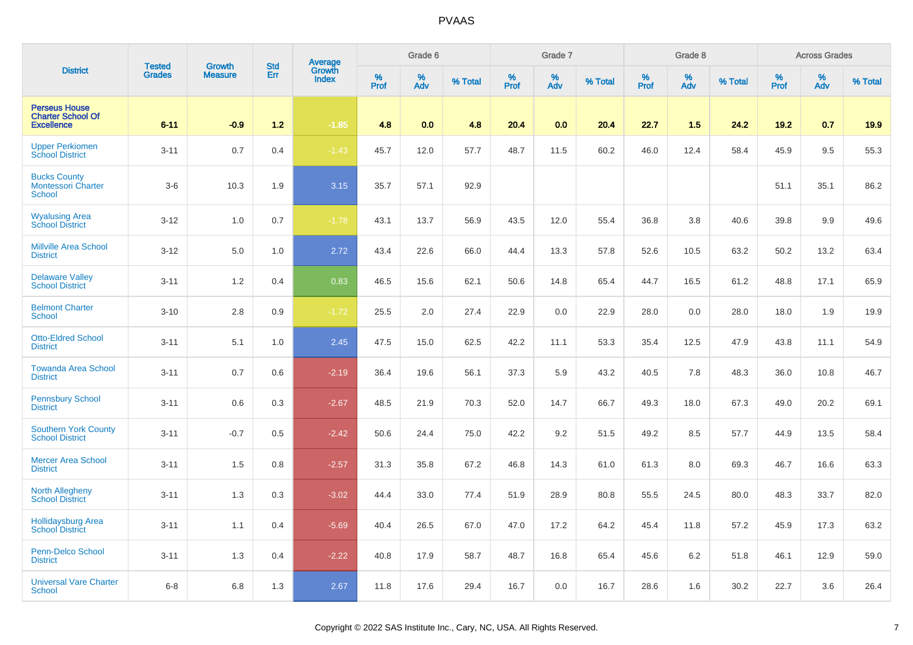# PVAAS

| District | Tested Grades | Growth Measure | Std Err | Average Growth Index | Grade 6 | | | Grade 7 | | | Grade 8 | | | Across Grades | | |
|---|---|---|---|---|---|---|---|---|---|---|---|---|---|---|---|---|
| | | | | | % Prof | % Adv | % Total | % Prof | % Adv | % Total | % Prof | % Adv | % Total | % Prof | % Adv | % Total |
| **Perseus House Charter School Of Excellence** | **6-11** | **-0.9** | **1.2** | **-1.85** | **4.8** | **0.0** | **4.8** | **20.4** | **0.0** | **20.4** | **22.7** | **1.5** | **24.2** | **19.2** | **0.7** | **19.9** |
| Upper Perkiomen School District | 3-11 | 0.7 | 0.4 | -1.43 | 45.7 | 12.0 | 57.7 | 48.7 | 11.5 | 60.2 | 46.0 | 12.4 | 58.4 | 45.9 | 9.5 | 55.3 |
| Bucks County Montessori Charter School | 3-6 | 10.3 | 1.9 | 3.15 | 35.7 | 57.1 | 92.9 | | | | | | | 51.1 | 35.1 | 86.2 |
| Wyalusing Area School District | 3-12 | 1.0 | 0.7 | -1.78 | 43.1 | 13.7 | 56.9 | 43.5 | 12.0 | 55.4 | 36.8 | 3.8 | 40.6 | 39.8 | 9.9 | 49.6 |
| Millville Area School District | 3-12 | 5.0 | 1.0 | 2.72 | 43.4 | 22.6 | 66.0 | 44.4 | 13.3 | 57.8 | 52.6 | 10.5 | 63.2 | 50.2 | 13.2 | 63.4 |
| Delaware Valley School District | 3-11 | 1.2 | 0.4 | 0.83 | 46.5 | 15.6 | 62.1 | 50.6 | 14.8 | 65.4 | 44.7 | 16.5 | 61.2 | 48.8 | 17.1 | 65.9 |
| Belmont Charter School | 3-10 | 2.8 | 0.9 | -1.72 | 25.5 | 2.0 | 27.4 | 22.9 | 0.0 | 22.9 | 28.0 | 0.0 | 28.0 | 18.0 | 1.9 | 19.9 |
| Otto-Eldred School District | 3-11 | 5.1 | 1.0 | 2.45 | 47.5 | 15.0 | 62.5 | 42.2 | 11.1 | 53.3 | 35.4 | 12.5 | 47.9 | 43.8 | 11.1 | 54.9 |
| Towanda Area School District | 3-11 | 0.7 | 0.6 | -2.19 | 36.4 | 19.6 | 56.1 | 37.3 | 5.9 | 43.2 | 40.5 | 7.8 | 48.3 | 36.0 | 10.8 | 46.7 |
| Pennsbury School District | 3-11 | 0.6 | 0.3 | -2.67 | 48.5 | 21.9 | 70.3 | 52.0 | 14.7 | 66.7 | 49.3 | 18.0 | 67.3 | 49.0 | 20.2 | 69.1 |
| Southern York County School District | 3-11 | -0.7 | 0.5 | -2.42 | 50.6 | 24.4 | 75.0 | 42.2 | 9.2 | 51.5 | 49.2 | 8.5 | 57.7 | 44.9 | 13.5 | 58.4 |
| Mercer Area School District | 3-11 | 1.5 | 0.8 | -2.57 | 31.3 | 35.8 | 67.2 | 46.8 | 14.3 | 61.0 | 61.3 | 8.0 | 69.3 | 46.7 | 16.6 | 63.3 |
| North Allegheny School District | 3-11 | 1.3 | 0.3 | -3.02 | 44.4 | 33.0 | 77.4 | 51.9 | 28.9 | 80.8 | 55.5 | 24.5 | 80.0 | 48.3 | 33.7 | 82.0 |
| Hollidaysburg Area School District | 3-11 | 1.1 | 0.4 | -5.69 | 40.4 | 26.5 | 67.0 | 47.0 | 17.2 | 64.2 | 45.4 | 11.8 | 57.2 | 45.9 | 17.3 | 63.2 |
| Penn-Delco School District | 3-11 | 1.3 | 0.4 | -2.22 | 40.8 | 17.9 | 58.7 | 48.7 | 16.8 | 65.4 | 45.6 | 6.2 | 51.8 | 46.1 | 12.9 | 59.0 |
| Universal Vare Charter School | 6-8 | 6.8 | 1.3 | 2.67 | 11.8 | 17.6 | 29.4 | 16.7 | 0.0 | 16.7 | 28.6 | 1.6 | 30.2 | 22.7 | 3.6 | 26.4 |

Copyright © 2022 SAS Institute Inc., Cary, NC, USA. All Rights Reserved.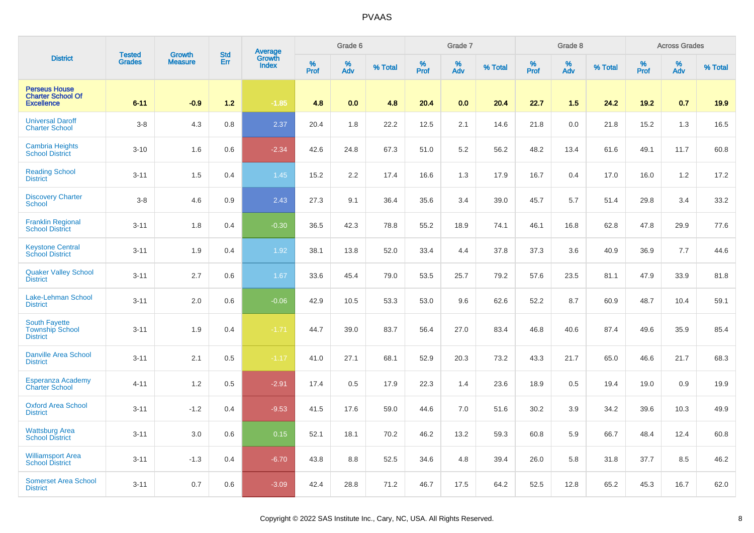# PVAAS

| District | Tested Grades | Growth Measure | Std Err | Average Growth Index | Grade 6 | | | Grade 7 | | | Grade 8 | | | Across Grades | | |
|---|---|---|---|---|---|---|---|---|---|---|---|---|---|---|---|---|
| | | | | | % Prof | % Adv | % Total | % Prof | % Adv | % Total | % Prof | % Adv | % Total | % Prof | % Adv | % Total |
| **Perseus House Charter School Of Excellence** | **6-11** | **-0.9** | **1.2** | **-1.85** | **4.8** | **0.0** | **4.8** | **20.4** | **0.0** | **20.4** | **22.7** | **1.5** | **24.2** | **19.2** | **0.7** | **19.9** |
| Universal Daroff Charter School | 3-8 | 4.3 | 0.8 | 2.37 | 20.4 | 1.8 | 22.2 | 12.5 | 2.1 | 14.6 | 21.8 | 0.0 | 21.8 | 15.2 | 1.3 | 16.5 |
| Cambria Heights School District | 3-10 | 1.6 | 0.6 | -2.34 | 42.6 | 24.8 | 67.3 | 51.0 | 5.2 | 56.2 | 48.2 | 13.4 | 61.6 | 49.1 | 11.7 | 60.8 |
| Reading School District | 3-11 | 1.5 | 0.4 | 1.45 | 15.2 | 2.2 | 17.4 | 16.6 | 1.3 | 17.9 | 16.7 | 0.4 | 17.0 | 16.0 | 1.2 | 17.2 |
| Discovery Charter School | 3-8 | 4.6 | 0.9 | 2.43 | 27.3 | 9.1 | 36.4 | 35.6 | 3.4 | 39.0 | 45.7 | 5.7 | 51.4 | 29.8 | 3.4 | 33.2 |
| Franklin Regional School District | 3-11 | 1.8 | 0.4 | -0.30 | 36.5 | 42.3 | 78.8 | 55.2 | 18.9 | 74.1 | 46.1 | 16.8 | 62.8 | 47.8 | 29.9 | 77.6 |
| Keystone Central School District | 3-11 | 1.9 | 0.4 | 1.92 | 38.1 | 13.8 | 52.0 | 33.4 | 4.4 | 37.8 | 37.3 | 3.6 | 40.9 | 36.9 | 7.7 | 44.6 |
| Quaker Valley School District | 3-11 | 2.7 | 0.6 | 1.67 | 33.6 | 45.4 | 79.0 | 53.5 | 25.7 | 79.2 | 57.6 | 23.5 | 81.1 | 47.9 | 33.9 | 81.8 |
| Lake-Lehman School District | 3-11 | 2.0 | 0.6 | -0.06 | 42.9 | 10.5 | 53.3 | 53.0 | 9.6 | 62.6 | 52.2 | 8.7 | 60.9 | 48.7 | 10.4 | 59.1 |
| South Fayette Township School District | 3-11 | 1.9 | 0.4 | -1.71 | 44.7 | 39.0 | 83.7 | 56.4 | 27.0 | 83.4 | 46.8 | 40.6 | 87.4 | 49.6 | 35.9 | 85.4 |
| Danville Area School District | 3-11 | 2.1 | 0.5 | -1.17 | 41.0 | 27.1 | 68.1 | 52.9 | 20.3 | 73.2 | 43.3 | 21.7 | 65.0 | 46.6 | 21.7 | 68.3 |
| Esperanza Academy Charter School | 4-11 | 1.2 | 0.5 | -2.91 | 17.4 | 0.5 | 17.9 | 22.3 | 1.4 | 23.6 | 18.9 | 0.5 | 19.4 | 19.0 | 0.9 | 19.9 |
| Oxford Area School District | 3-11 | -1.2 | 0.4 | -9.53 | 41.5 | 17.6 | 59.0 | 44.6 | 7.0 | 51.6 | 30.2 | 3.9 | 34.2 | 39.6 | 10.3 | 49.9 |
| Wattsburg Area School District | 3-11 | 3.0 | 0.6 | 0.15 | 52.1 | 18.1 | 70.2 | 46.2 | 13.2 | 59.3 | 60.8 | 5.9 | 66.7 | 48.4 | 12.4 | 60.8 |
| Williamsport Area School District | 3-11 | -1.3 | 0.4 | -6.70 | 43.8 | 8.8 | 52.5 | 34.6 | 4.8 | 39.4 | 26.0 | 5.8 | 31.8 | 37.7 | 8.5 | 46.2 |
| Somerset Area School District | 3-11 | 0.7 | 0.6 | -3.09 | 42.4 | 28.8 | 71.2 | 46.7 | 17.5 | 64.2 | 52.5 | 12.8 | 65.2 | 45.3 | 16.7 | 62.0 |

Copyright © 2022 SAS Institute Inc., Cary, NC, USA. All Rights Reserved.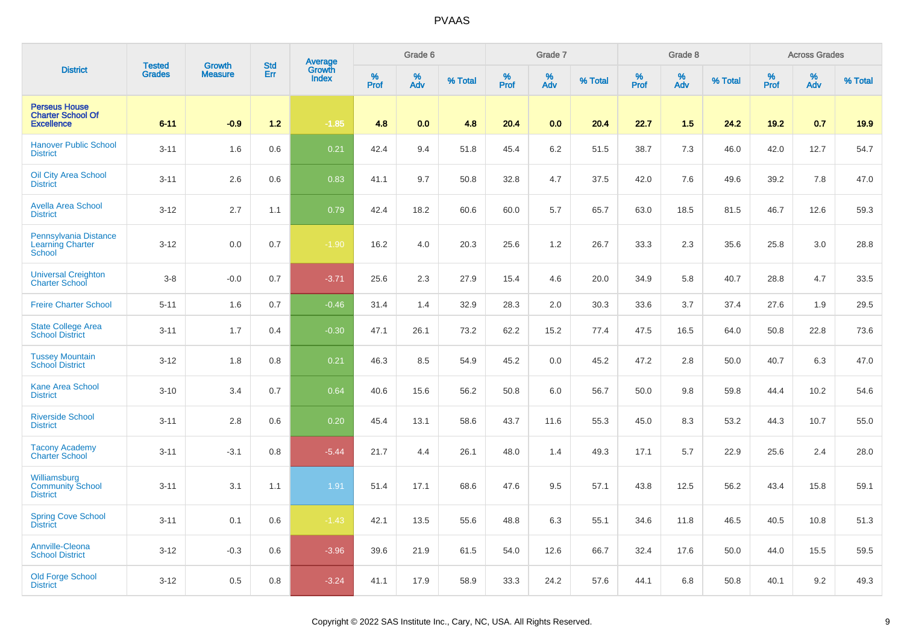# PVAAS

| District | Tested Grades | Growth Measure | Std Err | Average Growth Index | Grade 6 | | | Grade 7 | | | Grade 8 | | | Across Grades | | |
|---|---|---|---|---|---|---|---|---|---|---|---|---|---|---|---|---|
| | | | | | % Prof | % Adv | % Total | % Prof | % Adv | % Total | % Prof | % Adv | % Total | % Prof | % Adv | % Total |
| **Perseus House Charter School Of Excellence** | **6-11** | **-0.9** | **1.2** | **-1.85** | **4.8** | **0.0** | **4.8** | **20.4** | **0.0** | **20.4** | **22.7** | **1.5** | **24.2** | **19.2** | **0.7** | **19.9** |
| Hanover Public School District | 3-11 | 1.6 | 0.6 | 0.21 | 42.4 | 9.4 | 51.8 | 45.4 | 6.2 | 51.5 | 38.7 | 7.3 | 46.0 | 42.0 | 12.7 | 54.7 |
| Oil City Area School District | 3-11 | 2.6 | 0.6 | 0.83 | 41.1 | 9.7 | 50.8 | 32.8 | 4.7 | 37.5 | 42.0 | 7.6 | 49.6 | 39.2 | 7.8 | 47.0 |
| Avella Area School District | 3-12 | 2.7 | 1.1 | 0.79 | 42.4 | 18.2 | 60.6 | 60.0 | 5.7 | 65.7 | 63.0 | 18.5 | 81.5 | 46.7 | 12.6 | 59.3 |
| Pennsylvania Distance Learning Charter School | 3-12 | 0.0 | 0.7 | -1.90 | 16.2 | 4.0 | 20.3 | 25.6 | 1.2 | 26.7 | 33.3 | 2.3 | 35.6 | 25.8 | 3.0 | 28.8 |
| Universal Creighton Charter School | 3-8 | -0.0 | 0.7 | -3.71 | 25.6 | 2.3 | 27.9 | 15.4 | 4.6 | 20.0 | 34.9 | 5.8 | 40.7 | 28.8 | 4.7 | 33.5 |
| Freire Charter School | 5-11 | 1.6 | 0.7 | -0.46 | 31.4 | 1.4 | 32.9 | 28.3 | 2.0 | 30.3 | 33.6 | 3.7 | 37.4 | 27.6 | 1.9 | 29.5 |
| State College Area School District | 3-11 | 1.7 | 0.4 | -0.30 | 47.1 | 26.1 | 73.2 | 62.2 | 15.2 | 77.4 | 47.5 | 16.5 | 64.0 | 50.8 | 22.8 | 73.6 |
| Tussey Mountain School District | 3-12 | 1.8 | 0.8 | 0.21 | 46.3 | 8.5 | 54.9 | 45.2 | 0.0 | 45.2 | 47.2 | 2.8 | 50.0 | 40.7 | 6.3 | 47.0 |
| Kane Area School District | 3-10 | 3.4 | 0.7 | 0.64 | 40.6 | 15.6 | 56.2 | 50.8 | 6.0 | 56.7 | 50.0 | 9.8 | 59.8 | 44.4 | 10.2 | 54.6 |
| Riverside School District | 3-11 | 2.8 | 0.6 | 0.20 | 45.4 | 13.1 | 58.6 | 43.7 | 11.6 | 55.3 | 45.0 | 8.3 | 53.2 | 44.3 | 10.7 | 55.0 |
| Tacony Academy Charter School | 3-11 | -3.1 | 0.8 | -5.44 | 21.7 | 4.4 | 26.1 | 48.0 | 1.4 | 49.3 | 17.1 | 5.7 | 22.9 | 25.6 | 2.4 | 28.0 |
| Williamsburg Community School District | 3-11 | 3.1 | 1.1 | 1.91 | 51.4 | 17.1 | 68.6 | 47.6 | 9.5 | 57.1 | 43.8 | 12.5 | 56.2 | 43.4 | 15.8 | 59.1 |
| Spring Cove School District | 3-11 | 0.1 | 0.6 | -1.43 | 42.1 | 13.5 | 55.6 | 48.8 | 6.3 | 55.1 | 34.6 | 11.8 | 46.5 | 40.5 | 10.8 | 51.3 |
| Annville-Cleona School District | 3-12 | -0.3 | 0.6 | -3.96 | 39.6 | 21.9 | 61.5 | 54.0 | 12.6 | 66.7 | 32.4 | 17.6 | 50.0 | 44.0 | 15.5 | 59.5 |
| Old Forge School District | 3-12 | 0.5 | 0.8 | -3.24 | 41.1 | 17.9 | 58.9 | 33.3 | 24.2 | 57.6 | 44.1 | 6.8 | 50.8 | 40.1 | 9.2 | 49.3 |

Copyright © 2022 SAS Institute Inc., Cary, NC, USA. All Rights Reserved.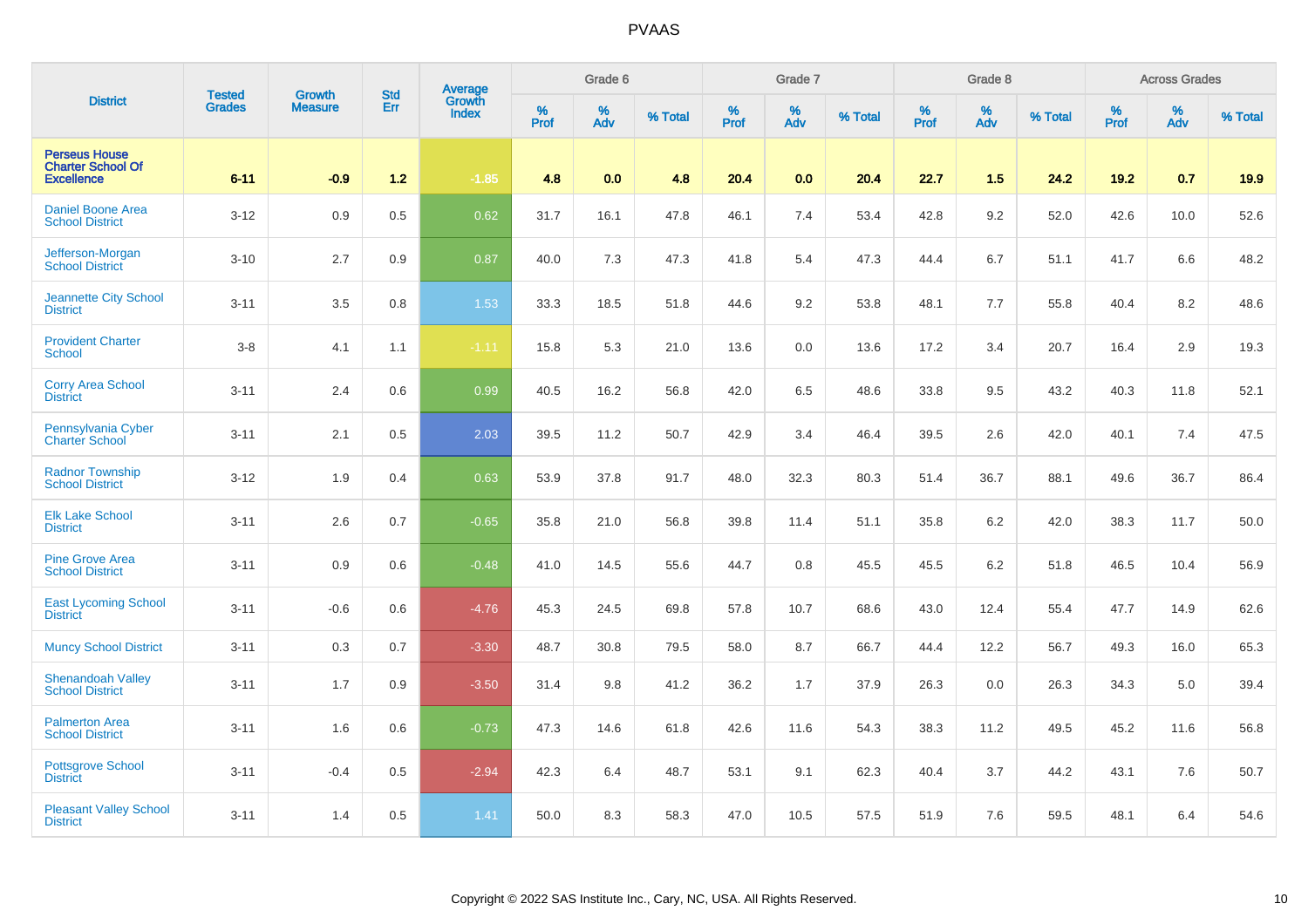# PVAAS

| District | Tested Grades | Growth Measure | Std Err | Average Growth Index | Grade 6 | | | Grade 7 | | | Grade 8 | | | Across Grades | | |
|---|---|---|---|---|---|---|---|---|---|---|---|---|---|---|---|---|
| | | | | | % Prof | % Adv | % Total | % Prof | % Adv | % Total | % Prof | % Adv | % Total | % Prof | % Adv | % Total |
| **Perseus House Charter School Of Excellence** | **6-11** | **-0.9** | **1.2** | **-1.85** | **4.8** | **0.0** | **4.8** | **20.4** | **0.0** | **20.4** | **22.7** | **1.5** | **24.2** | **19.2** | **0.7** | **19.9** |
| Daniel Boone Area School District | 3-12 | 0.9 | 0.5 | 0.62 | 31.7 | 16.1 | 47.8 | 46.1 | 7.4 | 53.4 | 42.8 | 9.2 | 52.0 | 42.6 | 10.0 | 52.6 |
| Jefferson-Morgan School District | 3-10 | 2.7 | 0.9 | 0.87 | 40.0 | 7.3 | 47.3 | 41.8 | 5.4 | 47.3 | 44.4 | 6.7 | 51.1 | 41.7 | 6.6 | 48.2 |
| Jeannette City School District | 3-11 | 3.5 | 0.8 | 1.53 | 33.3 | 18.5 | 51.8 | 44.6 | 9.2 | 53.8 | 48.1 | 7.7 | 55.8 | 40.4 | 8.2 | 48.6 |
| Provident Charter School | 3-8 | 4.1 | 1.1 | -1.11 | 15.8 | 5.3 | 21.0 | 13.6 | 0.0 | 13.6 | 17.2 | 3.4 | 20.7 | 16.4 | 2.9 | 19.3 |
| Corry Area School District | 3-11 | 2.4 | 0.6 | 0.99 | 40.5 | 16.2 | 56.8 | 42.0 | 6.5 | 48.6 | 33.8 | 9.5 | 43.2 | 40.3 | 11.8 | 52.1 |
| Pennsylvania Cyber Charter School | 3-11 | 2.1 | 0.5 | 2.03 | 39.5 | 11.2 | 50.7 | 42.9 | 3.4 | 46.4 | 39.5 | 2.6 | 42.0 | 40.1 | 7.4 | 47.5 |
| Radnor Township School District | 3-12 | 1.9 | 0.4 | 0.63 | 53.9 | 37.8 | 91.7 | 48.0 | 32.3 | 80.3 | 51.4 | 36.7 | 88.1 | 49.6 | 36.7 | 86.4 |
| Elk Lake School District | 3-11 | 2.6 | 0.7 | -0.65 | 35.8 | 21.0 | 56.8 | 39.8 | 11.4 | 51.1 | 35.8 | 6.2 | 42.0 | 38.3 | 11.7 | 50.0 |
| Pine Grove Area School District | 3-11 | 0.9 | 0.6 | -0.48 | 41.0 | 14.5 | 55.6 | 44.7 | 0.8 | 45.5 | 45.5 | 6.2 | 51.8 | 46.5 | 10.4 | 56.9 |
| East Lycoming School District | 3-11 | -0.6 | 0.6 | -4.76 | 45.3 | 24.5 | 69.8 | 57.8 | 10.7 | 68.6 | 43.0 | 12.4 | 55.4 | 47.7 | 14.9 | 62.6 |
| Muncy School District | 3-11 | 0.3 | 0.7 | -3.30 | 48.7 | 30.8 | 79.5 | 58.0 | 8.7 | 66.7 | 44.4 | 12.2 | 56.7 | 49.3 | 16.0 | 65.3 |
| Shenandoah Valley School District | 3-11 | 1.7 | 0.9 | -3.50 | 31.4 | 9.8 | 41.2 | 36.2 | 1.7 | 37.9 | 26.3 | 0.0 | 26.3 | 34.3 | 5.0 | 39.4 |
| Palmerton Area School District | 3-11 | 1.6 | 0.6 | -0.73 | 47.3 | 14.6 | 61.8 | 42.6 | 11.6 | 54.3 | 38.3 | 11.2 | 49.5 | 45.2 | 11.6 | 56.8 |
| Pottsgrove School District | 3-11 | -0.4 | 0.5 | -2.94 | 42.3 | 6.4 | 48.7 | 53.1 | 9.1 | 62.3 | 40.4 | 3.7 | 44.2 | 43.1 | 7.6 | 50.7 |
| Pleasant Valley School District | 3-11 | 1.4 | 0.5 | 1.41 | 50.0 | 8.3 | 58.3 | 47.0 | 10.5 | 57.5 | 51.9 | 7.6 | 59.5 | 48.1 | 6.4 | 54.6 |

Copyright © 2022 SAS Institute Inc., Cary, NC, USA. All Rights Reserved.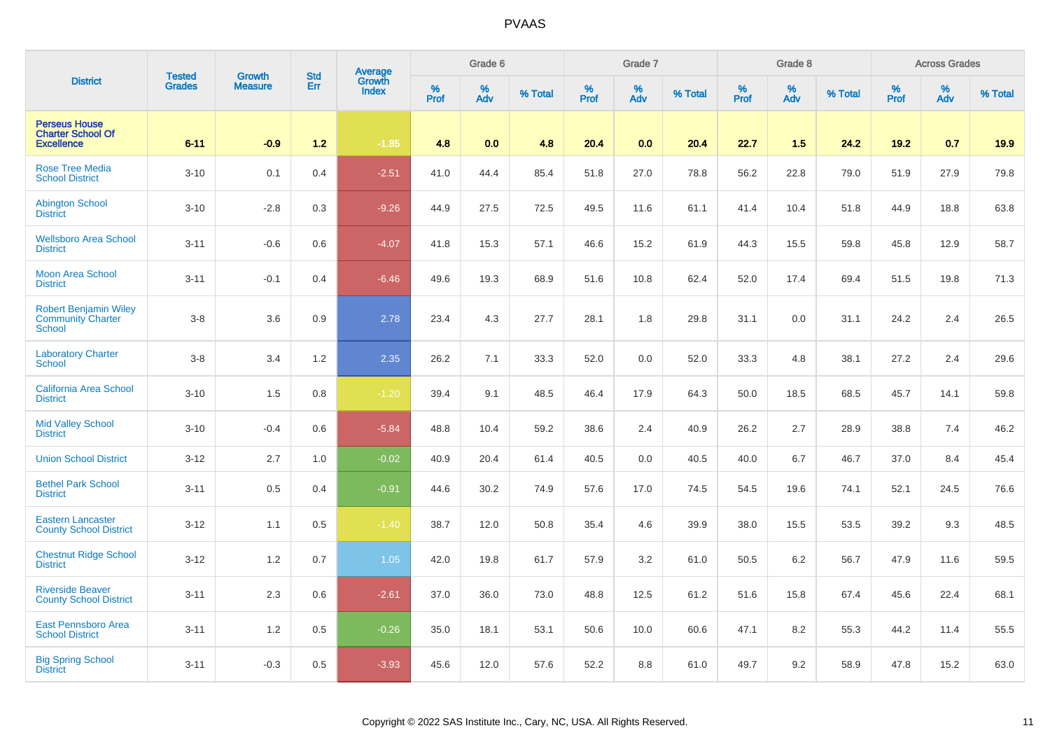# PVAAS

| District | Tested Grades | Growth Measure | Std Err | Average Growth Index | Grade 6 | | | Grade 7 | | | Grade 8 | | | Across Grades | | |
|---|---|---|---|---|---|---|---|---|---|---|---|---|---|---|---|---|
| | | | | | % Prof | % Adv | % Total | % Prof | % Adv | % Total | % Prof | % Adv | % Total | % Prof | % Adv | % Total |
| **Perseus House Charter School Of Excellence** | **6-11** | **-0.9** | **1.2** | **-1.85** | **4.8** | **0.0** | **4.8** | **20.4** | **0.0** | **20.4** | **22.7** | **1.5** | **24.2** | **19.2** | **0.7** | **19.9** |
| Rose Tree Media School District | 3-10 | 0.1 | 0.4 | -2.51 | 41.0 | 44.4 | 85.4 | 51.8 | 27.0 | 78.8 | 56.2 | 22.8 | 79.0 | 51.9 | 27.9 | 79.8 |
| Abington School District | 3-10 | -2.8 | 0.3 | -9.26 | 44.9 | 27.5 | 72.5 | 49.5 | 11.6 | 61.1 | 41.4 | 10.4 | 51.8 | 44.9 | 18.8 | 63.8 |
| Wellsboro Area School District | 3-11 | -0.6 | 0.6 | -4.07 | 41.8 | 15.3 | 57.1 | 46.6 | 15.2 | 61.9 | 44.3 | 15.5 | 59.8 | 45.8 | 12.9 | 58.7 |
| Moon Area School District | 3-11 | -0.1 | 0.4 | -6.46 | 49.6 | 19.3 | 68.9 | 51.6 | 10.8 | 62.4 | 52.0 | 17.4 | 69.4 | 51.5 | 19.8 | 71.3 |
| Robert Benjamin Wiley Community Charter School | 3-8 | 3.6 | 0.9 | 2.78 | 23.4 | 4.3 | 27.7 | 28.1 | 1.8 | 29.8 | 31.1 | 0.0 | 31.1 | 24.2 | 2.4 | 26.5 |
| Laboratory Charter School | 3-8 | 3.4 | 1.2 | 2.35 | 26.2 | 7.1 | 33.3 | 52.0 | 0.0 | 52.0 | 33.3 | 4.8 | 38.1 | 27.2 | 2.4 | 29.6 |
| California Area School District | 3-10 | 1.5 | 0.8 | -1.20 | 39.4 | 9.1 | 48.5 | 46.4 | 17.9 | 64.3 | 50.0 | 18.5 | 68.5 | 45.7 | 14.1 | 59.8 |
| Mid Valley School District | 3-10 | -0.4 | 0.6 | -5.84 | 48.8 | 10.4 | 59.2 | 38.6 | 2.4 | 40.9 | 26.2 | 2.7 | 28.9 | 38.8 | 7.4 | 46.2 |
| Union School District | 3-12 | 2.7 | 1.0 | -0.02 | 40.9 | 20.4 | 61.4 | 40.5 | 0.0 | 40.5 | 40.0 | 6.7 | 46.7 | 37.0 | 8.4 | 45.4 |
| Bethel Park School District | 3-11 | 0.5 | 0.4 | -0.91 | 44.6 | 30.2 | 74.9 | 57.6 | 17.0 | 74.5 | 54.5 | 19.6 | 74.1 | 52.1 | 24.5 | 76.6 |
| Eastern Lancaster County School District | 3-12 | 1.1 | 0.5 | -1.40 | 38.7 | 12.0 | 50.8 | 35.4 | 4.6 | 39.9 | 38.0 | 15.5 | 53.5 | 39.2 | 9.3 | 48.5 |
| Chestnut Ridge School District | 3-12 | 1.2 | 0.7 | 1.05 | 42.0 | 19.8 | 61.7 | 57.9 | 3.2 | 61.0 | 50.5 | 6.2 | 56.7 | 47.9 | 11.6 | 59.5 |
| Riverside Beaver County School District | 3-11 | 2.3 | 0.6 | -2.61 | 37.0 | 36.0 | 73.0 | 48.8 | 12.5 | 61.2 | 51.6 | 15.8 | 67.4 | 45.6 | 22.4 | 68.1 |
| East Pennsboro Area School District | 3-11 | 1.2 | 0.5 | -0.26 | 35.0 | 18.1 | 53.1 | 50.6 | 10.0 | 60.6 | 47.1 | 8.2 | 55.3 | 44.2 | 11.4 | 55.5 |
| Big Spring School District | 3-11 | -0.3 | 0.5 | -3.93 | 45.6 | 12.0 | 57.6 | 52.2 | 8.8 | 61.0 | 49.7 | 9.2 | 58.9 | 47.8 | 15.2 | 63.0 |

Copyright © 2022 SAS Institute Inc., Cary, NC, USA. All Rights Reserved.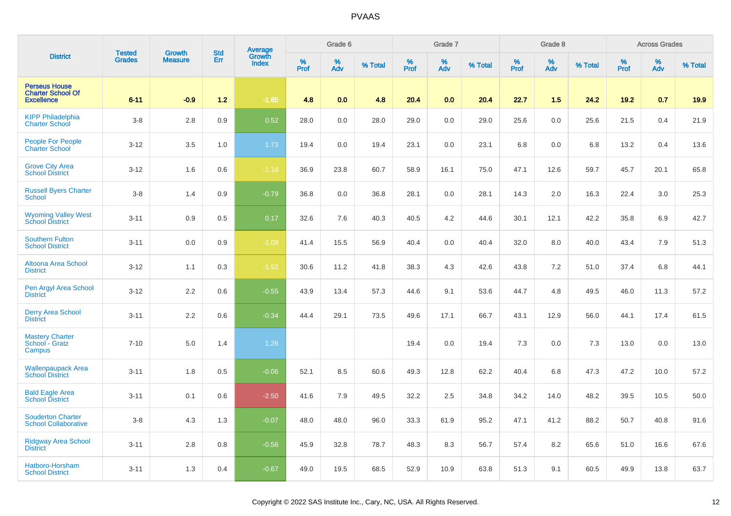| District | Tested Grades | Growth Measure | Std Err | Average Growth Index | Grade 6 | | | Grade 7 | | | Grade 8 | | | Across Grades | | |
|---|---|---|---|---|---|---|---|---|---|---|---|---|---|---|---|---|
| | | | | | % Prof | % Adv | % Total | % Prof | % Adv | % Total | % Prof | % Adv | % Total | % Prof | % Adv | % Total |
| **Perseus House Charter School Of Excellence** | **6-11** | **-0.9** | **1.2** | **-1.85** | **4.8** | **0.0** | **4.8** | **20.4** | **0.0** | **20.4** | **22.7** | **1.5** | **24.2** | **19.2** | **0.7** | **19.9** |
| KIPP Philadelphia Charter School | 3-8 | 2.8 | 0.9 | 0.52 | 28.0 | 0.0 | 28.0 | 29.0 | 0.0 | 29.0 | 25.6 | 0.0 | 25.6 | 21.5 | 0.4 | 21.9 |
| People For People Charter School | 3-12 | 3.5 | 1.0 | 1.73 | 19.4 | 0.0 | 19.4 | 23.1 | 0.0 | 23.1 | 6.8 | 0.0 | 6.8 | 13.2 | 0.4 | 13.6 |
| Grove City Area School District | 3-12 | 1.6 | 0.6 | -1.18 | 36.9 | 23.8 | 60.7 | 58.9 | 16.1 | 75.0 | 47.1 | 12.6 | 59.7 | 45.7 | 20.1 | 65.8 |
| Russell Byers Charter School | 3-8 | 1.4 | 0.9 | -0.79 | 36.8 | 0.0 | 36.8 | 28.1 | 0.0 | 28.1 | 14.3 | 2.0 | 16.3 | 22.4 | 3.0 | 25.3 |
| Wyoming Valley West School District | 3-11 | 0.9 | 0.5 | 0.17 | 32.6 | 7.6 | 40.3 | 40.5 | 4.2 | 44.6 | 30.1 | 12.1 | 42.2 | 35.8 | 6.9 | 42.7 |
| Southern Fulton School District | 3-11 | 0.0 | 0.9 | -1.09 | 41.4 | 15.5 | 56.9 | 40.4 | 0.0 | 40.4 | 32.0 | 8.0 | 40.0 | 43.4 | 7.9 | 51.3 |
| Altoona Area School District | 3-12 | 1.1 | 0.3 | -1.92 | 30.6 | 11.2 | 41.8 | 38.3 | 4.3 | 42.6 | 43.8 | 7.2 | 51.0 | 37.4 | 6.8 | 44.1 |
| Pen Argyl Area School District | 3-12 | 2.2 | 0.6 | -0.55 | 43.9 | 13.4 | 57.3 | 44.6 | 9.1 | 53.6 | 44.7 | 4.8 | 49.5 | 46.0 | 11.3 | 57.2 |
| Derry Area School District | 3-11 | 2.2 | 0.6 | -0.34 | 44.4 | 29.1 | 73.5 | 49.6 | 17.1 | 66.7 | 43.1 | 12.9 | 56.0 | 44.1 | 17.4 | 61.5 |
| Mastery Charter School - Gratz Campus | 7-10 | 5.0 | 1.4 | 1.26 | | | | 19.4 | 0.0 | 19.4 | 7.3 | 0.0 | 7.3 | 13.0 | 0.0 | 13.0 |
| Wallenpaupack Area School District | 3-11 | 1.8 | 0.5 | -0.06 | 52.1 | 8.5 | 60.6 | 49.3 | 12.8 | 62.2 | 40.4 | 6.8 | 47.3 | 47.2 | 10.0 | 57.2 |
| Bald Eagle Area School District | 3-11 | 0.1 | 0.6 | -2.50 | 41.6 | 7.9 | 49.5 | 32.2 | 2.5 | 34.8 | 34.2 | 14.0 | 48.2 | 39.5 | 10.5 | 50.0 |
| Souderton Charter School Collaborative | 3-8 | 4.3 | 1.3 | -0.07 | 48.0 | 48.0 | 96.0 | 33.3 | 61.9 | 95.2 | 47.1 | 41.2 | 88.2 | 50.7 | 40.8 | 91.6 |
| Ridgway Area School District | 3-11 | 2.8 | 0.8 | -0.56 | 45.9 | 32.8 | 78.7 | 48.3 | 8.3 | 56.7 | 57.4 | 8.2 | 65.6 | 51.0 | 16.6 | 67.6 |
| Hatboro-Horsham School District | 3-11 | 1.3 | 0.4 | -0.67 | 49.0 | 19.5 | 68.5 | 52.9 | 10.9 | 63.8 | 51.3 | 9.1 | 60.5 | 49.9 | 13.8 | 63.7 |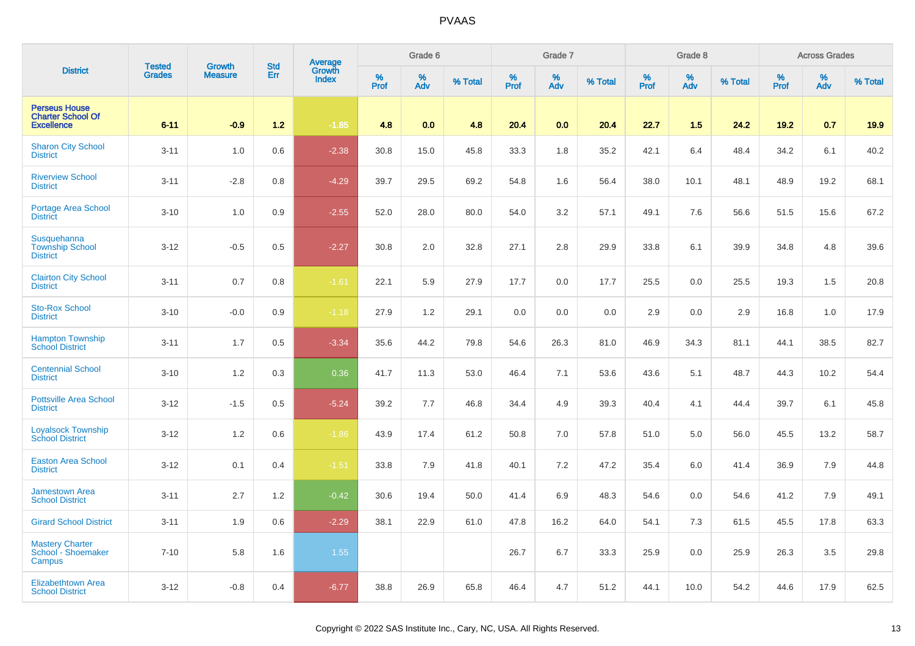# PVAAS

| District | Tested Grades | Growth Measure | Std Err | Average Growth Index | Grade 6 | | | Grade 7 | | | Grade 8 | | | Across Grades | | |
|---|---|---|---|---|---|---|---|---|---|---|---|---|---|---|---|---|
| | | | | | % Prof | % Adv | % Total | % Prof | % Adv | % Total | % Prof | % Adv | % Total | % Prof | % Adv | % Total |
| **Perseus House Charter School Of Excellence** | **6-11** | **-0.9** | **1.2** | **-1.85** | **4.8** | **0.0** | **4.8** | **20.4** | **0.0** | **20.4** | **22.7** | **1.5** | **24.2** | **19.2** | **0.7** | **19.9** |
| Sharon City School District | 3-11 | 1.0 | 0.6 | -2.38 | 30.8 | 15.0 | 45.8 | 33.3 | 1.8 | 35.2 | 42.1 | 6.4 | 48.4 | 34.2 | 6.1 | 40.2 |
| Riverview School District | 3-11 | -2.8 | 0.8 | -4.29 | 39.7 | 29.5 | 69.2 | 54.8 | 1.6 | 56.4 | 38.0 | 10.1 | 48.1 | 48.9 | 19.2 | 68.1 |
| Portage Area School District | 3-10 | 1.0 | 0.9 | -2.55 | 52.0 | 28.0 | 80.0 | 54.0 | 3.2 | 57.1 | 49.1 | 7.6 | 56.6 | 51.5 | 15.6 | 67.2 |
| Susquehanna Township School District | 3-12 | -0.5 | 0.5 | -2.27 | 30.8 | 2.0 | 32.8 | 27.1 | 2.8 | 29.9 | 33.8 | 6.1 | 39.9 | 34.8 | 4.8 | 39.6 |
| Clairton City School District | 3-11 | 0.7 | 0.8 | -1.61 | 22.1 | 5.9 | 27.9 | 17.7 | 0.0 | 17.7 | 25.5 | 0.0 | 25.5 | 19.3 | 1.5 | 20.8 |
| Sto-Rox School District | 3-10 | -0.0 | 0.9 | -1.18 | 27.9 | 1.2 | 29.1 | 0.0 | 0.0 | 0.0 | 2.9 | 0.0 | 2.9 | 16.8 | 1.0 | 17.9 |
| Hampton Township School District | 3-11 | 1.7 | 0.5 | -3.34 | 35.6 | 44.2 | 79.8 | 54.6 | 26.3 | 81.0 | 46.9 | 34.3 | 81.1 | 44.1 | 38.5 | 82.7 |
| Centennial School District | 3-10 | 1.2 | 0.3 | 0.36 | 41.7 | 11.3 | 53.0 | 46.4 | 7.1 | 53.6 | 43.6 | 5.1 | 48.7 | 44.3 | 10.2 | 54.4 |
| Pottsville Area School District | 3-12 | -1.5 | 0.5 | -5.24 | 39.2 | 7.7 | 46.8 | 34.4 | 4.9 | 39.3 | 40.4 | 4.1 | 44.4 | 39.7 | 6.1 | 45.8 |
| Loyalsock Township School District | 3-12 | 1.2 | 0.6 | -1.86 | 43.9 | 17.4 | 61.2 | 50.8 | 7.0 | 57.8 | 51.0 | 5.0 | 56.0 | 45.5 | 13.2 | 58.7 |
| Easton Area School District | 3-12 | 0.1 | 0.4 | -1.51 | 33.8 | 7.9 | 41.8 | 40.1 | 7.2 | 47.2 | 35.4 | 6.0 | 41.4 | 36.9 | 7.9 | 44.8 |
| Jamestown Area School District | 3-11 | 2.7 | 1.2 | -0.42 | 30.6 | 19.4 | 50.0 | 41.4 | 6.9 | 48.3 | 54.6 | 0.0 | 54.6 | 41.2 | 7.9 | 49.1 |
| Girard School District | 3-11 | 1.9 | 0.6 | -2.29 | 38.1 | 22.9 | 61.0 | 47.8 | 16.2 | 64.0 | 54.1 | 7.3 | 61.5 | 45.5 | 17.8 | 63.3 |
| Mastery Charter School - Shoemaker Campus | 7-10 | 5.8 | 1.6 | 1.55 | | | | 26.7 | 6.7 | 33.3 | 25.9 | 0.0 | 25.9 | 26.3 | 3.5 | 29.8 |
| Elizabethtown Area School District | 3-12 | -0.8 | 0.4 | -6.77 | 38.8 | 26.9 | 65.8 | 46.4 | 4.7 | 51.2 | 44.1 | 10.0 | 54.2 | 44.6 | 17.9 | 62.5 |

Copyright © 2022 SAS Institute Inc., Cary, NC, USA. All Rights Reserved.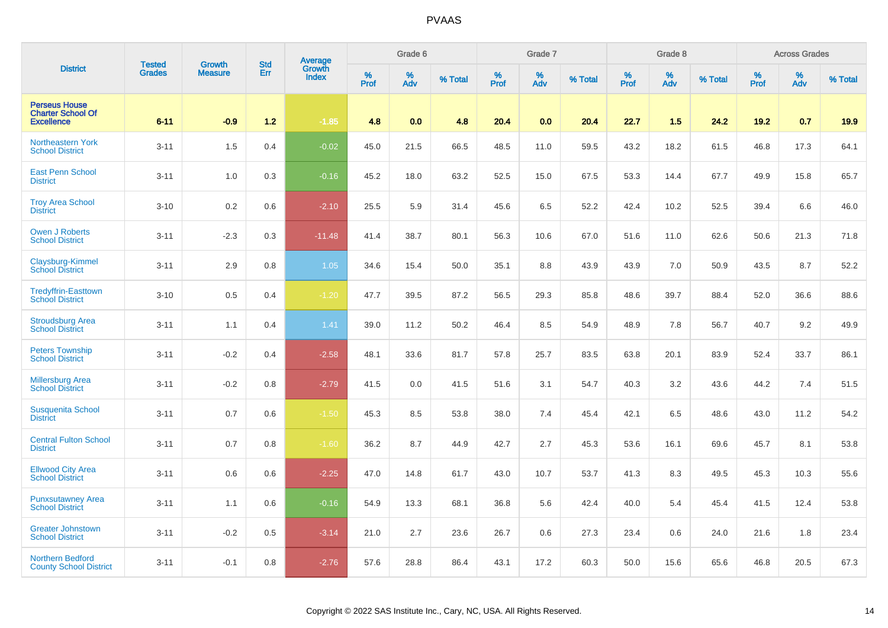# PVAAS

| District | Tested Grades | Growth Measure | Std Err | Average Growth Index | Grade 6 | | | Grade 7 | | | Grade 8 | | | Across Grades | | |
|---|---|---|---|---|---|---|---|---|---|---|---|---|---|---|---|---|
| | | | | | % Prof | % Adv | % Total | % Prof | % Adv | % Total | % Prof | % Adv | % Total | % Prof | % Adv | % Total |
| **Perseus House Charter School Of Excellence** | **6-11** | **-0.9** | **1.2** | **-1.85** | **4.8** | **0.0** | **4.8** | **20.4** | **0.0** | **20.4** | **22.7** | **1.5** | **24.2** | **19.2** | **0.7** | **19.9** |
| Northeastern York School District | 3-11 | 1.5 | 0.4 | -0.02 | 45.0 | 21.5 | 66.5 | 48.5 | 11.0 | 59.5 | 43.2 | 18.2 | 61.5 | 46.8 | 17.3 | 64.1 |
| East Penn School District | 3-11 | 1.0 | 0.3 | -0.16 | 45.2 | 18.0 | 63.2 | 52.5 | 15.0 | 67.5 | 53.3 | 14.4 | 67.7 | 49.9 | 15.8 | 65.7 |
| Troy Area School District | 3-10 | 0.2 | 0.6 | -2.10 | 25.5 | 5.9 | 31.4 | 45.6 | 6.5 | 52.2 | 42.4 | 10.2 | 52.5 | 39.4 | 6.6 | 46.0 |
| Owen J Roberts School District | 3-11 | -2.3 | 0.3 | -11.48 | 41.4 | 38.7 | 80.1 | 56.3 | 10.6 | 67.0 | 51.6 | 11.0 | 62.6 | 50.6 | 21.3 | 71.8 |
| Claysburg-Kimmel School District | 3-11 | 2.9 | 0.8 | 1.05 | 34.6 | 15.4 | 50.0 | 35.1 | 8.8 | 43.9 | 43.9 | 7.0 | 50.9 | 43.5 | 8.7 | 52.2 |
| Tredyffrin-Easttown School District | 3-10 | 0.5 | 0.4 | -1.20 | 47.7 | 39.5 | 87.2 | 56.5 | 29.3 | 85.8 | 48.6 | 39.7 | 88.4 | 52.0 | 36.6 | 88.6 |
| Stroudsburg Area School District | 3-11 | 1.1 | 0.4 | 1.41 | 39.0 | 11.2 | 50.2 | 46.4 | 8.5 | 54.9 | 48.9 | 7.8 | 56.7 | 40.7 | 9.2 | 49.9 |
| Peters Township School District | 3-11 | -0.2 | 0.4 | -2.58 | 48.1 | 33.6 | 81.7 | 57.8 | 25.7 | 83.5 | 63.8 | 20.1 | 83.9 | 52.4 | 33.7 | 86.1 |
| Millersburg Area School District | 3-11 | -0.2 | 0.8 | -2.79 | 41.5 | 0.0 | 41.5 | 51.6 | 3.1 | 54.7 | 40.3 | 3.2 | 43.6 | 44.2 | 7.4 | 51.5 |
| Susquenita School District | 3-11 | 0.7 | 0.6 | -1.50 | 45.3 | 8.5 | 53.8 | 38.0 | 7.4 | 45.4 | 42.1 | 6.5 | 48.6 | 43.0 | 11.2 | 54.2 |
| Central Fulton School District | 3-11 | 0.7 | 0.8 | -1.60 | 36.2 | 8.7 | 44.9 | 42.7 | 2.7 | 45.3 | 53.6 | 16.1 | 69.6 | 45.7 | 8.1 | 53.8 |
| Ellwood City Area School District | 3-11 | 0.6 | 0.6 | -2.25 | 47.0 | 14.8 | 61.7 | 43.0 | 10.7 | 53.7 | 41.3 | 8.3 | 49.5 | 45.3 | 10.3 | 55.6 |
| Punxsutawney Area School District | 3-11 | 1.1 | 0.6 | -0.16 | 54.9 | 13.3 | 68.1 | 36.8 | 5.6 | 42.4 | 40.0 | 5.4 | 45.4 | 41.5 | 12.4 | 53.8 |
| Greater Johnstown School District | 3-11 | -0.2 | 0.5 | -3.14 | 21.0 | 2.7 | 23.6 | 26.7 | 0.6 | 27.3 | 23.4 | 0.6 | 24.0 | 21.6 | 1.8 | 23.4 |
| Northern Bedford County School District | 3-11 | -0.1 | 0.8 | -2.76 | 57.6 | 28.8 | 86.4 | 43.1 | 17.2 | 60.3 | 50.0 | 15.6 | 65.6 | 46.8 | 20.5 | 67.3 |

Copyright © 2022 SAS Institute Inc., Cary, NC, USA. All Rights Reserved.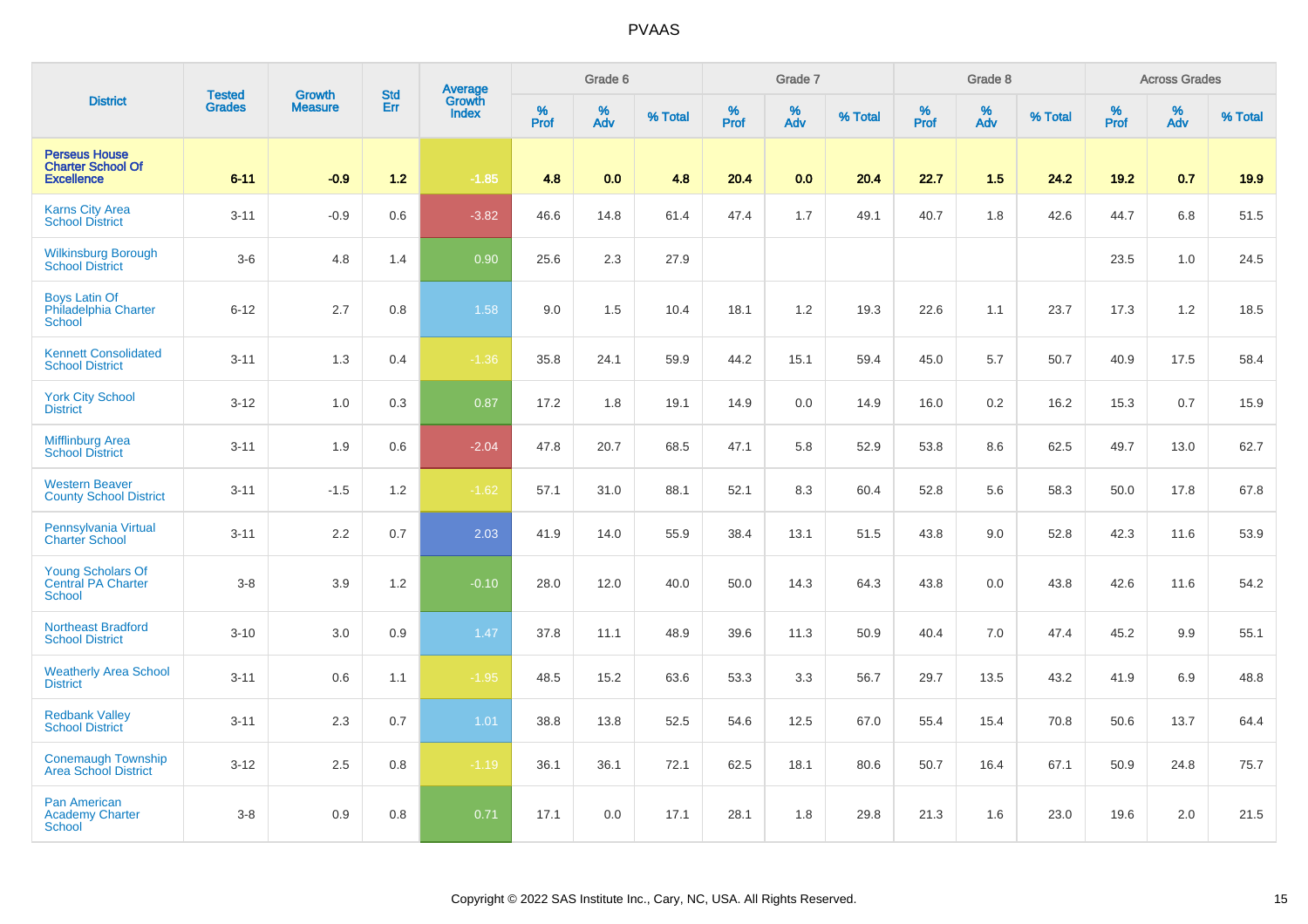# PVAAS

| District | Tested Grades | Growth Measure | Std Err | Average Growth Index | Grade 6 | | | Grade 7 | | | Grade 8 | | | Across Grades | | |
|---|---|---|---|---|---|---|---|---|---|---|---|---|---|---|---|---|
| | | | | | % Prof | % Adv | % Total | % Prof | % Adv | % Total | % Prof | % Adv | % Total | % Prof | % Adv | % Total |
| **Perseus House Charter School Of Excellence** | **6-11** | **-0.9** | **1.2** | **-1.85** | **4.8** | **0.0** | **4.8** | **20.4** | **0.0** | **20.4** | **22.7** | **1.5** | **24.2** | **19.2** | **0.7** | **19.9** |
| Karns City Area School District | 3-11 | -0.9 | 0.6 | -3.82 | 46.6 | 14.8 | 61.4 | 47.4 | 1.7 | 49.1 | 40.7 | 1.8 | 42.6 | 44.7 | 6.8 | 51.5 |
| Wilkinsburg Borough School District | 3-6 | 4.8 | 1.4 | 0.90 | 25.6 | 2.3 | 27.9 | | | | | | | 23.5 | 1.0 | 24.5 |
| Boys Latin Of Philadelphia Charter School | 6-12 | 2.7 | 0.8 | 1.58 | 9.0 | 1.5 | 10.4 | 18.1 | 1.2 | 19.3 | 22.6 | 1.1 | 23.7 | 17.3 | 1.2 | 18.5 |
| Kennett Consolidated School District | 3-11 | 1.3 | 0.4 | -1.36 | 35.8 | 24.1 | 59.9 | 44.2 | 15.1 | 59.4 | 45.0 | 5.7 | 50.7 | 40.9 | 17.5 | 58.4 |
| York City School District | 3-12 | 1.0 | 0.3 | 0.87 | 17.2 | 1.8 | 19.1 | 14.9 | 0.0 | 14.9 | 16.0 | 0.2 | 16.2 | 15.3 | 0.7 | 15.9 |
| Mifflinburg Area School District | 3-11 | 1.9 | 0.6 | -2.04 | 47.8 | 20.7 | 68.5 | 47.1 | 5.8 | 52.9 | 53.8 | 8.6 | 62.5 | 49.7 | 13.0 | 62.7 |
| Western Beaver County School District | 3-11 | -1.5 | 1.2 | -1.62 | 57.1 | 31.0 | 88.1 | 52.1 | 8.3 | 60.4 | 52.8 | 5.6 | 58.3 | 50.0 | 17.8 | 67.8 |
| Pennsylvania Virtual Charter School | 3-11 | 2.2 | 0.7 | 2.03 | 41.9 | 14.0 | 55.9 | 38.4 | 13.1 | 51.5 | 43.8 | 9.0 | 52.8 | 42.3 | 11.6 | 53.9 |
| Young Scholars Of Central PA Charter School | 3-8 | 3.9 | 1.2 | -0.10 | 28.0 | 12.0 | 40.0 | 50.0 | 14.3 | 64.3 | 43.8 | 0.0 | 43.8 | 42.6 | 11.6 | 54.2 |
| Northeast Bradford School District | 3-10 | 3.0 | 0.9 | 1.47 | 37.8 | 11.1 | 48.9 | 39.6 | 11.3 | 50.9 | 40.4 | 7.0 | 47.4 | 45.2 | 9.9 | 55.1 |
| Weatherly Area School District | 3-11 | 0.6 | 1.1 | -1.95 | 48.5 | 15.2 | 63.6 | 53.3 | 3.3 | 56.7 | 29.7 | 13.5 | 43.2 | 41.9 | 6.9 | 48.8 |
| Redbank Valley School District | 3-11 | 2.3 | 0.7 | 1.01 | 38.8 | 13.8 | 52.5 | 54.6 | 12.5 | 67.0 | 55.4 | 15.4 | 70.8 | 50.6 | 13.7 | 64.4 |
| Conemaugh Township Area School District | 3-12 | 2.5 | 0.8 | -1.19 | 36.1 | 36.1 | 72.1 | 62.5 | 18.1 | 80.6 | 50.7 | 16.4 | 67.1 | 50.9 | 24.8 | 75.7 |
| Pan American Academy Charter School | 3-8 | 0.9 | 0.8 | 0.71 | 17.1 | 0.0 | 17.1 | 28.1 | 1.8 | 29.8 | 21.3 | 1.6 | 23.0 | 19.6 | 2.0 | 21.5 |

Copyright © 2022 SAS Institute Inc., Cary, NC, USA. All Rights Reserved.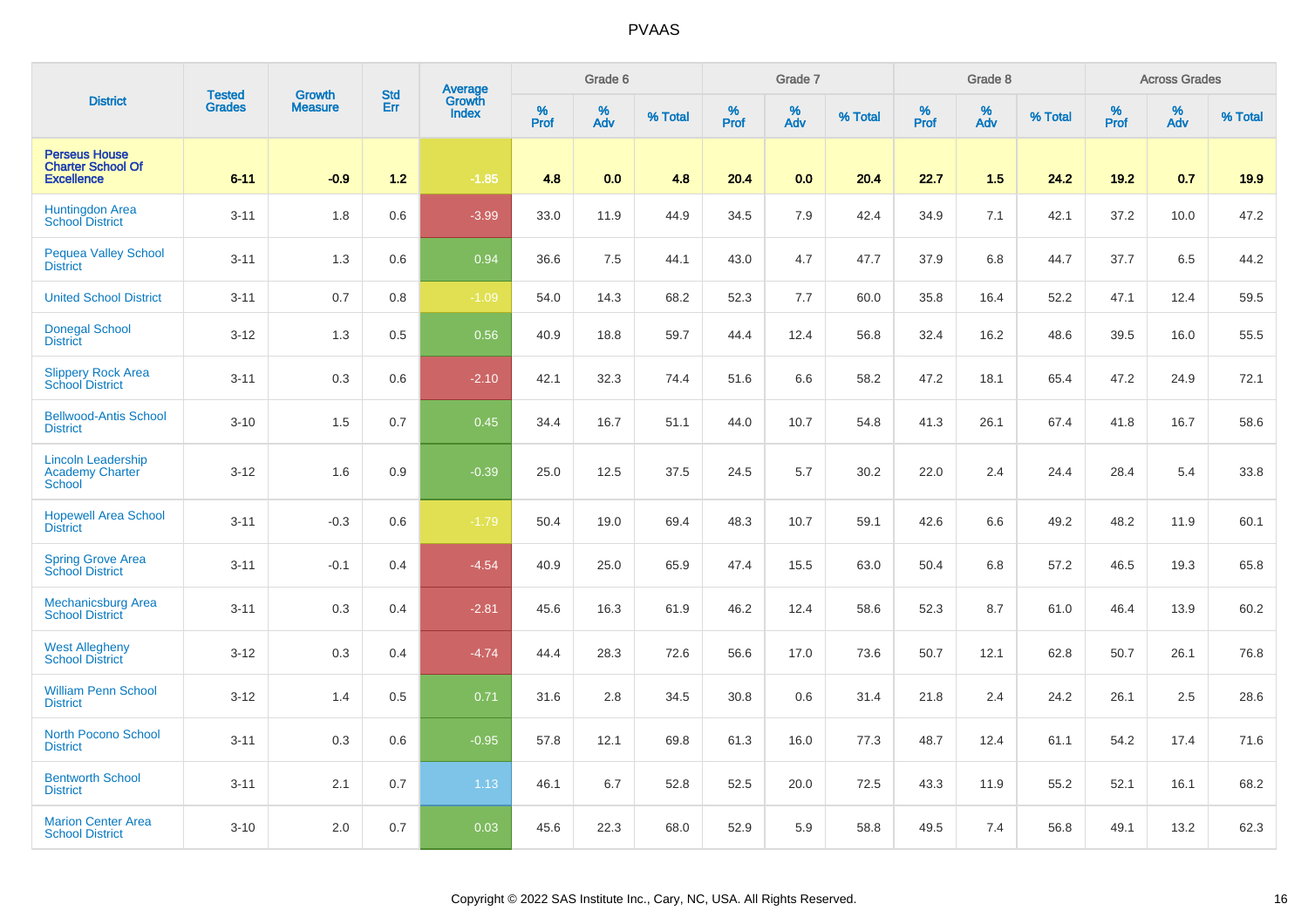# PVAAS

| District | Tested Grades | Growth Measure | Std Err | Average Growth Index | Grade 6 | | | Grade 7 | | | Grade 8 | | | Across Grades | | |
|---|---|---|---|---|---|---|---|---|---|---|---|---|---|---|---|---|
| | | | | | % Prof | % Adv | % Total | % Prof | % Adv | % Total | % Prof | % Adv | % Total | % Prof | % Adv | % Total |
| Perseus House Charter School Of Excellence | 6-11 | -0.9 | 1.2 | -1.85 | 4.8 | 0.0 | 4.8 | 20.4 | 0.0 | 20.4 | 22.7 | 1.5 | 24.2 | 19.2 | 0.7 | 19.9 |
| Huntingdon Area School District | 3-11 | 1.8 | 0.6 | -3.99 | 33.0 | 11.9 | 44.9 | 34.5 | 7.9 | 42.4 | 34.9 | 7.1 | 42.1 | 37.2 | 10.0 | 47.2 |
| Pequea Valley School District | 3-11 | 1.3 | 0.6 | 0.94 | 36.6 | 7.5 | 44.1 | 43.0 | 4.7 | 47.7 | 37.9 | 6.8 | 44.7 | 37.7 | 6.5 | 44.2 |
| United School District | 3-11 | 0.7 | 0.8 | -1.09 | 54.0 | 14.3 | 68.2 | 52.3 | 7.7 | 60.0 | 35.8 | 16.4 | 52.2 | 47.1 | 12.4 | 59.5 |
| Donegal School District | 3-12 | 1.3 | 0.5 | 0.56 | 40.9 | 18.8 | 59.7 | 44.4 | 12.4 | 56.8 | 32.4 | 16.2 | 48.6 | 39.5 | 16.0 | 55.5 |
| Slippery Rock Area School District | 3-11 | 0.3 | 0.6 | -2.10 | 42.1 | 32.3 | 74.4 | 51.6 | 6.6 | 58.2 | 47.2 | 18.1 | 65.4 | 47.2 | 24.9 | 72.1 |
| Bellwood-Antis School District | 3-10 | 1.5 | 0.7 | 0.45 | 34.4 | 16.7 | 51.1 | 44.0 | 10.7 | 54.8 | 41.3 | 26.1 | 67.4 | 41.8 | 16.7 | 58.6 |
| Lincoln Leadership Academy Charter School | 3-12 | 1.6 | 0.9 | -0.39 | 25.0 | 12.5 | 37.5 | 24.5 | 5.7 | 30.2 | 22.0 | 2.4 | 24.4 | 28.4 | 5.4 | 33.8 |
| Hopewell Area School District | 3-11 | -0.3 | 0.6 | -1.79 | 50.4 | 19.0 | 69.4 | 48.3 | 10.7 | 59.1 | 42.6 | 6.6 | 49.2 | 48.2 | 11.9 | 60.1 |
| Spring Grove Area School District | 3-11 | -0.1 | 0.4 | -4.54 | 40.9 | 25.0 | 65.9 | 47.4 | 15.5 | 63.0 | 50.4 | 6.8 | 57.2 | 46.5 | 19.3 | 65.8 |
| Mechanicsburg Area School District | 3-11 | 0.3 | 0.4 | -2.81 | 45.6 | 16.3 | 61.9 | 46.2 | 12.4 | 58.6 | 52.3 | 8.7 | 61.0 | 46.4 | 13.9 | 60.2 |
| West Allegheny School District | 3-12 | 0.3 | 0.4 | -4.74 | 44.4 | 28.3 | 72.6 | 56.6 | 17.0 | 73.6 | 50.7 | 12.1 | 62.8 | 50.7 | 26.1 | 76.8 |
| William Penn School District | 3-12 | 1.4 | 0.5 | 0.71 | 31.6 | 2.8 | 34.5 | 30.8 | 0.6 | 31.4 | 21.8 | 2.4 | 24.2 | 26.1 | 2.5 | 28.6 |
| North Pocono School District | 3-11 | 0.3 | 0.6 | -0.95 | 57.8 | 12.1 | 69.8 | 61.3 | 16.0 | 77.3 | 48.7 | 12.4 | 61.1 | 54.2 | 17.4 | 71.6 |
| Bentworth School District | 3-11 | 2.1 | 0.7 | 1.13 | 46.1 | 6.7 | 52.8 | 52.5 | 20.0 | 72.5 | 43.3 | 11.9 | 55.2 | 52.1 | 16.1 | 68.2 |
| Marion Center Area School District | 3-10 | 2.0 | 0.7 | 0.03 | 45.6 | 22.3 | 68.0 | 52.9 | 5.9 | 58.8 | 49.5 | 7.4 | 56.8 | 49.1 | 13.2 | 62.3 |

Copyright © 2022 SAS Institute Inc., Cary, NC, USA. All Rights Reserved.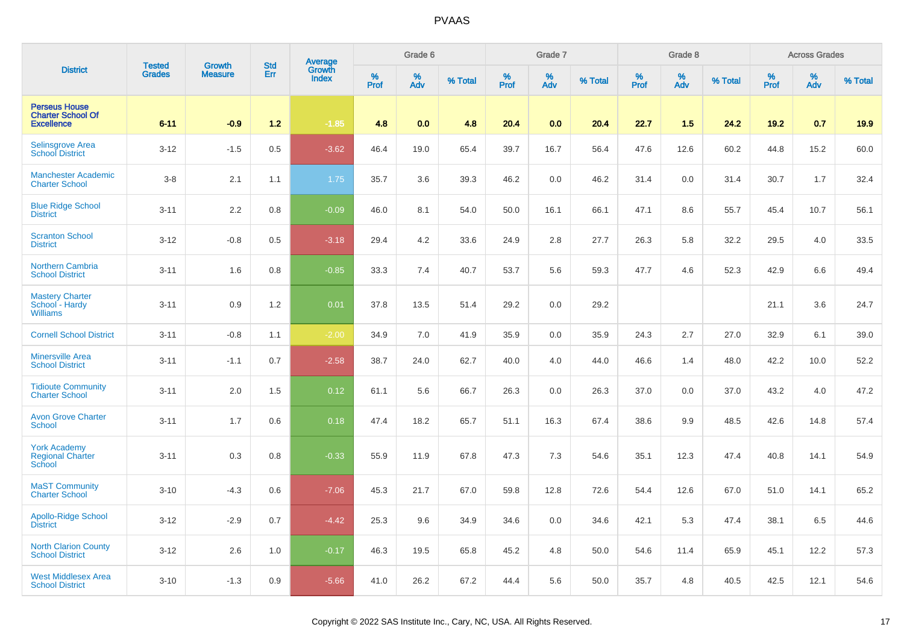PVAAS

| District | Tested Grades | Growth Measure | Std Err | Average Growth Index | Grade 6 | | | Grade 7 | | | Grade 8 | | | Across Grades | | |
|---|---|---|---|---|---|---|---|---|---|---|---|---|---|---|---|---|
| | | | | | % Prof | % Adv | % Total | % Prof | % Adv | % Total | % Prof | % Adv | % Total | % Prof | % Adv | % Total |
| **Perseus House Charter School Of Excellence** | **6-11** | **-0.9** | **1.2** | **-1.85** | **4.8** | **0.0** | **4.8** | **20.4** | **0.0** | **20.4** | **22.7** | **1.5** | **24.2** | **19.2** | **0.7** | **19.9** |
| Selinsgrove Area School District | 3-12 | -1.5 | 0.5 | -3.62 | 46.4 | 19.0 | 65.4 | 39.7 | 16.7 | 56.4 | 47.6 | 12.6 | 60.2 | 44.8 | 15.2 | 60.0 |
| Manchester Academic Charter School | 3-8 | 2.1 | 1.1 | 1.75 | 35.7 | 3.6 | 39.3 | 46.2 | 0.0 | 46.2 | 31.4 | 0.0 | 31.4 | 30.7 | 1.7 | 32.4 |
| Blue Ridge School District | 3-11 | 2.2 | 0.8 | -0.09 | 46.0 | 8.1 | 54.0 | 50.0 | 16.1 | 66.1 | 47.1 | 8.6 | 55.7 | 45.4 | 10.7 | 56.1 |
| Scranton School District | 3-12 | -0.8 | 0.5 | -3.18 | 29.4 | 4.2 | 33.6 | 24.9 | 2.8 | 27.7 | 26.3 | 5.8 | 32.2 | 29.5 | 4.0 | 33.5 |
| Northern Cambria School District | 3-11 | 1.6 | 0.8 | -0.85 | 33.3 | 7.4 | 40.7 | 53.7 | 5.6 | 59.3 | 47.7 | 4.6 | 52.3 | 42.9 | 6.6 | 49.4 |
| Mastery Charter School - Hardy Williams | 3-11 | 0.9 | 1.2 | 0.01 | 37.8 | 13.5 | 51.4 | 29.2 | 0.0 | 29.2 | | | | 21.1 | 3.6 | 24.7 |
| Cornell School District | 3-11 | -0.8 | 1.1 | -2.00 | 34.9 | 7.0 | 41.9 | 35.9 | 0.0 | 35.9 | 24.3 | 2.7 | 27.0 | 32.9 | 6.1 | 39.0 |
| Minersville Area School District | 3-11 | -1.1 | 0.7 | -2.58 | 38.7 | 24.0 | 62.7 | 40.0 | 4.0 | 44.0 | 46.6 | 1.4 | 48.0 | 42.2 | 10.0 | 52.2 |
| Tidioute Community Charter School | 3-11 | 2.0 | 1.5 | 0.12 | 61.1 | 5.6 | 66.7 | 26.3 | 0.0 | 26.3 | 37.0 | 0.0 | 37.0 | 43.2 | 4.0 | 47.2 |
| Avon Grove Charter School | 3-11 | 1.7 | 0.6 | 0.18 | 47.4 | 18.2 | 65.7 | 51.1 | 16.3 | 67.4 | 38.6 | 9.9 | 48.5 | 42.6 | 14.8 | 57.4 |
| York Academy Regional Charter School | 3-11 | 0.3 | 0.8 | -0.33 | 55.9 | 11.9 | 67.8 | 47.3 | 7.3 | 54.6 | 35.1 | 12.3 | 47.4 | 40.8 | 14.1 | 54.9 |
| MaST Community Charter School | 3-10 | -4.3 | 0.6 | -7.06 | 45.3 | 21.7 | 67.0 | 59.8 | 12.8 | 72.6 | 54.4 | 12.6 | 67.0 | 51.0 | 14.1 | 65.2 |
| Apollo-Ridge School District | 3-12 | -2.9 | 0.7 | -4.42 | 25.3 | 9.6 | 34.9 | 34.6 | 0.0 | 34.6 | 42.1 | 5.3 | 47.4 | 38.1 | 6.5 | 44.6 |
| North Clarion County School District | 3-12 | 2.6 | 1.0 | -0.17 | 46.3 | 19.5 | 65.8 | 45.2 | 4.8 | 50.0 | 54.6 | 11.4 | 65.9 | 45.1 | 12.2 | 57.3 |
| West Middlesex Area School District | 3-10 | -1.3 | 0.9 | -5.66 | 41.0 | 26.2 | 67.2 | 44.4 | 5.6 | 50.0 | 35.7 | 4.8 | 40.5 | 42.5 | 12.1 | 54.6 |

Copyright © 2022 SAS Institute Inc., Cary, NC, USA. All Rights Reserved.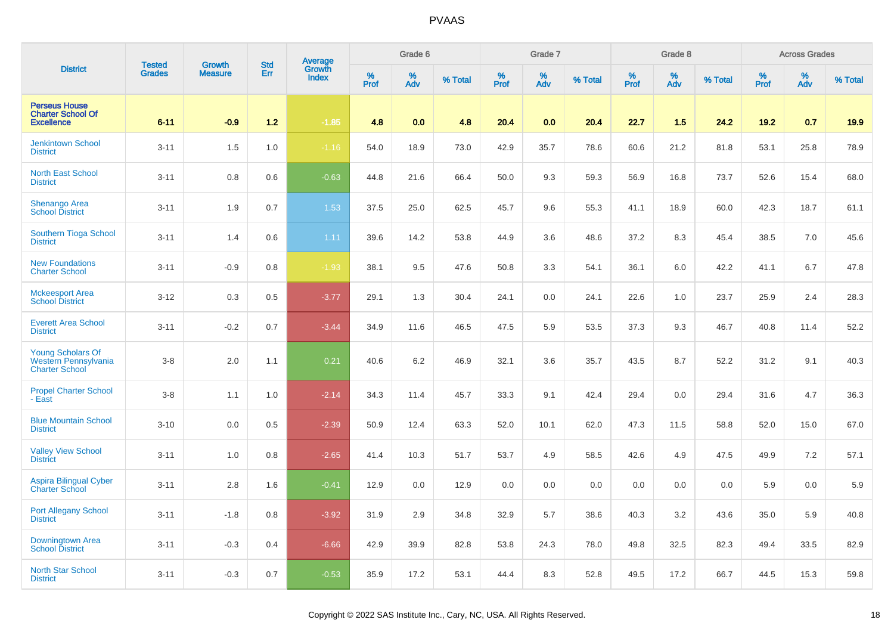PVAAS

| District | Tested Grades | Growth Measure | Std Err | Average Growth Index | Grade 6 | | | Grade 7 | | | Grade 8 | | | Across Grades | | |
|---|---|---|---|---|---|---|---|---|---|---|---|---|---|---|---|---|
| | | | | | % Prof | % Adv | % Total | % Prof | % Adv | % Total | % Prof | % Adv | % Total | % Prof | % Adv | % Total |
| **Perseus House Charter School Of Excellence** | **6-11** | **-0.9** | **1.2** | **-1.85** | **4.8** | **0.0** | **4.8** | **20.4** | **0.0** | **20.4** | **22.7** | **1.5** | **24.2** | **19.2** | **0.7** | **19.9** |
| Jenkintown School District | 3-11 | 1.5 | 1.0 | -1.16 | 54.0 | 18.9 | 73.0 | 42.9 | 35.7 | 78.6 | 60.6 | 21.2 | 81.8 | 53.1 | 25.8 | 78.9 |
| North East School District | 3-11 | 0.8 | 0.6 | -0.63 | 44.8 | 21.6 | 66.4 | 50.0 | 9.3 | 59.3 | 56.9 | 16.8 | 73.7 | 52.6 | 15.4 | 68.0 |
| Shenango Area School District | 3-11 | 1.9 | 0.7 | 1.53 | 37.5 | 25.0 | 62.5 | 45.7 | 9.6 | 55.3 | 41.1 | 18.9 | 60.0 | 42.3 | 18.7 | 61.1 |
| Southern Tioga School District | 3-11 | 1.4 | 0.6 | 1.11 | 39.6 | 14.2 | 53.8 | 44.9 | 3.6 | 48.6 | 37.2 | 8.3 | 45.4 | 38.5 | 7.0 | 45.6 |
| New Foundations Charter School | 3-11 | -0.9 | 0.8 | -1.93 | 38.1 | 9.5 | 47.6 | 50.8 | 3.3 | 54.1 | 36.1 | 6.0 | 42.2 | 41.1 | 6.7 | 47.8 |
| Mckeesport Area School District | 3-12 | 0.3 | 0.5 | -3.77 | 29.1 | 1.3 | 30.4 | 24.1 | 0.0 | 24.1 | 22.6 | 1.0 | 23.7 | 25.9 | 2.4 | 28.3 |
| Everett Area School District | 3-11 | -0.2 | 0.7 | -3.44 | 34.9 | 11.6 | 46.5 | 47.5 | 5.9 | 53.5 | 37.3 | 9.3 | 46.7 | 40.8 | 11.4 | 52.2 |
| Young Scholars Of Western Pennsylvania Charter School | 3-8 | 2.0 | 1.1 | 0.21 | 40.6 | 6.2 | 46.9 | 32.1 | 3.6 | 35.7 | 43.5 | 8.7 | 52.2 | 31.2 | 9.1 | 40.3 |
| Propel Charter School - East | 3-8 | 1.1 | 1.0 | -2.14 | 34.3 | 11.4 | 45.7 | 33.3 | 9.1 | 42.4 | 29.4 | 0.0 | 29.4 | 31.6 | 4.7 | 36.3 |
| Blue Mountain School District | 3-10 | 0.0 | 0.5 | -2.39 | 50.9 | 12.4 | 63.3 | 52.0 | 10.1 | 62.0 | 47.3 | 11.5 | 58.8 | 52.0 | 15.0 | 67.0 |
| Valley View School District | 3-11 | 1.0 | 0.8 | -2.65 | 41.4 | 10.3 | 51.7 | 53.7 | 4.9 | 58.5 | 42.6 | 4.9 | 47.5 | 49.9 | 7.2 | 57.1 |
| Aspira Bilingual Cyber Charter School | 3-11 | 2.8 | 1.6 | -0.41 | 12.9 | 0.0 | 12.9 | 0.0 | 0.0 | 0.0 | 0.0 | 0.0 | 0.0 | 5.9 | 0.0 | 5.9 |
| Port Allegany School District | 3-11 | -1.8 | 0.8 | -3.92 | 31.9 | 2.9 | 34.8 | 32.9 | 5.7 | 38.6 | 40.3 | 3.2 | 43.6 | 35.0 | 5.9 | 40.8 |
| Downingtown Area School District | 3-11 | -0.3 | 0.4 | -6.66 | 42.9 | 39.9 | 82.8 | 53.8 | 24.3 | 78.0 | 49.8 | 32.5 | 82.3 | 49.4 | 33.5 | 82.9 |
| North Star School District | 3-11 | -0.3 | 0.7 | -0.53 | 35.9 | 17.2 | 53.1 | 44.4 | 8.3 | 52.8 | 49.5 | 17.2 | 66.7 | 44.5 | 15.3 | 59.8 |

Copyright © 2022 SAS Institute Inc., Cary, NC, USA. All Rights Reserved.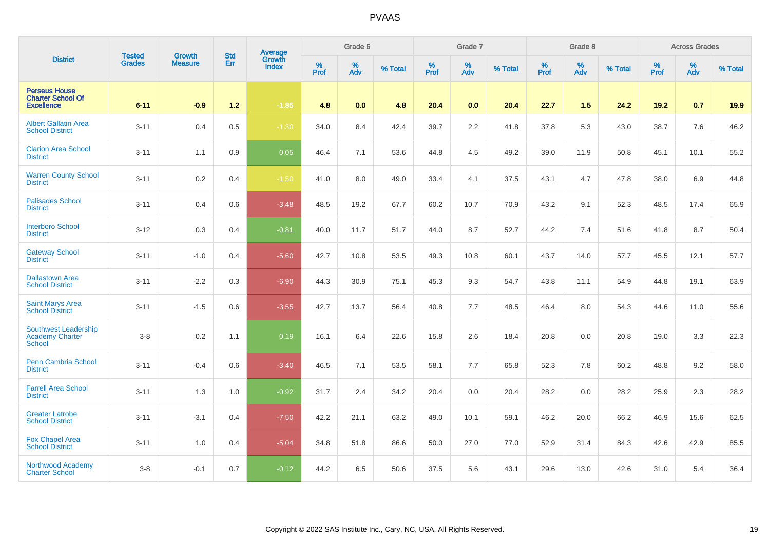# PVAAS

| District | Tested Grades | Growth Measure | Std Err | Average Growth Index | Grade 6 | | | Grade 7 | | | Grade 8 | | | Across Grades | | |
|---|---|---|---|---|---|---|---|---|---|---|---|---|---|---|---|---|
| | | | | | % Prof | % Adv | % Total | % Prof | % Adv | % Total | % Prof | % Adv | % Total | % Prof | % Adv | % Total |
| **Perseus House Charter School Of Excellence** | **6-11** | **-0.9** | **1.2** | **-1.85** | **4.8** | **0.0** | **4.8** | **20.4** | **0.0** | **20.4** | **22.7** | **1.5** | **24.2** | **19.2** | **0.7** | **19.9** |
| Albert Gallatin Area School District | 3-11 | 0.4 | 0.5 | -1.30 | 34.0 | 8.4 | 42.4 | 39.7 | 2.2 | 41.8 | 37.8 | 5.3 | 43.0 | 38.7 | 7.6 | 46.2 |
| Clarion Area School District | 3-11 | 1.1 | 0.9 | 0.05 | 46.4 | 7.1 | 53.6 | 44.8 | 4.5 | 49.2 | 39.0 | 11.9 | 50.8 | 45.1 | 10.1 | 55.2 |
| Warren County School District | 3-11 | 0.2 | 0.4 | -1.50 | 41.0 | 8.0 | 49.0 | 33.4 | 4.1 | 37.5 | 43.1 | 4.7 | 47.8 | 38.0 | 6.9 | 44.8 |
| Palisades School District | 3-11 | 0.4 | 0.6 | -3.48 | 48.5 | 19.2 | 67.7 | 60.2 | 10.7 | 70.9 | 43.2 | 9.1 | 52.3 | 48.5 | 17.4 | 65.9 |
| Interboro School District | 3-12 | 0.3 | 0.4 | -0.81 | 40.0 | 11.7 | 51.7 | 44.0 | 8.7 | 52.7 | 44.2 | 7.4 | 51.6 | 41.8 | 8.7 | 50.4 |
| Gateway School District | 3-11 | -1.0 | 0.4 | -5.60 | 42.7 | 10.8 | 53.5 | 49.3 | 10.8 | 60.1 | 43.7 | 14.0 | 57.7 | 45.5 | 12.1 | 57.7 |
| Dallastown Area School District | 3-11 | -2.2 | 0.3 | -6.90 | 44.3 | 30.9 | 75.1 | 45.3 | 9.3 | 54.7 | 43.8 | 11.1 | 54.9 | 44.8 | 19.1 | 63.9 |
| Saint Marys Area School District | 3-11 | -1.5 | 0.6 | -3.55 | 42.7 | 13.7 | 56.4 | 40.8 | 7.7 | 48.5 | 46.4 | 8.0 | 54.3 | 44.6 | 11.0 | 55.6 |
| Southwest Leadership Academy Charter School | 3-8 | 0.2 | 1.1 | 0.19 | 16.1 | 6.4 | 22.6 | 15.8 | 2.6 | 18.4 | 20.8 | 0.0 | 20.8 | 19.0 | 3.3 | 22.3 |
| Penn Cambria School District | 3-11 | -0.4 | 0.6 | -3.40 | 46.5 | 7.1 | 53.5 | 58.1 | 7.7 | 65.8 | 52.3 | 7.8 | 60.2 | 48.8 | 9.2 | 58.0 |
| Farrell Area School District | 3-11 | 1.3 | 1.0 | -0.92 | 31.7 | 2.4 | 34.2 | 20.4 | 0.0 | 20.4 | 28.2 | 0.0 | 28.2 | 25.9 | 2.3 | 28.2 |
| Greater Latrobe School District | 3-11 | -3.1 | 0.4 | -7.50 | 42.2 | 21.1 | 63.2 | 49.0 | 10.1 | 59.1 | 46.2 | 20.0 | 66.2 | 46.9 | 15.6 | 62.5 |
| Fox Chapel Area School District | 3-11 | 1.0 | 0.4 | -5.04 | 34.8 | 51.8 | 86.6 | 50.0 | 27.0 | 77.0 | 52.9 | 31.4 | 84.3 | 42.6 | 42.9 | 85.5 |
| Northwood Academy Charter School | 3-8 | -0.1 | 0.7 | -0.12 | 44.2 | 6.5 | 50.6 | 37.5 | 5.6 | 43.1 | 29.6 | 13.0 | 42.6 | 31.0 | 5.4 | 36.4 |

Copyright © 2022 SAS Institute Inc., Cary, NC, USA. All Rights Reserved.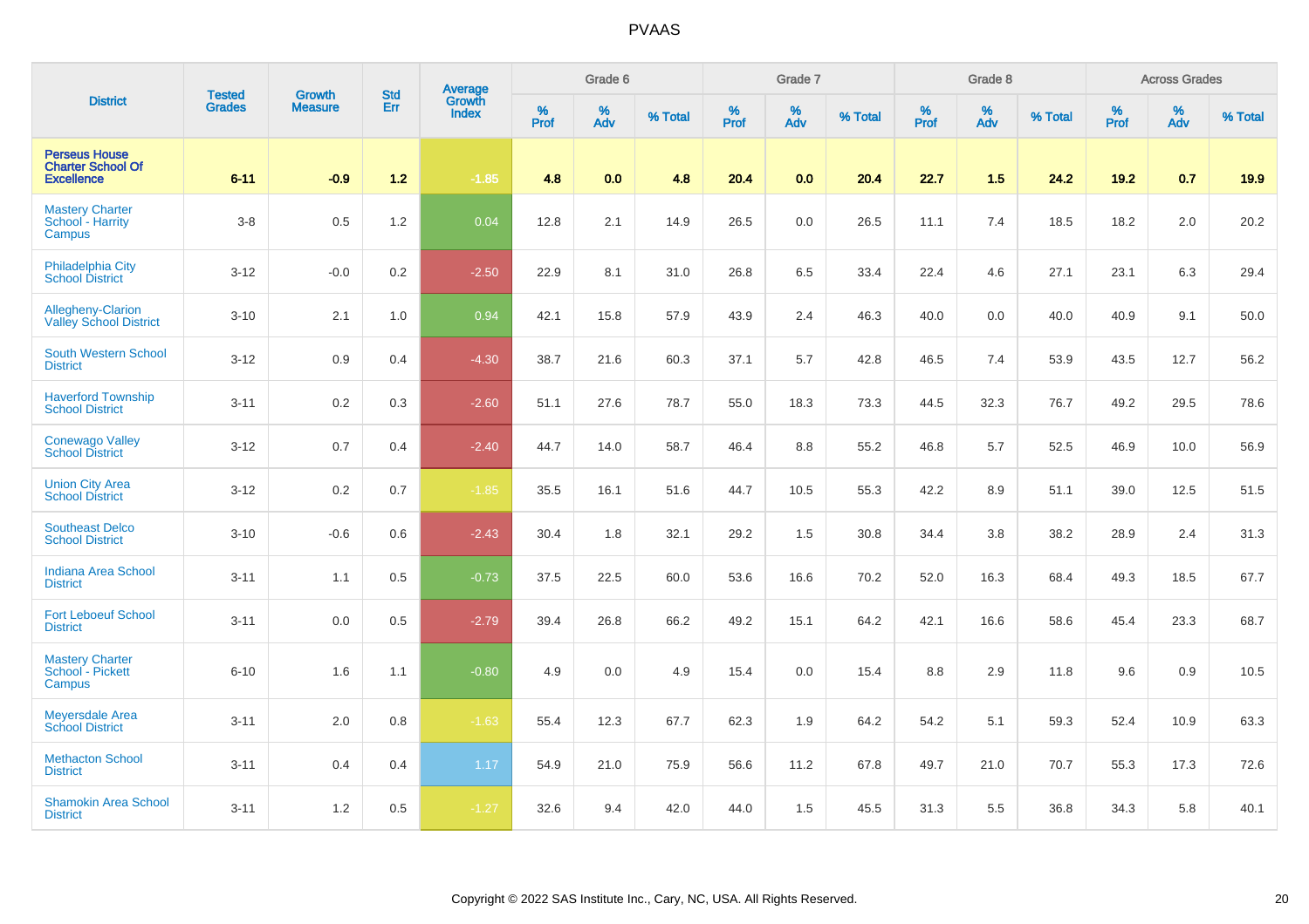# PVAAS

| District | Tested Grades | Growth Measure | Std Err | Average Growth Index | Grade 6 | | | Grade 7 | | | Grade 8 | | | Across Grades | | |
|---|---|---|---|---|---|---|---|---|---|---|---|---|---|---|---|---|
| | | | | | % Prof | % Adv | % Total | % Prof | % Adv | % Total | % Prof | % Adv | % Total | % Prof | % Adv | % Total |
| **Perseus House Charter School Of Excellence** | **6-11** | **-0.9** | **1.2** | **-1.85** | **4.8** | **0.0** | **4.8** | **20.4** | **0.0** | **20.4** | **22.7** | **1.5** | **24.2** | **19.2** | **0.7** | **19.9** |
| Mastery Charter School - Harrity Campus | 3-8 | 0.5 | 1.2 | 0.04 | 12.8 | 2.1 | 14.9 | 26.5 | 0.0 | 26.5 | 11.1 | 7.4 | 18.5 | 18.2 | 2.0 | 20.2 |
| Philadelphia City School District | 3-12 | -0.0 | 0.2 | -2.50 | 22.9 | 8.1 | 31.0 | 26.8 | 6.5 | 33.4 | 22.4 | 4.6 | 27.1 | 23.1 | 6.3 | 29.4 |
| Allegheny-Clarion Valley School District | 3-10 | 2.1 | 1.0 | 0.94 | 42.1 | 15.8 | 57.9 | 43.9 | 2.4 | 46.3 | 40.0 | 0.0 | 40.0 | 40.9 | 9.1 | 50.0 |
| South Western School District | 3-12 | 0.9 | 0.4 | -4.30 | 38.7 | 21.6 | 60.3 | 37.1 | 5.7 | 42.8 | 46.5 | 7.4 | 53.9 | 43.5 | 12.7 | 56.2 |
| Haverford Township School District | 3-11 | 0.2 | 0.3 | -2.60 | 51.1 | 27.6 | 78.7 | 55.0 | 18.3 | 73.3 | 44.5 | 32.3 | 76.7 | 49.2 | 29.5 | 78.6 |
| Conewago Valley School District | 3-12 | 0.7 | 0.4 | -2.40 | 44.7 | 14.0 | 58.7 | 46.4 | 8.8 | 55.2 | 46.8 | 5.7 | 52.5 | 46.9 | 10.0 | 56.9 |
| Union City Area School District | 3-12 | 0.2 | 0.7 | -1.85 | 35.5 | 16.1 | 51.6 | 44.7 | 10.5 | 55.3 | 42.2 | 8.9 | 51.1 | 39.0 | 12.5 | 51.5 |
| Southeast Delco School District | 3-10 | -0.6 | 0.6 | -2.43 | 30.4 | 1.8 | 32.1 | 29.2 | 1.5 | 30.8 | 34.4 | 3.8 | 38.2 | 28.9 | 2.4 | 31.3 |
| Indiana Area School District | 3-11 | 1.1 | 0.5 | -0.73 | 37.5 | 22.5 | 60.0 | 53.6 | 16.6 | 70.2 | 52.0 | 16.3 | 68.4 | 49.3 | 18.5 | 67.7 |
| Fort Leboeuf School District | 3-11 | 0.0 | 0.5 | -2.79 | 39.4 | 26.8 | 66.2 | 49.2 | 15.1 | 64.2 | 42.1 | 16.6 | 58.6 | 45.4 | 23.3 | 68.7 |
| Mastery Charter School - Pickett Campus | 6-10 | 1.6 | 1.1 | -0.80 | 4.9 | 0.0 | 4.9 | 15.4 | 0.0 | 15.4 | 8.8 | 2.9 | 11.8 | 9.6 | 0.9 | 10.5 |
| Meyersdale Area School District | 3-11 | 2.0 | 0.8 | -1.63 | 55.4 | 12.3 | 67.7 | 62.3 | 1.9 | 64.2 | 54.2 | 5.1 | 59.3 | 52.4 | 10.9 | 63.3 |
| Methacton School District | 3-11 | 0.4 | 0.4 | 1.17 | 54.9 | 21.0 | 75.9 | 56.6 | 11.2 | 67.8 | 49.7 | 21.0 | 70.7 | 55.3 | 17.3 | 72.6 |
| Shamokin Area School District | 3-11 | 1.2 | 0.5 | -1.27 | 32.6 | 9.4 | 42.0 | 44.0 | 1.5 | 45.5 | 31.3 | 5.5 | 36.8 | 34.3 | 5.8 | 40.1 |

Copyright © 2022 SAS Institute Inc., Cary, NC, USA. All Rights Reserved.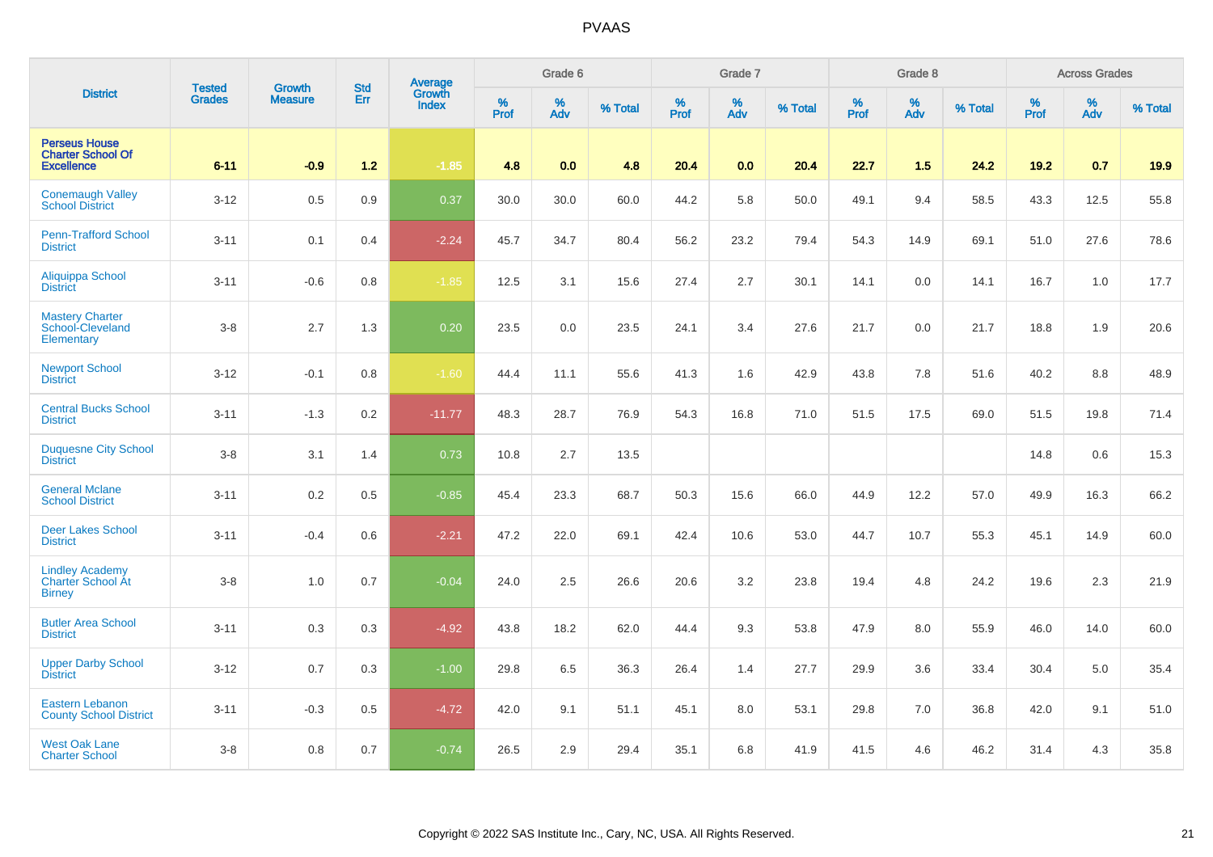# PVAAS

| District | Tested Grades | Growth Measure | Std Err | Average Growth Index | Grade 6 | | | Grade 7 | | | Grade 8 | | | Across Grades | | |
|---|---|---|---|---|---|---|---|---|---|---|---|---|---|---|---|---|
| | | | | | % Prof | % Adv | % Total | % Prof | % Adv | % Total | % Prof | % Adv | % Total | % Prof | % Adv | % Total |
| **Perseus House Charter School Of Excellence** | **6-11** | **-0.9** | **1.2** | **-1.85** | **4.8** | **0.0** | **4.8** | **20.4** | **0.0** | **20.4** | **22.7** | **1.5** | **24.2** | **19.2** | **0.7** | **19.9** |
| Conemaugh Valley School District | 3-12 | 0.5 | 0.9 | 0.37 | 30.0 | 30.0 | 60.0 | 44.2 | 5.8 | 50.0 | 49.1 | 9.4 | 58.5 | 43.3 | 12.5 | 55.8 |
| Penn-Trafford School District | 3-11 | 0.1 | 0.4 | -2.24 | 45.7 | 34.7 | 80.4 | 56.2 | 23.2 | 79.4 | 54.3 | 14.9 | 69.1 | 51.0 | 27.6 | 78.6 |
| Aliquippa School District | 3-11 | -0.6 | 0.8 | -1.85 | 12.5 | 3.1 | 15.6 | 27.4 | 2.7 | 30.1 | 14.1 | 0.0 | 14.1 | 16.7 | 1.0 | 17.7 |
| Mastery Charter School-Cleveland Elementary | 3-8 | 2.7 | 1.3 | 0.20 | 23.5 | 0.0 | 23.5 | 24.1 | 3.4 | 27.6 | 21.7 | 0.0 | 21.7 | 18.8 | 1.9 | 20.6 |
| Newport School District | 3-12 | -0.1 | 0.8 | -1.60 | 44.4 | 11.1 | 55.6 | 41.3 | 1.6 | 42.9 | 43.8 | 7.8 | 51.6 | 40.2 | 8.8 | 48.9 |
| Central Bucks School District | 3-11 | -1.3 | 0.2 | -11.77 | 48.3 | 28.7 | 76.9 | 54.3 | 16.8 | 71.0 | 51.5 | 17.5 | 69.0 | 51.5 | 19.8 | 71.4 |
| Duquesne City School District | 3-8 | 3.1 | 1.4 | 0.73 | 10.8 | 2.7 | 13.5 | | | | | | | 14.8 | 0.6 | 15.3 |
| General Mclane School District | 3-11 | 0.2 | 0.5 | -0.85 | 45.4 | 23.3 | 68.7 | 50.3 | 15.6 | 66.0 | 44.9 | 12.2 | 57.0 | 49.9 | 16.3 | 66.2 |
| Deer Lakes School District | 3-11 | -0.4 | 0.6 | -2.21 | 47.2 | 22.0 | 69.1 | 42.4 | 10.6 | 53.0 | 44.7 | 10.7 | 55.3 | 45.1 | 14.9 | 60.0 |
| Lindley Academy Charter School At Birney | 3-8 | 1.0 | 0.7 | -0.04 | 24.0 | 2.5 | 26.6 | 20.6 | 3.2 | 23.8 | 19.4 | 4.8 | 24.2 | 19.6 | 2.3 | 21.9 |
| Butler Area School District | 3-11 | 0.3 | 0.3 | -4.92 | 43.8 | 18.2 | 62.0 | 44.4 | 9.3 | 53.8 | 47.9 | 8.0 | 55.9 | 46.0 | 14.0 | 60.0 |
| Upper Darby School District | 3-12 | 0.7 | 0.3 | -1.00 | 29.8 | 6.5 | 36.3 | 26.4 | 1.4 | 27.7 | 29.9 | 3.6 | 33.4 | 30.4 | 5.0 | 35.4 |
| Eastern Lebanon County School District | 3-11 | -0.3 | 0.5 | -4.72 | 42.0 | 9.1 | 51.1 | 45.1 | 8.0 | 53.1 | 29.8 | 7.0 | 36.8 | 42.0 | 9.1 | 51.0 |
| West Oak Lane Charter School | 3-8 | 0.8 | 0.7 | -0.74 | 26.5 | 2.9 | 29.4 | 35.1 | 6.8 | 41.9 | 41.5 | 4.6 | 46.2 | 31.4 | 4.3 | 35.8 |

Copyright © 2022 SAS Institute Inc., Cary, NC, USA. All Rights Reserved.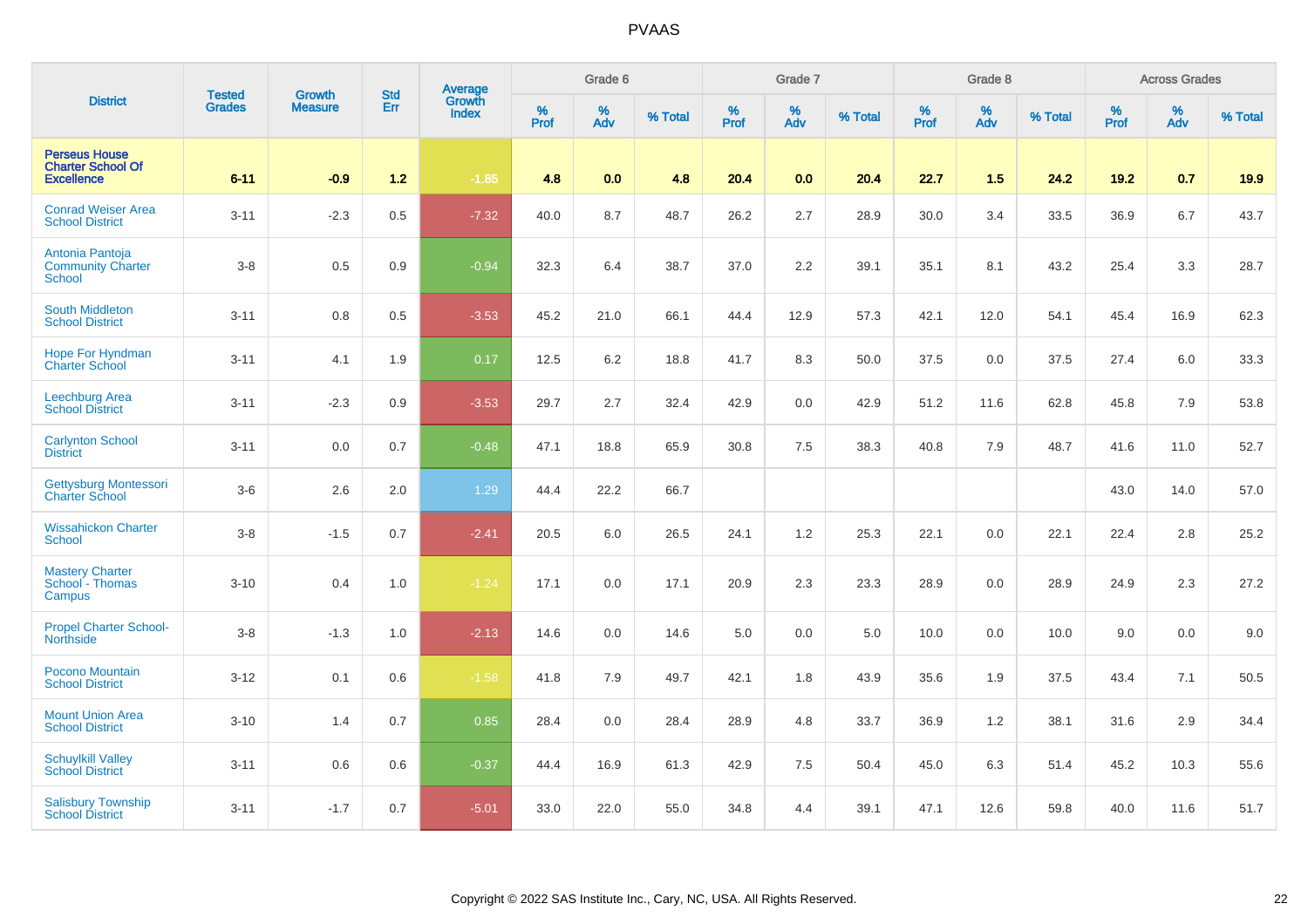# PVAAS

| District | Tested Grades | Growth Measure | Std Err | Average Growth Index | Grade 6 | | | Grade 7 | | | Grade 8 | | | Across Grades | | |
|---|---|---|---|---|---|---|---|---|---|---|---|---|---|---|---|---|
| | | | | | % Prof | % Adv | % Total | % Prof | % Adv | % Total | % Prof | % Adv | % Total | % Prof | % Adv | % Total |
| **Perseus House Charter School Of Excellence** | **6-11** | **-0.9** | **1.2** | **-1.85** | **4.8** | **0.0** | **4.8** | **20.4** | **0.0** | **20.4** | **22.7** | **1.5** | **24.2** | **19.2** | **0.7** | **19.9** |
| Conrad Weiser Area School District | 3-11 | -2.3 | 0.5 | -7.32 | 40.0 | 8.7 | 48.7 | 26.2 | 2.7 | 28.9 | 30.0 | 3.4 | 33.5 | 36.9 | 6.7 | 43.7 |
| Antonia Pantoja Community Charter School | 3-8 | 0.5 | 0.9 | -0.94 | 32.3 | 6.4 | 38.7 | 37.0 | 2.2 | 39.1 | 35.1 | 8.1 | 43.2 | 25.4 | 3.3 | 28.7 |
| South Middleton School District | 3-11 | 0.8 | 0.5 | -3.53 | 45.2 | 21.0 | 66.1 | 44.4 | 12.9 | 57.3 | 42.1 | 12.0 | 54.1 | 45.4 | 16.9 | 62.3 |
| Hope For Hyndman Charter School | 3-11 | 4.1 | 1.9 | 0.17 | 12.5 | 6.2 | 18.8 | 41.7 | 8.3 | 50.0 | 37.5 | 0.0 | 37.5 | 27.4 | 6.0 | 33.3 |
| Leechburg Area School District | 3-11 | -2.3 | 0.9 | -3.53 | 29.7 | 2.7 | 32.4 | 42.9 | 0.0 | 42.9 | 51.2 | 11.6 | 62.8 | 45.8 | 7.9 | 53.8 |
| Carlynton School District | 3-11 | 0.0 | 0.7 | -0.48 | 47.1 | 18.8 | 65.9 | 30.8 | 7.5 | 38.3 | 40.8 | 7.9 | 48.7 | 41.6 | 11.0 | 52.7 |
| Gettysburg Montessori Charter School | 3-6 | 2.6 | 2.0 | 1.29 | 44.4 | 22.2 | 66.7 | | | | | | | 43.0 | 14.0 | 57.0 |
| Wissahickon Charter School | 3-8 | -1.5 | 0.7 | -2.41 | 20.5 | 6.0 | 26.5 | 24.1 | 1.2 | 25.3 | 22.1 | 0.0 | 22.1 | 22.4 | 2.8 | 25.2 |
| Mastery Charter School - Thomas Campus | 3-10 | 0.4 | 1.0 | -1.24 | 17.1 | 0.0 | 17.1 | 20.9 | 2.3 | 23.3 | 28.9 | 0.0 | 28.9 | 24.9 | 2.3 | 27.2 |
| Propel Charter School-Northside | 3-8 | -1.3 | 1.0 | -2.13 | 14.6 | 0.0 | 14.6 | 5.0 | 0.0 | 5.0 | 10.0 | 0.0 | 10.0 | 9.0 | 0.0 | 9.0 |
| Pocono Mountain School District | 3-12 | 0.1 | 0.6 | -1.58 | 41.8 | 7.9 | 49.7 | 42.1 | 1.8 | 43.9 | 35.6 | 1.9 | 37.5 | 43.4 | 7.1 | 50.5 |
| Mount Union Area School District | 3-10 | 1.4 | 0.7 | 0.85 | 28.4 | 0.0 | 28.4 | 28.9 | 4.8 | 33.7 | 36.9 | 1.2 | 38.1 | 31.6 | 2.9 | 34.4 |
| Schuylkill Valley School District | 3-11 | 0.6 | 0.6 | -0.37 | 44.4 | 16.9 | 61.3 | 42.9 | 7.5 | 50.4 | 45.0 | 6.3 | 51.4 | 45.2 | 10.3 | 55.6 |
| Salisbury Township School District | 3-11 | -1.7 | 0.7 | -5.01 | 33.0 | 22.0 | 55.0 | 34.8 | 4.4 | 39.1 | 47.1 | 12.6 | 59.8 | 40.0 | 11.6 | 51.7 |

Copyright © 2022 SAS Institute Inc., Cary, NC, USA. All Rights Reserved.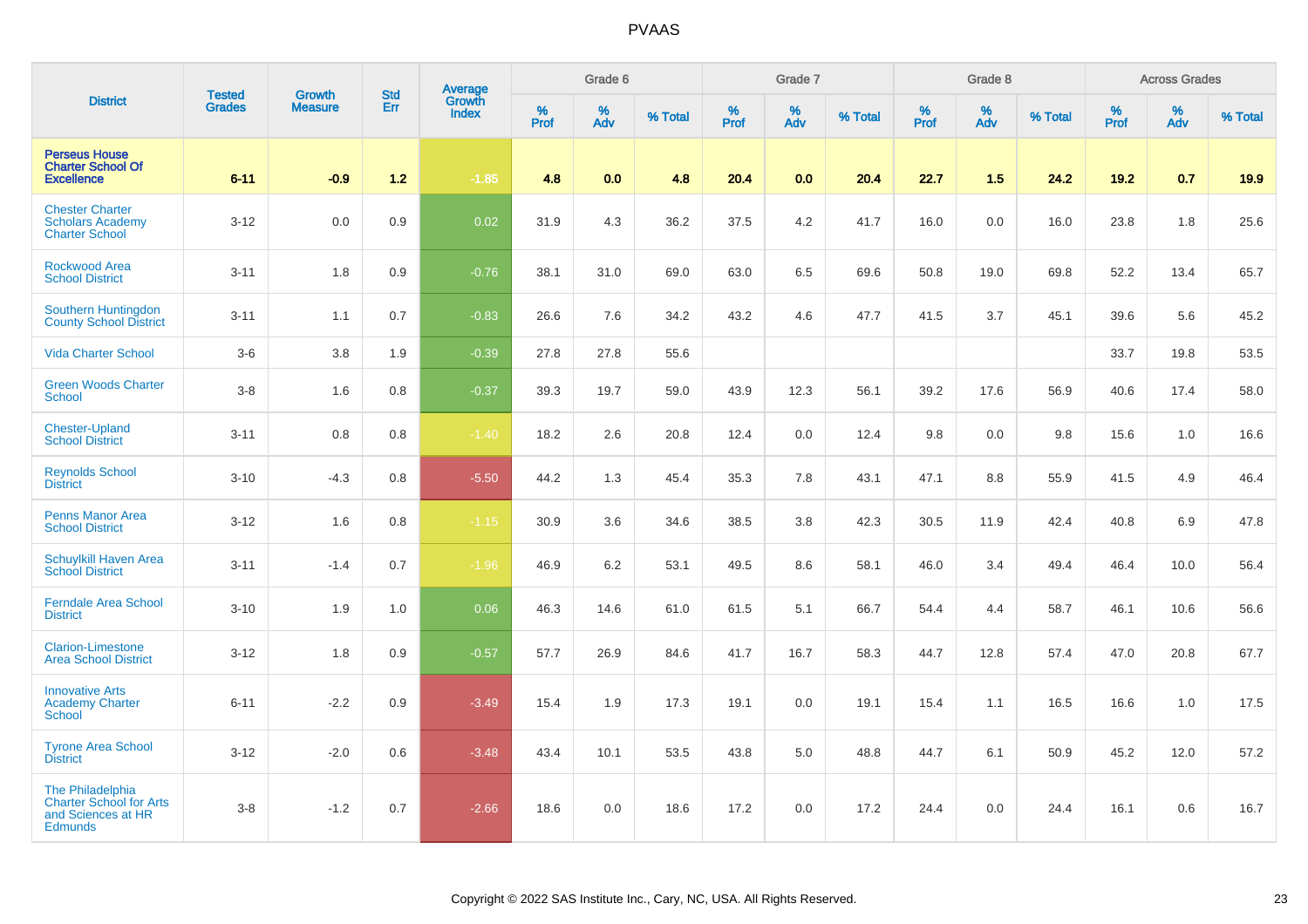# PVAAS

| District | Tested Grades | Growth Measure | Std Err | Average Growth Index | Grade 6 | | | Grade 7 | | | Grade 8 | | | Across Grades | | |
|---|---|---|---|---|---|---|---|---|---|---|---|---|---|---|---|---|
| | | | | | % Prof | % Adv | % Total | % Prof | % Adv | % Total | % Prof | % Adv | % Total | % Prof | % Adv | % Total |
| **Perseus House Charter School Of Excellence** | **6-11** | **-0.9** | **1.2** | **-1.85** | **4.8** | **0.0** | **4.8** | **20.4** | **0.0** | **20.4** | **22.7** | **1.5** | **24.2** | **19.2** | **0.7** | **19.9** |
| Chester Charter Scholars Academy Charter School | 3-12 | 0.0 | 0.9 | 0.02 | 31.9 | 4.3 | 36.2 | 37.5 | 4.2 | 41.7 | 16.0 | 0.0 | 16.0 | 23.8 | 1.8 | 25.6 |
| Rockwood Area School District | 3-11 | 1.8 | 0.9 | -0.76 | 38.1 | 31.0 | 69.0 | 63.0 | 6.5 | 69.6 | 50.8 | 19.0 | 69.8 | 52.2 | 13.4 | 65.7 |
| Southern Huntingdon County School District | 3-11 | 1.1 | 0.7 | -0.83 | 26.6 | 7.6 | 34.2 | 43.2 | 4.6 | 47.7 | 41.5 | 3.7 | 45.1 | 39.6 | 5.6 | 45.2 |
| Vida Charter School | 3-6 | 3.8 | 1.9 | -0.39 | 27.8 | 27.8 | 55.6 | | | | | | | 33.7 | 19.8 | 53.5 |
| Green Woods Charter School | 3-8 | 1.6 | 0.8 | -0.37 | 39.3 | 19.7 | 59.0 | 43.9 | 12.3 | 56.1 | 39.2 | 17.6 | 56.9 | 40.6 | 17.4 | 58.0 |
| Chester-Upland School District | 3-11 | 0.8 | 0.8 | -1.40 | 18.2 | 2.6 | 20.8 | 12.4 | 0.0 | 12.4 | 9.8 | 0.0 | 9.8 | 15.6 | 1.0 | 16.6 |
| Reynolds School District | 3-10 | -4.3 | 0.8 | -5.50 | 44.2 | 1.3 | 45.4 | 35.3 | 7.8 | 43.1 | 47.1 | 8.8 | 55.9 | 41.5 | 4.9 | 46.4 |
| Penns Manor Area School District | 3-12 | 1.6 | 0.8 | -1.15 | 30.9 | 3.6 | 34.6 | 38.5 | 3.8 | 42.3 | 30.5 | 11.9 | 42.4 | 40.8 | 6.9 | 47.8 |
| Schuylkill Haven Area School District | 3-11 | -1.4 | 0.7 | -1.96 | 46.9 | 6.2 | 53.1 | 49.5 | 8.6 | 58.1 | 46.0 | 3.4 | 49.4 | 46.4 | 10.0 | 56.4 |
| Ferndale Area School District | 3-10 | 1.9 | 1.0 | 0.06 | 46.3 | 14.6 | 61.0 | 61.5 | 5.1 | 66.7 | 54.4 | 4.4 | 58.7 | 46.1 | 10.6 | 56.6 |
| Clarion-Limestone Area School District | 3-12 | 1.8 | 0.9 | -0.57 | 57.7 | 26.9 | 84.6 | 41.7 | 16.7 | 58.3 | 44.7 | 12.8 | 57.4 | 47.0 | 20.8 | 67.7 |
| Innovative Arts Academy Charter School | 6-11 | -2.2 | 0.9 | -3.49 | 15.4 | 1.9 | 17.3 | 19.1 | 0.0 | 19.1 | 15.4 | 1.1 | 16.5 | 16.6 | 1.0 | 17.5 |
| Tyrone Area School District | 3-12 | -2.0 | 0.6 | -3.48 | 43.4 | 10.1 | 53.5 | 43.8 | 5.0 | 48.8 | 44.7 | 6.1 | 50.9 | 45.2 | 12.0 | 57.2 |
| The Philadelphia Charter School for Arts and Sciences at HR Edmunds | 3-8 | -1.2 | 0.7 | -2.66 | 18.6 | 0.0 | 18.6 | 17.2 | 0.0 | 17.2 | 24.4 | 0.0 | 24.4 | 16.1 | 0.6 | 16.7 |

Copyright © 2022 SAS Institute Inc., Cary, NC, USA. All Rights Reserved.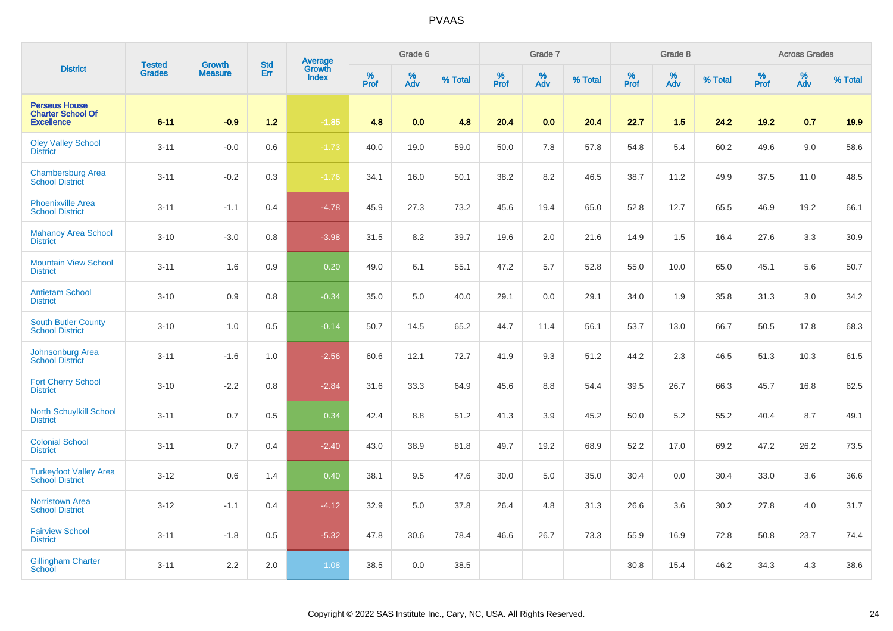# PVAAS

| District | Tested Grades | Growth Measure | Std Err | Average Growth Index | Grade 6 | | | Grade 7 | | | Grade 8 | | | Across Grades | | |
|---|---|---|---|---|---|---|---|---|---|---|---|---|---|---|---|---|
| | | | | | % Prof | % Adv | % Total | % Prof | % Adv | % Total | % Prof | % Adv | % Total | % Prof | % Adv | % Total |
| **Perseus House Charter School Of Excellence** | **6-11** | **-0.9** | **1.2** | **-1.85** | **4.8** | **0.0** | **4.8** | **20.4** | **0.0** | **20.4** | **22.7** | **1.5** | **24.2** | **19.2** | **0.7** | **19.9** |
| Oley Valley School District | 3-11 | -0.0 | 0.6 | -1.73 | 40.0 | 19.0 | 59.0 | 50.0 | 7.8 | 57.8 | 54.8 | 5.4 | 60.2 | 49.6 | 9.0 | 58.6 |
| Chambersburg Area School District | 3-11 | -0.2 | 0.3 | -1.76 | 34.1 | 16.0 | 50.1 | 38.2 | 8.2 | 46.5 | 38.7 | 11.2 | 49.9 | 37.5 | 11.0 | 48.5 |
| Phoenixville Area School District | 3-11 | -1.1 | 0.4 | -4.78 | 45.9 | 27.3 | 73.2 | 45.6 | 19.4 | 65.0 | 52.8 | 12.7 | 65.5 | 46.9 | 19.2 | 66.1 |
| Mahanoy Area School District | 3-10 | -3.0 | 0.8 | -3.98 | 31.5 | 8.2 | 39.7 | 19.6 | 2.0 | 21.6 | 14.9 | 1.5 | 16.4 | 27.6 | 3.3 | 30.9 |
| Mountain View School District | 3-11 | 1.6 | 0.9 | 0.20 | 49.0 | 6.1 | 55.1 | 47.2 | 5.7 | 52.8 | 55.0 | 10.0 | 65.0 | 45.1 | 5.6 | 50.7 |
| Antietam School District | 3-10 | 0.9 | 0.8 | -0.34 | 35.0 | 5.0 | 40.0 | 29.1 | 0.0 | 29.1 | 34.0 | 1.9 | 35.8 | 31.3 | 3.0 | 34.2 |
| South Butler County School District | 3-10 | 1.0 | 0.5 | -0.14 | 50.7 | 14.5 | 65.2 | 44.7 | 11.4 | 56.1 | 53.7 | 13.0 | 66.7 | 50.5 | 17.8 | 68.3 |
| Johnsonburg Area School District | 3-11 | -1.6 | 1.0 | -2.56 | 60.6 | 12.1 | 72.7 | 41.9 | 9.3 | 51.2 | 44.2 | 2.3 | 46.5 | 51.3 | 10.3 | 61.5 |
| Fort Cherry School District | 3-10 | -2.2 | 0.8 | -2.84 | 31.6 | 33.3 | 64.9 | 45.6 | 8.8 | 54.4 | 39.5 | 26.7 | 66.3 | 45.7 | 16.8 | 62.5 |
| North Schuylkill School District | 3-11 | 0.7 | 0.5 | 0.34 | 42.4 | 8.8 | 51.2 | 41.3 | 3.9 | 45.2 | 50.0 | 5.2 | 55.2 | 40.4 | 8.7 | 49.1 |
| Colonial School District | 3-11 | 0.7 | 0.4 | -2.40 | 43.0 | 38.9 | 81.8 | 49.7 | 19.2 | 68.9 | 52.2 | 17.0 | 69.2 | 47.2 | 26.2 | 73.5 |
| Turkeyfoot Valley Area School District | 3-12 | 0.6 | 1.4 | 0.40 | 38.1 | 9.5 | 47.6 | 30.0 | 5.0 | 35.0 | 30.4 | 0.0 | 30.4 | 33.0 | 3.6 | 36.6 |
| Norristown Area School District | 3-12 | -1.1 | 0.4 | -4.12 | 32.9 | 5.0 | 37.8 | 26.4 | 4.8 | 31.3 | 26.6 | 3.6 | 30.2 | 27.8 | 4.0 | 31.7 |
| Fairview School District | 3-11 | -1.8 | 0.5 | -5.32 | 47.8 | 30.6 | 78.4 | 46.6 | 26.7 | 73.3 | 55.9 | 16.9 | 72.8 | 50.8 | 23.7 | 74.4 |
| Gillingham Charter School | 3-11 | 2.2 | 2.0 | 1.08 | 38.5 | 0.0 | 38.5 | | | | 30.8 | 15.4 | 46.2 | 34.3 | 4.3 | 38.6 |

Copyright © 2022 SAS Institute Inc., Cary, NC, USA. All Rights Reserved.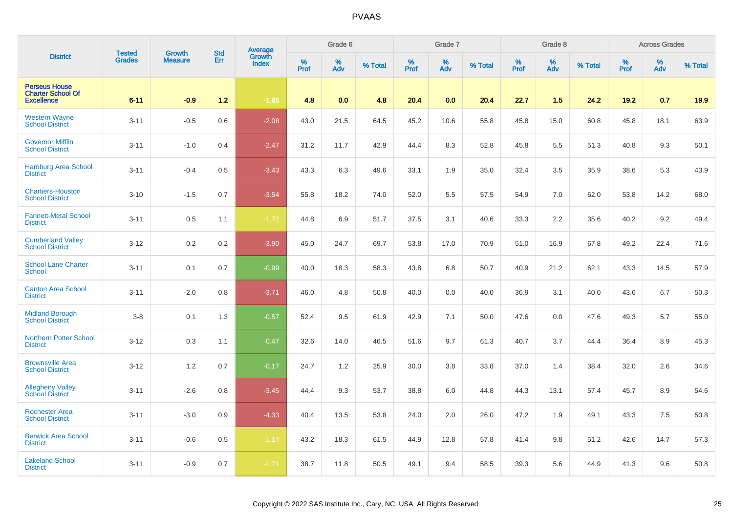# PVAAS

| District | Tested Grades | Growth Measure | Std Err | Average Growth Index | Grade 6 | | | Grade 7 | | | Grade 8 | | | Across Grades | | |
|---|---|---|---|---|---|---|---|---|---|---|---|---|---|---|---|---|
| | | | | | % Prof | % Adv | % Total | % Prof | % Adv | % Total | % Prof | % Adv | % Total | % Prof | % Adv | % Total |
| **Perseus House Charter School Of Excellence** | **6-11** | **-0.9** | **1.2** | **-1.85** | **4.8** | **0.0** | **4.8** | **20.4** | **0.0** | **20.4** | **22.7** | **1.5** | **24.2** | **19.2** | **0.7** | **19.9** |
| Western Wayne School District | 3-11 | -0.5 | 0.6 | -2.08 | 43.0 | 21.5 | 64.5 | 45.2 | 10.6 | 55.8 | 45.8 | 15.0 | 60.8 | 45.8 | 18.1 | 63.9 |
| Governor Mifflin School District | 3-11 | -1.0 | 0.4 | -2.47 | 31.2 | 11.7 | 42.9 | 44.4 | 8.3 | 52.8 | 45.8 | 5.5 | 51.3 | 40.8 | 9.3 | 50.1 |
| Hamburg Area School District | 3-11 | -0.4 | 0.5 | -3.43 | 43.3 | 6.3 | 49.6 | 33.1 | 1.9 | 35.0 | 32.4 | 3.5 | 35.9 | 38.6 | 5.3 | 43.9 |
| Chartiers-Houston School District | 3-10 | -1.5 | 0.7 | -3.54 | 55.8 | 18.2 | 74.0 | 52.0 | 5.5 | 57.5 | 54.9 | 7.0 | 62.0 | 53.8 | 14.2 | 68.0 |
| Fannett-Metal School District | 3-11 | 0.5 | 1.1 | -1.72 | 44.8 | 6.9 | 51.7 | 37.5 | 3.1 | 40.6 | 33.3 | 2.2 | 35.6 | 40.2 | 9.2 | 49.4 |
| Cumberland Valley School District | 3-12 | 0.2 | 0.2 | -3.90 | 45.0 | 24.7 | 69.7 | 53.8 | 17.0 | 70.9 | 51.0 | 16.9 | 67.8 | 49.2 | 22.4 | 71.6 |
| School Lane Charter School | 3-11 | 0.1 | 0.7 | -0.99 | 40.0 | 18.3 | 58.3 | 43.8 | 6.8 | 50.7 | 40.9 | 21.2 | 62.1 | 43.3 | 14.5 | 57.9 |
| Canton Area School District | 3-11 | -2.0 | 0.8 | -3.71 | 46.0 | 4.8 | 50.8 | 40.0 | 0.0 | 40.0 | 36.9 | 3.1 | 40.0 | 43.6 | 6.7 | 50.3 |
| Midland Borough School District | 3-8 | 0.1 | 1.3 | -0.57 | 52.4 | 9.5 | 61.9 | 42.9 | 7.1 | 50.0 | 47.6 | 0.0 | 47.6 | 49.3 | 5.7 | 55.0 |
| Northern Potter School District | 3-12 | 0.3 | 1.1 | -0.47 | 32.6 | 14.0 | 46.5 | 51.6 | 9.7 | 61.3 | 40.7 | 3.7 | 44.4 | 36.4 | 8.9 | 45.3 |
| Brownsville Area School District | 3-12 | 1.2 | 0.7 | -0.17 | 24.7 | 1.2 | 25.9 | 30.0 | 3.8 | 33.8 | 37.0 | 1.4 | 38.4 | 32.0 | 2.6 | 34.6 |
| Allegheny Valley School District | 3-11 | -2.6 | 0.8 | -3.45 | 44.4 | 9.3 | 53.7 | 38.8 | 6.0 | 44.8 | 44.3 | 13.1 | 57.4 | 45.7 | 8.9 | 54.6 |
| Rochester Area School District | 3-11 | -3.0 | 0.9 | -4.33 | 40.4 | 13.5 | 53.8 | 24.0 | 2.0 | 26.0 | 47.2 | 1.9 | 49.1 | 43.3 | 7.5 | 50.8 |
| Berwick Area School District | 3-11 | -0.6 | 0.5 | -1.17 | 43.2 | 18.3 | 61.5 | 44.9 | 12.8 | 57.8 | 41.4 | 9.8 | 51.2 | 42.6 | 14.7 | 57.3 |
| Lakeland School District | 3-11 | -0.9 | 0.7 | -1.71 | 38.7 | 11.8 | 50.5 | 49.1 | 9.4 | 58.5 | 39.3 | 5.6 | 44.9 | 41.3 | 9.6 | 50.8 |

Copyright © 2022 SAS Institute Inc., Cary, NC, USA. All Rights Reserved.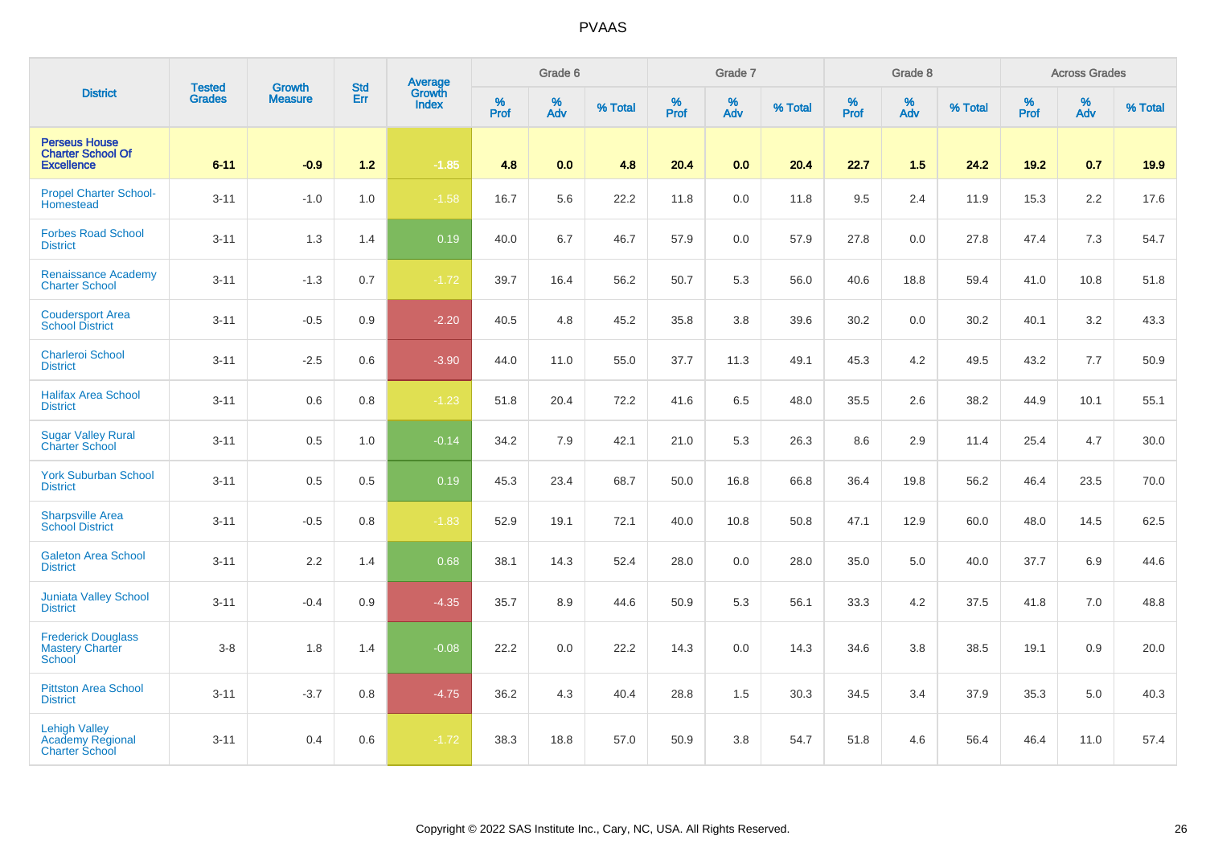# PVAAS

| District | Tested Grades | Growth Measure | Std Err | Average Growth Index | Grade 6 | | | Grade 7 | | | Grade 8 | | | Across Grades | | |
|---|---|---|---|---|---|---|---|---|---|---|---|---|---|---|---|---|
| | | | | | % Prof | % Adv | % Total | % Prof | % Adv | % Total | % Prof | % Adv | % Total | % Prof | % Adv | % Total |
| **Perseus House Charter School Of Excellence** | **6-11** | **-0.9** | **1.2** | **-1.85** | **4.8** | **0.0** | **4.8** | **20.4** | **0.0** | **20.4** | **22.7** | **1.5** | **24.2** | **19.2** | **0.7** | **19.9** |
| Propel Charter School-Homestead | 3-11 | -1.0 | 1.0 | -1.58 | 16.7 | 5.6 | 22.2 | 11.8 | 0.0 | 11.8 | 9.5 | 2.4 | 11.9 | 15.3 | 2.2 | 17.6 |
| Forbes Road School District | 3-11 | 1.3 | 1.4 | 0.19 | 40.0 | 6.7 | 46.7 | 57.9 | 0.0 | 57.9 | 27.8 | 0.0 | 27.8 | 47.4 | 7.3 | 54.7 |
| Renaissance Academy Charter School | 3-11 | -1.3 | 0.7 | -1.72 | 39.7 | 16.4 | 56.2 | 50.7 | 5.3 | 56.0 | 40.6 | 18.8 | 59.4 | 41.0 | 10.8 | 51.8 |
| Coudersport Area School District | 3-11 | -0.5 | 0.9 | -2.20 | 40.5 | 4.8 | 45.2 | 35.8 | 3.8 | 39.6 | 30.2 | 0.0 | 30.2 | 40.1 | 3.2 | 43.3 |
| Charleroi School District | 3-11 | -2.5 | 0.6 | -3.90 | 44.0 | 11.0 | 55.0 | 37.7 | 11.3 | 49.1 | 45.3 | 4.2 | 49.5 | 43.2 | 7.7 | 50.9 |
| Halifax Area School District | 3-11 | 0.6 | 0.8 | -1.23 | 51.8 | 20.4 | 72.2 | 41.6 | 6.5 | 48.0 | 35.5 | 2.6 | 38.2 | 44.9 | 10.1 | 55.1 |
| Sugar Valley Rural Charter School | 3-11 | 0.5 | 1.0 | -0.14 | 34.2 | 7.9 | 42.1 | 21.0 | 5.3 | 26.3 | 8.6 | 2.9 | 11.4 | 25.4 | 4.7 | 30.0 |
| York Suburban School District | 3-11 | 0.5 | 0.5 | 0.19 | 45.3 | 23.4 | 68.7 | 50.0 | 16.8 | 66.8 | 36.4 | 19.8 | 56.2 | 46.4 | 23.5 | 70.0 |
| Sharpsville Area School District | 3-11 | -0.5 | 0.8 | -1.83 | 52.9 | 19.1 | 72.1 | 40.0 | 10.8 | 50.8 | 47.1 | 12.9 | 60.0 | 48.0 | 14.5 | 62.5 |
| Galeton Area School District | 3-11 | 2.2 | 1.4 | 0.68 | 38.1 | 14.3 | 52.4 | 28.0 | 0.0 | 28.0 | 35.0 | 5.0 | 40.0 | 37.7 | 6.9 | 44.6 |
| Juniata Valley School District | 3-11 | -0.4 | 0.9 | -4.35 | 35.7 | 8.9 | 44.6 | 50.9 | 5.3 | 56.1 | 33.3 | 4.2 | 37.5 | 41.8 | 7.0 | 48.8 |
| Frederick Douglass Mastery Charter School | 3-8 | 1.8 | 1.4 | -0.08 | 22.2 | 0.0 | 22.2 | 14.3 | 0.0 | 14.3 | 34.6 | 3.8 | 38.5 | 19.1 | 0.9 | 20.0 |
| Pittston Area School District | 3-11 | -3.7 | 0.8 | -4.75 | 36.2 | 4.3 | 40.4 | 28.8 | 1.5 | 30.3 | 34.5 | 3.4 | 37.9 | 35.3 | 5.0 | 40.3 |
| Lehigh Valley Academy Regional Charter School | 3-11 | 0.4 | 0.6 | -1.72 | 38.3 | 18.8 | 57.0 | 50.9 | 3.8 | 54.7 | 51.8 | 4.6 | 56.4 | 46.4 | 11.0 | 57.4 |

Copyright © 2022 SAS Institute Inc., Cary, NC, USA. All Rights Reserved.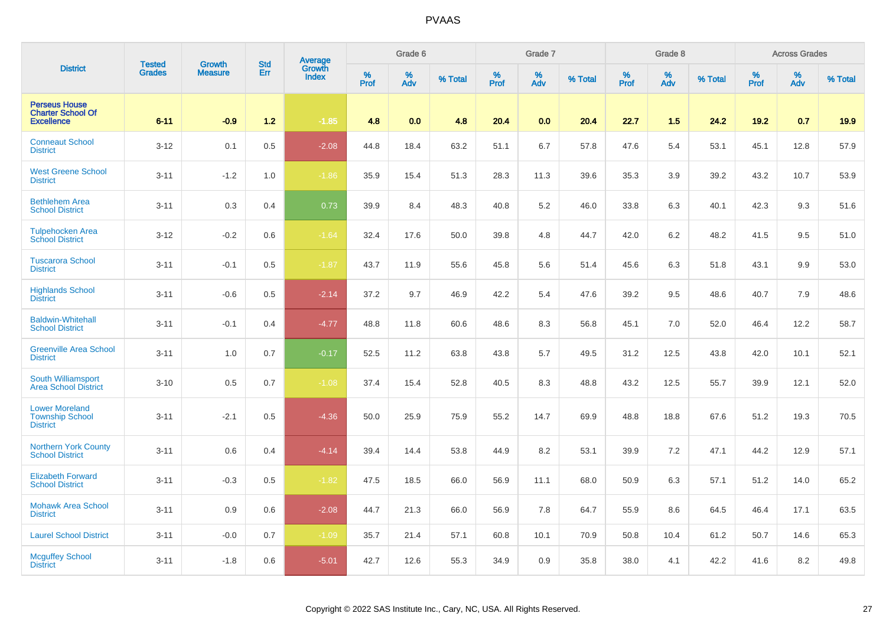# PVAAS

| District | Tested Grades | Growth Measure | Std Err | Average Growth Index | Grade 6 | | | Grade 7 | | | Grade 8 | | | Across Grades | | |
|---|---|---|---|---|---|---|---|---|---|---|---|---|---|---|---|---|
| | | | | | % Prof | % Adv | % Total | % Prof | % Adv | % Total | % Prof | % Adv | % Total | % Prof | % Adv | % Total |
| **Perseus House Charter School Of Excellence** | **6-11** | **-0.9** | **1.2** | **-1.85** | **4.8** | **0.0** | **4.8** | **20.4** | **0.0** | **20.4** | **22.7** | **1.5** | **24.2** | **19.2** | **0.7** | **19.9** |
| Conneaut School District | 3-12 | 0.1 | 0.5 | -2.08 | 44.8 | 18.4 | 63.2 | 51.1 | 6.7 | 57.8 | 47.6 | 5.4 | 53.1 | 45.1 | 12.8 | 57.9 |
| West Greene School District | 3-11 | -1.2 | 1.0 | -1.86 | 35.9 | 15.4 | 51.3 | 28.3 | 11.3 | 39.6 | 35.3 | 3.9 | 39.2 | 43.2 | 10.7 | 53.9 |
| Bethlehem Area School District | 3-11 | 0.3 | 0.4 | 0.73 | 39.9 | 8.4 | 48.3 | 40.8 | 5.2 | 46.0 | 33.8 | 6.3 | 40.1 | 42.3 | 9.3 | 51.6 |
| Tulpehocken Area School District | 3-12 | -0.2 | 0.6 | -1.64 | 32.4 | 17.6 | 50.0 | 39.8 | 4.8 | 44.7 | 42.0 | 6.2 | 48.2 | 41.5 | 9.5 | 51.0 |
| Tuscarora School District | 3-11 | -0.1 | 0.5 | -1.87 | 43.7 | 11.9 | 55.6 | 45.8 | 5.6 | 51.4 | 45.6 | 6.3 | 51.8 | 43.1 | 9.9 | 53.0 |
| Highlands School District | 3-11 | -0.6 | 0.5 | -2.14 | 37.2 | 9.7 | 46.9 | 42.2 | 5.4 | 47.6 | 39.2 | 9.5 | 48.6 | 40.7 | 7.9 | 48.6 |
| Baldwin-Whitehall School District | 3-11 | -0.1 | 0.4 | -4.77 | 48.8 | 11.8 | 60.6 | 48.6 | 8.3 | 56.8 | 45.1 | 7.0 | 52.0 | 46.4 | 12.2 | 58.7 |
| Greenville Area School District | 3-11 | 1.0 | 0.7 | -0.17 | 52.5 | 11.2 | 63.8 | 43.8 | 5.7 | 49.5 | 31.2 | 12.5 | 43.8 | 42.0 | 10.1 | 52.1 |
| South Williamsport Area School District | 3-10 | 0.5 | 0.7 | -1.08 | 37.4 | 15.4 | 52.8 | 40.5 | 8.3 | 48.8 | 43.2 | 12.5 | 55.7 | 39.9 | 12.1 | 52.0 |
| Lower Moreland Township School District | 3-11 | -2.1 | 0.5 | -4.36 | 50.0 | 25.9 | 75.9 | 55.2 | 14.7 | 69.9 | 48.8 | 18.8 | 67.6 | 51.2 | 19.3 | 70.5 |
| Northern York County School District | 3-11 | 0.6 | 0.4 | -4.14 | 39.4 | 14.4 | 53.8 | 44.9 | 8.2 | 53.1 | 39.9 | 7.2 | 47.1 | 44.2 | 12.9 | 57.1 |
| Elizabeth Forward School District | 3-11 | -0.3 | 0.5 | -1.82 | 47.5 | 18.5 | 66.0 | 56.9 | 11.1 | 68.0 | 50.9 | 6.3 | 57.1 | 51.2 | 14.0 | 65.2 |
| Mohawk Area School District | 3-11 | 0.9 | 0.6 | -2.08 | 44.7 | 21.3 | 66.0 | 56.9 | 7.8 | 64.7 | 55.9 | 8.6 | 64.5 | 46.4 | 17.1 | 63.5 |
| Laurel School District | 3-11 | -0.0 | 0.7 | -1.09 | 35.7 | 21.4 | 57.1 | 60.8 | 10.1 | 70.9 | 50.8 | 10.4 | 61.2 | 50.7 | 14.6 | 65.3 |
| Mcguffey School District | 3-11 | -1.8 | 0.6 | -5.01 | 42.7 | 12.6 | 55.3 | 34.9 | 0.9 | 35.8 | 38.0 | 4.1 | 42.2 | 41.6 | 8.2 | 49.8 |

Copyright © 2022 SAS Institute Inc., Cary, NC, USA. All Rights Reserved.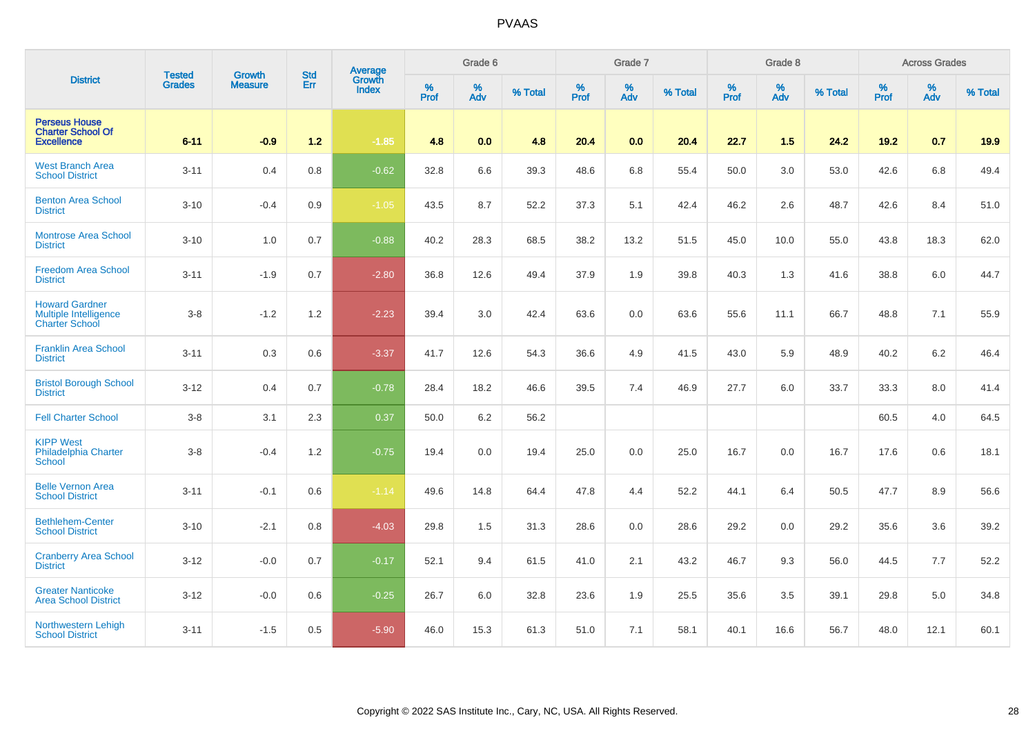# PVAAS

| District | Tested Grades | Growth Measure | Std Err | Average Growth Index | Grade 6 | | | Grade 7 | | | Grade 8 | | | Across Grades | | |
|---|---|---|---|---|---|---|---|---|---|---|---|---|---|---|---|---|
| | | | | | % Prof | % Adv | % Total | % Prof | % Adv | % Total | % Prof | % Adv | % Total | % Prof | % Adv | % Total |
| **Perseus House Charter School Of Excellence** | **6-11** | **-0.9** | **1.2** | **-1.85** | **4.8** | **0.0** | **4.8** | **20.4** | **0.0** | **20.4** | **22.7** | **1.5** | **24.2** | **19.2** | **0.7** | **19.9** |
| West Branch Area School District | 3-11 | 0.4 | 0.8 | -0.62 | 32.8 | 6.6 | 39.3 | 48.6 | 6.8 | 55.4 | 50.0 | 3.0 | 53.0 | 42.6 | 6.8 | 49.4 |
| Benton Area School District | 3-10 | -0.4 | 0.9 | -1.05 | 43.5 | 8.7 | 52.2 | 37.3 | 5.1 | 42.4 | 46.2 | 2.6 | 48.7 | 42.6 | 8.4 | 51.0 |
| Montrose Area School District | 3-10 | 1.0 | 0.7 | -0.88 | 40.2 | 28.3 | 68.5 | 38.2 | 13.2 | 51.5 | 45.0 | 10.0 | 55.0 | 43.8 | 18.3 | 62.0 |
| Freedom Area School District | 3-11 | -1.9 | 0.7 | -2.80 | 36.8 | 12.6 | 49.4 | 37.9 | 1.9 | 39.8 | 40.3 | 1.3 | 41.6 | 38.8 | 6.0 | 44.7 |
| Howard Gardner Multiple Intelligence Charter School | 3-8 | -1.2 | 1.2 | -2.23 | 39.4 | 3.0 | 42.4 | 63.6 | 0.0 | 63.6 | 55.6 | 11.1 | 66.7 | 48.8 | 7.1 | 55.9 |
| Franklin Area School District | 3-11 | 0.3 | 0.6 | -3.37 | 41.7 | 12.6 | 54.3 | 36.6 | 4.9 | 41.5 | 43.0 | 5.9 | 48.9 | 40.2 | 6.2 | 46.4 |
| Bristol Borough School District | 3-12 | 0.4 | 0.7 | -0.78 | 28.4 | 18.2 | 46.6 | 39.5 | 7.4 | 46.9 | 27.7 | 6.0 | 33.7 | 33.3 | 8.0 | 41.4 |
| Fell Charter School | 3-8 | 3.1 | 2.3 | 0.37 | 50.0 | 6.2 | 56.2 | | | | | | | 60.5 | 4.0 | 64.5 |
| KIPP West Philadelphia Charter School | 3-8 | -0.4 | 1.2 | -0.75 | 19.4 | 0.0 | 19.4 | 25.0 | 0.0 | 25.0 | 16.7 | 0.0 | 16.7 | 17.6 | 0.6 | 18.1 |
| Belle Vernon Area School District | 3-11 | -0.1 | 0.6 | -1.14 | 49.6 | 14.8 | 64.4 | 47.8 | 4.4 | 52.2 | 44.1 | 6.4 | 50.5 | 47.7 | 8.9 | 56.6 |
| Bethlehem-Center School District | 3-10 | -2.1 | 0.8 | -4.03 | 29.8 | 1.5 | 31.3 | 28.6 | 0.0 | 28.6 | 29.2 | 0.0 | 29.2 | 35.6 | 3.6 | 39.2 |
| Cranberry Area School District | 3-12 | -0.0 | 0.7 | -0.17 | 52.1 | 9.4 | 61.5 | 41.0 | 2.1 | 43.2 | 46.7 | 9.3 | 56.0 | 44.5 | 7.7 | 52.2 |
| Greater Nanticoke Area School District | 3-12 | -0.0 | 0.6 | -0.25 | 26.7 | 6.0 | 32.8 | 23.6 | 1.9 | 25.5 | 35.6 | 3.5 | 39.1 | 29.8 | 5.0 | 34.8 |
| Northwestern Lehigh School District | 3-11 | -1.5 | 0.5 | -5.90 | 46.0 | 15.3 | 61.3 | 51.0 | 7.1 | 58.1 | 40.1 | 16.6 | 56.7 | 48.0 | 12.1 | 60.1 |

Copyright © 2022 SAS Institute Inc., Cary, NC, USA. All Rights Reserved.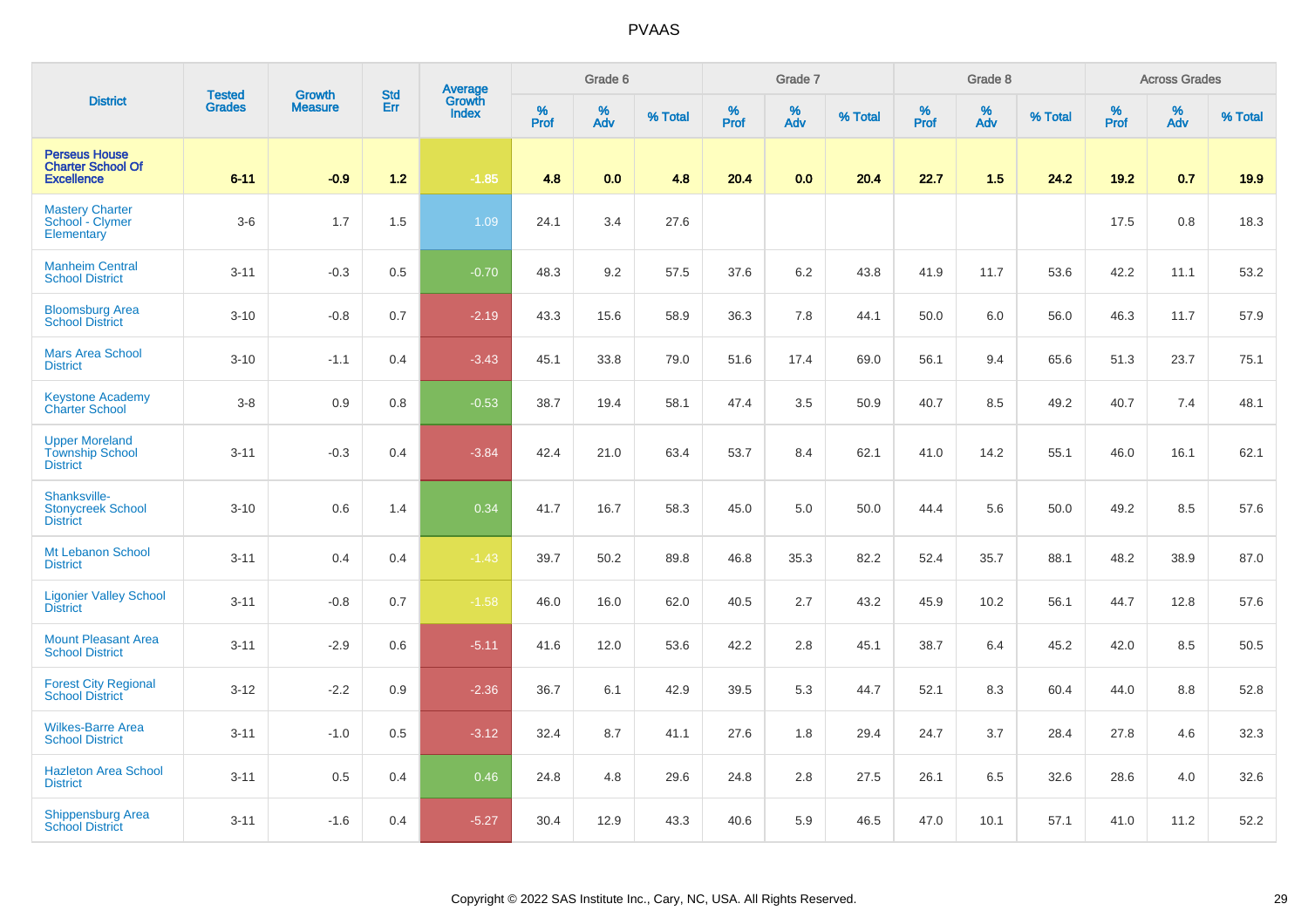# PVAAS

| District | Tested Grades | Growth Measure | Std Err | Average Growth Index | Grade 6 | | | Grade 7 | | | Grade 8 | | | Across Grades | | |
|---|---|---|---|---|---|---|---|---|---|---|---|---|---|---|---|---|
| | | | | | % Prof | % Adv | % Total | % Prof | % Adv | % Total | % Prof | % Adv | % Total | % Prof | % Adv | % Total |
| **Perseus House Charter School Of Excellence** | **6-11** | **-0.9** | **1.2** | **-1.85** | **4.8** | **0.0** | **4.8** | **20.4** | **0.0** | **20.4** | **22.7** | **1.5** | **24.2** | **19.2** | **0.7** | **19.9** |
| Mastery Charter School - Clymer Elementary | 3-6 | 1.7 | 1.5 | 1.09 | 24.1 | 3.4 | 27.6 | | | | | | | 17.5 | 0.8 | 18.3 |
| Manheim Central School District | 3-11 | -0.3 | 0.5 | -0.70 | 48.3 | 9.2 | 57.5 | 37.6 | 6.2 | 43.8 | 41.9 | 11.7 | 53.6 | 42.2 | 11.1 | 53.2 |
| Bloomsburg Area School District | 3-10 | -0.8 | 0.7 | -2.19 | 43.3 | 15.6 | 58.9 | 36.3 | 7.8 | 44.1 | 50.0 | 6.0 | 56.0 | 46.3 | 11.7 | 57.9 |
| Mars Area School District | 3-10 | -1.1 | 0.4 | -3.43 | 45.1 | 33.8 | 79.0 | 51.6 | 17.4 | 69.0 | 56.1 | 9.4 | 65.6 | 51.3 | 23.7 | 75.1 |
| Keystone Academy Charter School | 3-8 | 0.9 | 0.8 | -0.53 | 38.7 | 19.4 | 58.1 | 47.4 | 3.5 | 50.9 | 40.7 | 8.5 | 49.2 | 40.7 | 7.4 | 48.1 |
| Upper Moreland Township School District | 3-11 | -0.3 | 0.4 | -3.84 | 42.4 | 21.0 | 63.4 | 53.7 | 8.4 | 62.1 | 41.0 | 14.2 | 55.1 | 46.0 | 16.1 | 62.1 |
| Shanksville-Stonycreek School District | 3-10 | 0.6 | 1.4 | 0.34 | 41.7 | 16.7 | 58.3 | 45.0 | 5.0 | 50.0 | 44.4 | 5.6 | 50.0 | 49.2 | 8.5 | 57.6 |
| Mt Lebanon School District | 3-11 | 0.4 | 0.4 | -1.43 | 39.7 | 50.2 | 89.8 | 46.8 | 35.3 | 82.2 | 52.4 | 35.7 | 88.1 | 48.2 | 38.9 | 87.0 |
| Ligonier Valley School District | 3-11 | -0.8 | 0.7 | -1.58 | 46.0 | 16.0 | 62.0 | 40.5 | 2.7 | 43.2 | 45.9 | 10.2 | 56.1 | 44.7 | 12.8 | 57.6 |
| Mount Pleasant Area School District | 3-11 | -2.9 | 0.6 | -5.11 | 41.6 | 12.0 | 53.6 | 42.2 | 2.8 | 45.1 | 38.7 | 6.4 | 45.2 | 42.0 | 8.5 | 50.5 |
| Forest City Regional School District | 3-12 | -2.2 | 0.9 | -2.36 | 36.7 | 6.1 | 42.9 | 39.5 | 5.3 | 44.7 | 52.1 | 8.3 | 60.4 | 44.0 | 8.8 | 52.8 |
| Wilkes-Barre Area School District | 3-11 | -1.0 | 0.5 | -3.12 | 32.4 | 8.7 | 41.1 | 27.6 | 1.8 | 29.4 | 24.7 | 3.7 | 28.4 | 27.8 | 4.6 | 32.3 |
| Hazleton Area School District | 3-11 | 0.5 | 0.4 | 0.46 | 24.8 | 4.8 | 29.6 | 24.8 | 2.8 | 27.5 | 26.1 | 6.5 | 32.6 | 28.6 | 4.0 | 32.6 |
| Shippensburg Area School District | 3-11 | -1.6 | 0.4 | -5.27 | 30.4 | 12.9 | 43.3 | 40.6 | 5.9 | 46.5 | 47.0 | 10.1 | 57.1 | 41.0 | 11.2 | 52.2 |

Copyright © 2022 SAS Institute Inc., Cary, NC, USA. All Rights Reserved.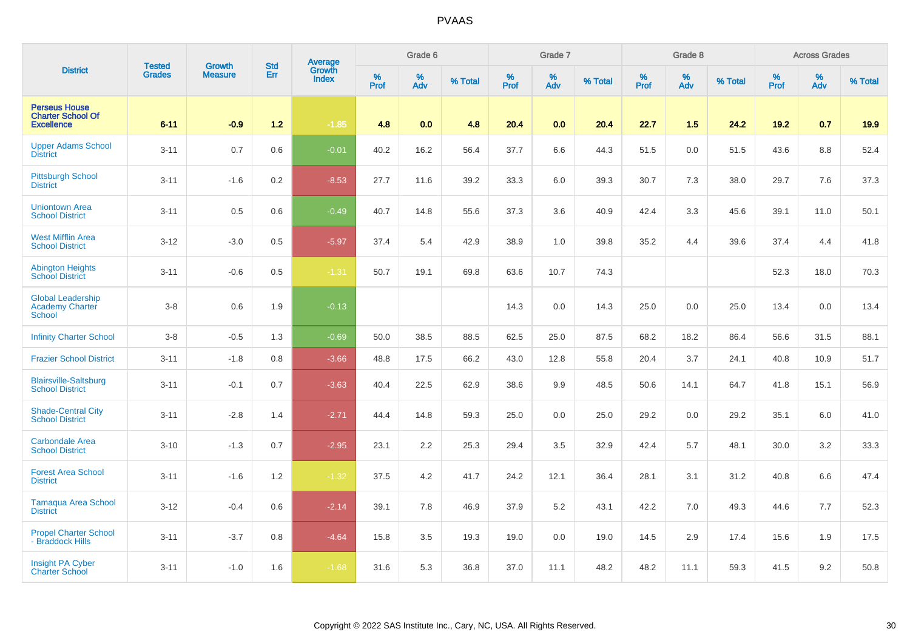# PVAAS

| District | Tested Grades | Growth Measure | Std Err | Average Growth Index | Grade 6 | | | Grade 7 | | | Grade 8 | | | Across Grades | | |
|---|---|---|---|---|---|---|---|---|---|---|---|---|---|---|---|---|
| | | | | | % Prof | % Adv | % Total | % Prof | % Adv | % Total | % Prof | % Adv | % Total | % Prof | % Adv | % Total |
| **Perseus House Charter School Of Excellence** | **6-11** | **-0.9** | **1.2** | **-1.85** | **4.8** | **0.0** | **4.8** | **20.4** | **0.0** | **20.4** | **22.7** | **1.5** | **24.2** | **19.2** | **0.7** | **19.9** |
| Upper Adams School District | 3-11 | 0.7 | 0.6 | -0.01 | 40.2 | 16.2 | 56.4 | 37.7 | 6.6 | 44.3 | 51.5 | 0.0 | 51.5 | 43.6 | 8.8 | 52.4 |
| Pittsburgh School District | 3-11 | -1.6 | 0.2 | -8.53 | 27.7 | 11.6 | 39.2 | 33.3 | 6.0 | 39.3 | 30.7 | 7.3 | 38.0 | 29.7 | 7.6 | 37.3 |
| Uniontown Area School District | 3-11 | 0.5 | 0.6 | -0.49 | 40.7 | 14.8 | 55.6 | 37.3 | 3.6 | 40.9 | 42.4 | 3.3 | 45.6 | 39.1 | 11.0 | 50.1 |
| West Mifflin Area School District | 3-12 | -3.0 | 0.5 | -5.97 | 37.4 | 5.4 | 42.9 | 38.9 | 1.0 | 39.8 | 35.2 | 4.4 | 39.6 | 37.4 | 4.4 | 41.8 |
| Abington Heights School District | 3-11 | -0.6 | 0.5 | -1.31 | 50.7 | 19.1 | 69.8 | 63.6 | 10.7 | 74.3 | | | | 52.3 | 18.0 | 70.3 |
| Global Leadership Academy Charter School | 3-8 | 0.6 | 1.9 | -0.13 | | | | 14.3 | 0.0 | 14.3 | 25.0 | 0.0 | 25.0 | 13.4 | 0.0 | 13.4 |
| Infinity Charter School | 3-8 | -0.5 | 1.3 | -0.69 | 50.0 | 38.5 | 88.5 | 62.5 | 25.0 | 87.5 | 68.2 | 18.2 | 86.4 | 56.6 | 31.5 | 88.1 |
| Frazier School District | 3-11 | -1.8 | 0.8 | -3.66 | 48.8 | 17.5 | 66.2 | 43.0 | 12.8 | 55.8 | 20.4 | 3.7 | 24.1 | 40.8 | 10.9 | 51.7 |
| Blairsville-Saltsburg School District | 3-11 | -0.1 | 0.7 | -3.63 | 40.4 | 22.5 | 62.9 | 38.6 | 9.9 | 48.5 | 50.6 | 14.1 | 64.7 | 41.8 | 15.1 | 56.9 |
| Shade-Central City School District | 3-11 | -2.8 | 1.4 | -2.71 | 44.4 | 14.8 | 59.3 | 25.0 | 0.0 | 25.0 | 29.2 | 0.0 | 29.2 | 35.1 | 6.0 | 41.0 |
| Carbondale Area School District | 3-10 | -1.3 | 0.7 | -2.95 | 23.1 | 2.2 | 25.3 | 29.4 | 3.5 | 32.9 | 42.4 | 5.7 | 48.1 | 30.0 | 3.2 | 33.3 |
| Forest Area School District | 3-11 | -1.6 | 1.2 | -1.32 | 37.5 | 4.2 | 41.7 | 24.2 | 12.1 | 36.4 | 28.1 | 3.1 | 31.2 | 40.8 | 6.6 | 47.4 |
| Tamaqua Area School District | 3-12 | -0.4 | 0.6 | -2.14 | 39.1 | 7.8 | 46.9 | 37.9 | 5.2 | 43.1 | 42.2 | 7.0 | 49.3 | 44.6 | 7.7 | 52.3 |
| Propel Charter School - Braddock Hills | 3-11 | -3.7 | 0.8 | -4.64 | 15.8 | 3.5 | 19.3 | 19.0 | 0.0 | 19.0 | 14.5 | 2.9 | 17.4 | 15.6 | 1.9 | 17.5 |
| Insight PA Cyber Charter School | 3-11 | -1.0 | 1.6 | -1.68 | 31.6 | 5.3 | 36.8 | 37.0 | 11.1 | 48.2 | 48.2 | 11.1 | 59.3 | 41.5 | 9.2 | 50.8 |

Copyright © 2022 SAS Institute Inc., Cary, NC, USA. All Rights Reserved.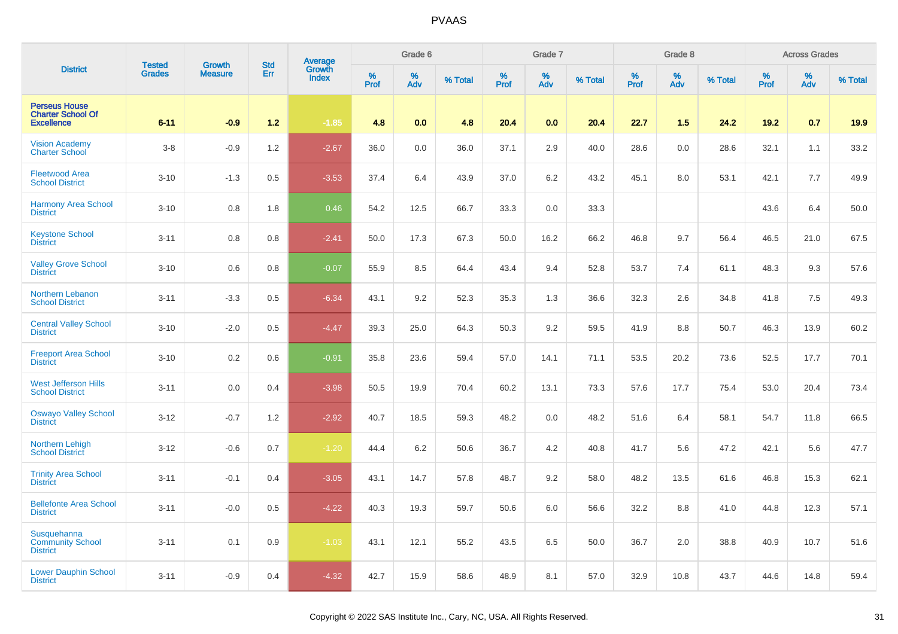# PVAAS

| District | Tested Grades | Growth Measure | Std Err | Average Growth Index | Grade 6 | | | Grade 7 | | | Grade 8 | | | Across Grades | | |
|---|---|---|---|---|---|---|---|---|---|---|---|---|---|---|---|---|
| | | | | | % Prof | % Adv | % Total | % Prof | % Adv | % Total | % Prof | % Adv | % Total | % Prof | % Adv | % Total |
| **Perseus House Charter School Of Excellence** | **6-11** | **-0.9** | **1.2** | **-1.85** | **4.8** | **0.0** | **4.8** | **20.4** | **0.0** | **20.4** | **22.7** | **1.5** | **24.2** | **19.2** | **0.7** | **19.9** |
| Vision Academy Charter School | 3-8 | -0.9 | 1.2 | -2.67 | 36.0 | 0.0 | 36.0 | 37.1 | 2.9 | 40.0 | 28.6 | 0.0 | 28.6 | 32.1 | 1.1 | 33.2 |
| Fleetwood Area School District | 3-10 | -1.3 | 0.5 | -3.53 | 37.4 | 6.4 | 43.9 | 37.0 | 6.2 | 43.2 | 45.1 | 8.0 | 53.1 | 42.1 | 7.7 | 49.9 |
| Harmony Area School District | 3-10 | 0.8 | 1.8 | 0.46 | 54.2 | 12.5 | 66.7 | 33.3 | 0.0 | 33.3 | | | | 43.6 | 6.4 | 50.0 |
| Keystone School District | 3-11 | 0.8 | 0.8 | -2.41 | 50.0 | 17.3 | 67.3 | 50.0 | 16.2 | 66.2 | 46.8 | 9.7 | 56.4 | 46.5 | 21.0 | 67.5 |
| Valley Grove School District | 3-10 | 0.6 | 0.8 | -0.07 | 55.9 | 8.5 | 64.4 | 43.4 | 9.4 | 52.8 | 53.7 | 7.4 | 61.1 | 48.3 | 9.3 | 57.6 |
| Northern Lebanon School District | 3-11 | -3.3 | 0.5 | -6.34 | 43.1 | 9.2 | 52.3 | 35.3 | 1.3 | 36.6 | 32.3 | 2.6 | 34.8 | 41.8 | 7.5 | 49.3 |
| Central Valley School District | 3-10 | -2.0 | 0.5 | -4.47 | 39.3 | 25.0 | 64.3 | 50.3 | 9.2 | 59.5 | 41.9 | 8.8 | 50.7 | 46.3 | 13.9 | 60.2 |
| Freeport Area School District | 3-10 | 0.2 | 0.6 | -0.91 | 35.8 | 23.6 | 59.4 | 57.0 | 14.1 | 71.1 | 53.5 | 20.2 | 73.6 | 52.5 | 17.7 | 70.1 |
| West Jefferson Hills School District | 3-11 | 0.0 | 0.4 | -3.98 | 50.5 | 19.9 | 70.4 | 60.2 | 13.1 | 73.3 | 57.6 | 17.7 | 75.4 | 53.0 | 20.4 | 73.4 |
| Oswayo Valley School District | 3-12 | -0.7 | 1.2 | -2.92 | 40.7 | 18.5 | 59.3 | 48.2 | 0.0 | 48.2 | 51.6 | 6.4 | 58.1 | 54.7 | 11.8 | 66.5 |
| Northern Lehigh School District | 3-12 | -0.6 | 0.7 | -1.20 | 44.4 | 6.2 | 50.6 | 36.7 | 4.2 | 40.8 | 41.7 | 5.6 | 47.2 | 42.1 | 5.6 | 47.7 |
| Trinity Area School District | 3-11 | -0.1 | 0.4 | -3.05 | 43.1 | 14.7 | 57.8 | 48.7 | 9.2 | 58.0 | 48.2 | 13.5 | 61.6 | 46.8 | 15.3 | 62.1 |
| Bellefonte Area School District | 3-11 | -0.0 | 0.5 | -4.22 | 40.3 | 19.3 | 59.7 | 50.6 | 6.0 | 56.6 | 32.2 | 8.8 | 41.0 | 44.8 | 12.3 | 57.1 |
| Susquehanna Community School District | 3-11 | 0.1 | 0.9 | -1.03 | 43.1 | 12.1 | 55.2 | 43.5 | 6.5 | 50.0 | 36.7 | 2.0 | 38.8 | 40.9 | 10.7 | 51.6 |
| Lower Dauphin School District | 3-11 | -0.9 | 0.4 | -4.32 | 42.7 | 15.9 | 58.6 | 48.9 | 8.1 | 57.0 | 32.9 | 10.8 | 43.7 | 44.6 | 14.8 | 59.4 |

Copyright © 2022 SAS Institute Inc., Cary, NC, USA. All Rights Reserved.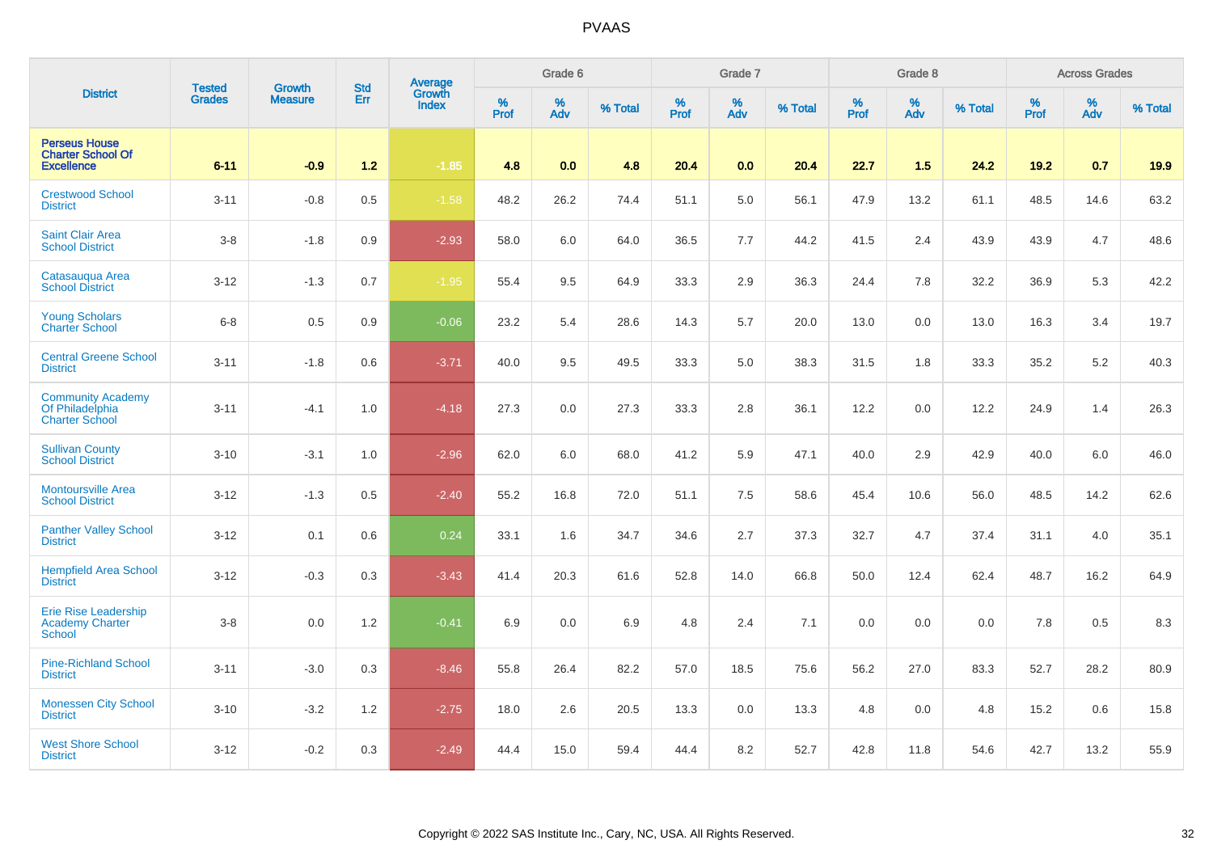# PVAAS

| District | Tested Grades | Growth Measure | Std Err | Average Growth Index | Grade 6 | | | Grade 7 | | | Grade 8 | | | Across Grades | | |
|---|---|---|---|---|---|---|---|---|---|---|---|---|---|---|---|---|
| | | | | | % Prof | % Adv | % Total | % Prof | % Adv | % Total | % Prof | % Adv | % Total | % Prof | % Adv | % Total |
| **Perseus House Charter School Of Excellence** | **6-11** | **-0.9** | **1.2** | **-1.85** | **4.8** | **0.0** | **4.8** | **20.4** | **0.0** | **20.4** | **22.7** | **1.5** | **24.2** | **19.2** | **0.7** | **19.9** |
| Crestwood School District | 3-11 | -0.8 | 0.5 | -1.58 | 48.2 | 26.2 | 74.4 | 51.1 | 5.0 | 56.1 | 47.9 | 13.2 | 61.1 | 48.5 | 14.6 | 63.2 |
| Saint Clair Area School District | 3-8 | -1.8 | 0.9 | -2.93 | 58.0 | 6.0 | 64.0 | 36.5 | 7.7 | 44.2 | 41.5 | 2.4 | 43.9 | 43.9 | 4.7 | 48.6 |
| Catasauqua Area School District | 3-12 | -1.3 | 0.7 | -1.95 | 55.4 | 9.5 | 64.9 | 33.3 | 2.9 | 36.3 | 24.4 | 7.8 | 32.2 | 36.9 | 5.3 | 42.2 |
| Young Scholars Charter School | 6-8 | 0.5 | 0.9 | -0.06 | 23.2 | 5.4 | 28.6 | 14.3 | 5.7 | 20.0 | 13.0 | 0.0 | 13.0 | 16.3 | 3.4 | 19.7 |
| Central Greene School District | 3-11 | -1.8 | 0.6 | -3.71 | 40.0 | 9.5 | 49.5 | 33.3 | 5.0 | 38.3 | 31.5 | 1.8 | 33.3 | 35.2 | 5.2 | 40.3 |
| Community Academy Of Philadelphia Charter School | 3-11 | -4.1 | 1.0 | -4.18 | 27.3 | 0.0 | 27.3 | 33.3 | 2.8 | 36.1 | 12.2 | 0.0 | 12.2 | 24.9 | 1.4 | 26.3 |
| Sullivan County School District | 3-10 | -3.1 | 1.0 | -2.96 | 62.0 | 6.0 | 68.0 | 41.2 | 5.9 | 47.1 | 40.0 | 2.9 | 42.9 | 40.0 | 6.0 | 46.0 |
| Montoursville Area School District | 3-12 | -1.3 | 0.5 | -2.40 | 55.2 | 16.8 | 72.0 | 51.1 | 7.5 | 58.6 | 45.4 | 10.6 | 56.0 | 48.5 | 14.2 | 62.6 |
| Panther Valley School District | 3-12 | 0.1 | 0.6 | 0.24 | 33.1 | 1.6 | 34.7 | 34.6 | 2.7 | 37.3 | 32.7 | 4.7 | 37.4 | 31.1 | 4.0 | 35.1 |
| Hempfield Area School District | 3-12 | -0.3 | 0.3 | -3.43 | 41.4 | 20.3 | 61.6 | 52.8 | 14.0 | 66.8 | 50.0 | 12.4 | 62.4 | 48.7 | 16.2 | 64.9 |
| Erie Rise Leadership Academy Charter School | 3-8 | 0.0 | 1.2 | -0.41 | 6.9 | 0.0 | 6.9 | 4.8 | 2.4 | 7.1 | 0.0 | 0.0 | 0.0 | 7.8 | 0.5 | 8.3 |
| Pine-Richland School District | 3-11 | -3.0 | 0.3 | -8.46 | 55.8 | 26.4 | 82.2 | 57.0 | 18.5 | 75.6 | 56.2 | 27.0 | 83.3 | 52.7 | 28.2 | 80.9 |
| Monessen City School District | 3-10 | -3.2 | 1.2 | -2.75 | 18.0 | 2.6 | 20.5 | 13.3 | 0.0 | 13.3 | 4.8 | 0.0 | 4.8 | 15.2 | 0.6 | 15.8 |
| West Shore School District | 3-12 | -0.2 | 0.3 | -2.49 | 44.4 | 15.0 | 59.4 | 44.4 | 8.2 | 52.7 | 42.8 | 11.8 | 54.6 | 42.7 | 13.2 | 55.9 |

Copyright © 2022 SAS Institute Inc., Cary, NC, USA. All Rights Reserved.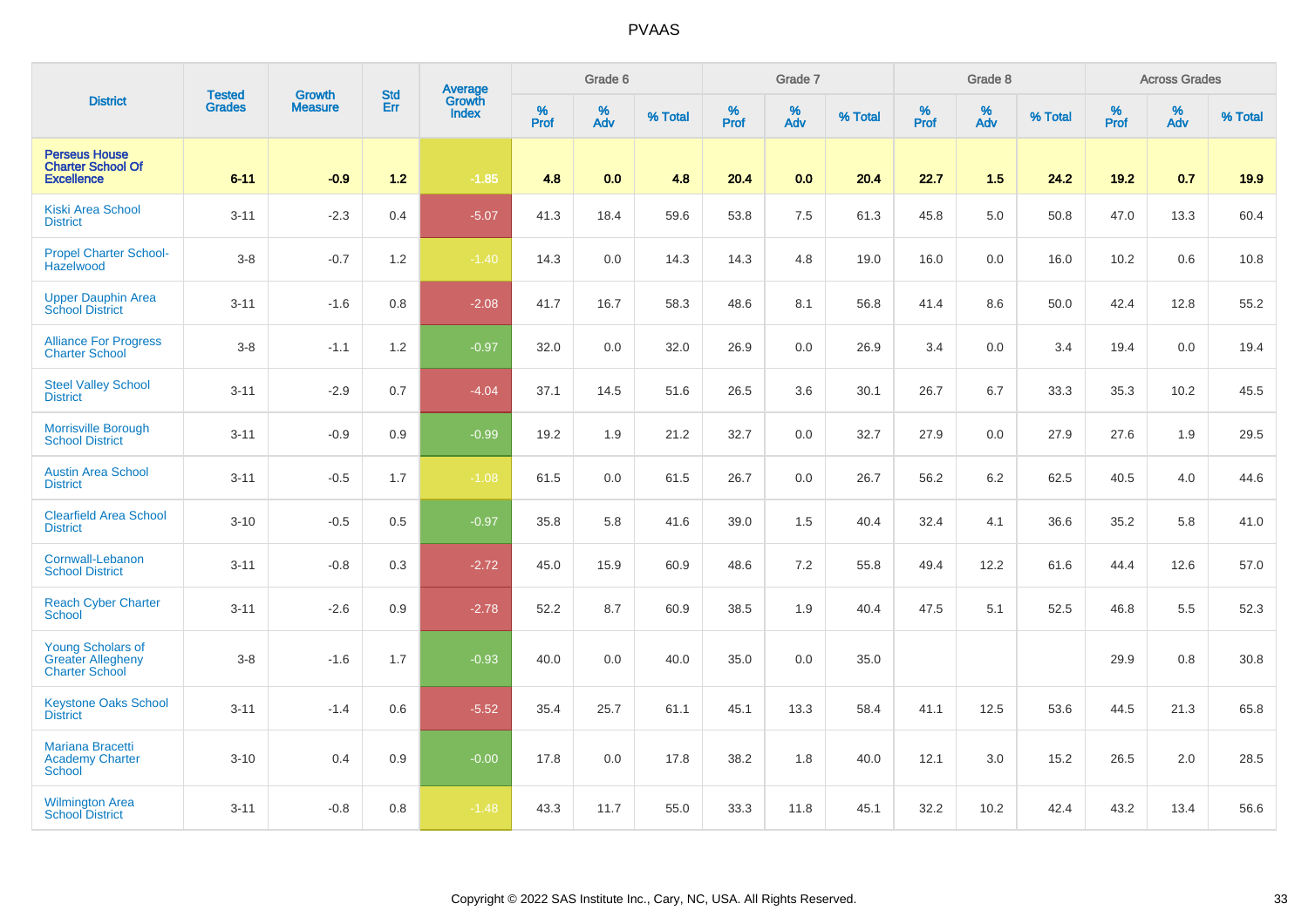# PVAAS

| District | Tested Grades | Growth Measure | Std Err | Average Growth Index | Grade 6 | | | Grade 7 | | | Grade 8 | | | Across Grades | | |
|---|---|---|---|---|---|---|---|---|---|---|---|---|---|---|---|---|
| | | | | | % Prof | % Adv | % Total | % Prof | % Adv | % Total | % Prof | % Adv | % Total | % Prof | % Adv | % Total |
| **Perseus House Charter School Of Excellence** | **6-11** | **-0.9** | **1.2** | **-1.85** | **4.8** | **0.0** | **4.8** | **20.4** | **0.0** | **20.4** | **22.7** | **1.5** | **24.2** | **19.2** | **0.7** | **19.9** |
| Kiski Area School District | 3-11 | -2.3 | 0.4 | -5.07 | 41.3 | 18.4 | 59.6 | 53.8 | 7.5 | 61.3 | 45.8 | 5.0 | 50.8 | 47.0 | 13.3 | 60.4 |
| Propel Charter School-Hazelwood | 3-8 | -0.7 | 1.2 | -1.40 | 14.3 | 0.0 | 14.3 | 14.3 | 4.8 | 19.0 | 16.0 | 0.0 | 16.0 | 10.2 | 0.6 | 10.8 |
| Upper Dauphin Area School District | 3-11 | -1.6 | 0.8 | -2.08 | 41.7 | 16.7 | 58.3 | 48.6 | 8.1 | 56.8 | 41.4 | 8.6 | 50.0 | 42.4 | 12.8 | 55.2 |
| Alliance For Progress Charter School | 3-8 | -1.1 | 1.2 | -0.97 | 32.0 | 0.0 | 32.0 | 26.9 | 0.0 | 26.9 | 3.4 | 0.0 | 3.4 | 19.4 | 0.0 | 19.4 |
| Steel Valley School District | 3-11 | -2.9 | 0.7 | -4.04 | 37.1 | 14.5 | 51.6 | 26.5 | 3.6 | 30.1 | 26.7 | 6.7 | 33.3 | 35.3 | 10.2 | 45.5 |
| Morrisville Borough School District | 3-11 | -0.9 | 0.9 | -0.99 | 19.2 | 1.9 | 21.2 | 32.7 | 0.0 | 32.7 | 27.9 | 0.0 | 27.9 | 27.6 | 1.9 | 29.5 |
| Austin Area School District | 3-11 | -0.5 | 1.7 | -1.08 | 61.5 | 0.0 | 61.5 | 26.7 | 0.0 | 26.7 | 56.2 | 6.2 | 62.5 | 40.5 | 4.0 | 44.6 |
| Clearfield Area School District | 3-10 | -0.5 | 0.5 | -0.97 | 35.8 | 5.8 | 41.6 | 39.0 | 1.5 | 40.4 | 32.4 | 4.1 | 36.6 | 35.2 | 5.8 | 41.0 |
| Cornwall-Lebanon School District | 3-11 | -0.8 | 0.3 | -2.72 | 45.0 | 15.9 | 60.9 | 48.6 | 7.2 | 55.8 | 49.4 | 12.2 | 61.6 | 44.4 | 12.6 | 57.0 |
| Reach Cyber Charter School | 3-11 | -2.6 | 0.9 | -2.78 | 52.2 | 8.7 | 60.9 | 38.5 | 1.9 | 40.4 | 47.5 | 5.1 | 52.5 | 46.8 | 5.5 | 52.3 |
| Young Scholars of Greater Allegheny Charter School | 3-8 | -1.6 | 1.7 | -0.93 | 40.0 | 0.0 | 40.0 | 35.0 | 0.0 | 35.0 | | | | 29.9 | 0.8 | 30.8 |
| Keystone Oaks School District | 3-11 | -1.4 | 0.6 | -5.52 | 35.4 | 25.7 | 61.1 | 45.1 | 13.3 | 58.4 | 41.1 | 12.5 | 53.6 | 44.5 | 21.3 | 65.8 |
| Mariana Bracetti Academy Charter School | 3-10 | 0.4 | 0.9 | -0.00 | 17.8 | 0.0 | 17.8 | 38.2 | 1.8 | 40.0 | 12.1 | 3.0 | 15.2 | 26.5 | 2.0 | 28.5 |
| Wilmington Area School District | 3-11 | -0.8 | 0.8 | -1.48 | 43.3 | 11.7 | 55.0 | 33.3 | 11.8 | 45.1 | 32.2 | 10.2 | 42.4 | 43.2 | 13.4 | 56.6 |

Copyright © 2022 SAS Institute Inc., Cary, NC, USA. All Rights Reserved.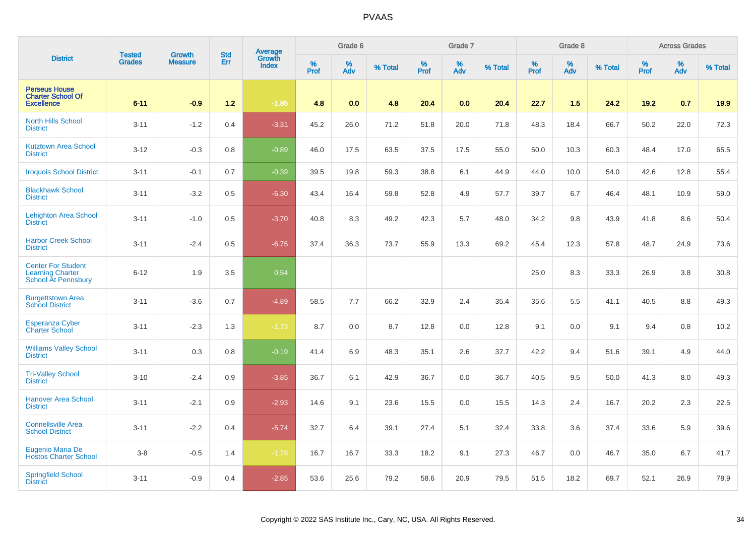# PVAAS

| District | Tested Grades | Growth Measure | Std Err | Average Growth Index | Grade 6 | | | Grade 7 | | | Grade 8 | | | Across Grades | | |
|---|---|---|---|---|---|---|---|---|---|---|---|---|---|---|---|---|
| | | | | | % Prof | % Adv | % Total | % Prof | % Adv | % Total | % Prof | % Adv | % Total | % Prof | % Adv | % Total |
| Perseus House Charter School Of Excellence | 6-11 | -0.9 | 1.2 | -1.85 | 4.8 | 0.0 | 4.8 | 20.4 | 0.0 | 20.4 | 22.7 | 1.5 | 24.2 | 19.2 | 0.7 | 19.9 |
| North Hills School District | 3-11 | -1.2 | 0.4 | -3.31 | 45.2 | 26.0 | 71.2 | 51.8 | 20.0 | 71.8 | 48.3 | 18.4 | 66.7 | 50.2 | 22.0 | 72.3 |
| Kutztown Area School District | 3-12 | -0.3 | 0.8 | -0.89 | 46.0 | 17.5 | 63.5 | 37.5 | 17.5 | 55.0 | 50.0 | 10.3 | 60.3 | 48.4 | 17.0 | 65.5 |
| Iroquois School District | 3-11 | -0.1 | 0.7 | -0.39 | 39.5 | 19.8 | 59.3 | 38.8 | 6.1 | 44.9 | 44.0 | 10.0 | 54.0 | 42.6 | 12.8 | 55.4 |
| Blackhawk School District | 3-11 | -3.2 | 0.5 | -6.30 | 43.4 | 16.4 | 59.8 | 52.8 | 4.9 | 57.7 | 39.7 | 6.7 | 46.4 | 48.1 | 10.9 | 59.0 |
| Lehighton Area School District | 3-11 | -1.0 | 0.5 | -3.70 | 40.8 | 8.3 | 49.2 | 42.3 | 5.7 | 48.0 | 34.2 | 9.8 | 43.9 | 41.8 | 8.6 | 50.4 |
| Harbor Creek School District | 3-11 | -2.4 | 0.5 | -6.75 | 37.4 | 36.3 | 73.7 | 55.9 | 13.3 | 69.2 | 45.4 | 12.3 | 57.8 | 48.7 | 24.9 | 73.6 |
| Center For Student Learning Charter School At Pennsbury | 6-12 | 1.9 | 3.5 | 0.54 | | | | | | | 25.0 | 8.3 | 33.3 | 26.9 | 3.8 | 30.8 |
| Burgettstown Area School District | 3-11 | -3.6 | 0.7 | -4.89 | 58.5 | 7.7 | 66.2 | 32.9 | 2.4 | 35.4 | 35.6 | 5.5 | 41.1 | 40.5 | 8.8 | 49.3 |
| Esperanza Cyber Charter School | 3-11 | -2.3 | 1.3 | -1.73 | 8.7 | 0.0 | 8.7 | 12.8 | 0.0 | 12.8 | 9.1 | 0.0 | 9.1 | 9.4 | 0.8 | 10.2 |
| Williams Valley School District | 3-11 | 0.3 | 0.8 | -0.19 | 41.4 | 6.9 | 48.3 | 35.1 | 2.6 | 37.7 | 42.2 | 9.4 | 51.6 | 39.1 | 4.9 | 44.0 |
| Tri-Valley School District | 3-10 | -2.4 | 0.9 | -3.85 | 36.7 | 6.1 | 42.9 | 36.7 | 0.0 | 36.7 | 40.5 | 9.5 | 50.0 | 41.3 | 8.0 | 49.3 |
| Hanover Area School District | 3-11 | -2.1 | 0.9 | -2.93 | 14.6 | 9.1 | 23.6 | 15.5 | 0.0 | 15.5 | 14.3 | 2.4 | 16.7 | 20.2 | 2.3 | 22.5 |
| Connellsville Area School District | 3-11 | -2.2 | 0.4 | -5.74 | 32.7 | 6.4 | 39.1 | 27.4 | 5.1 | 32.4 | 33.8 | 3.6 | 37.4 | 33.6 | 5.9 | 39.6 |
| Eugenio Maria De Hostos Charter School | 3-8 | -0.5 | 1.4 | -1.78 | 16.7 | 16.7 | 33.3 | 18.2 | 9.1 | 27.3 | 46.7 | 0.0 | 46.7 | 35.0 | 6.7 | 41.7 |
| Springfield School District | 3-11 | -0.9 | 0.4 | -2.85 | 53.6 | 25.6 | 79.2 | 58.6 | 20.9 | 79.5 | 51.5 | 18.2 | 69.7 | 52.1 | 26.9 | 78.9 |

Copyright © 2022 SAS Institute Inc., Cary, NC, USA. All Rights Reserved.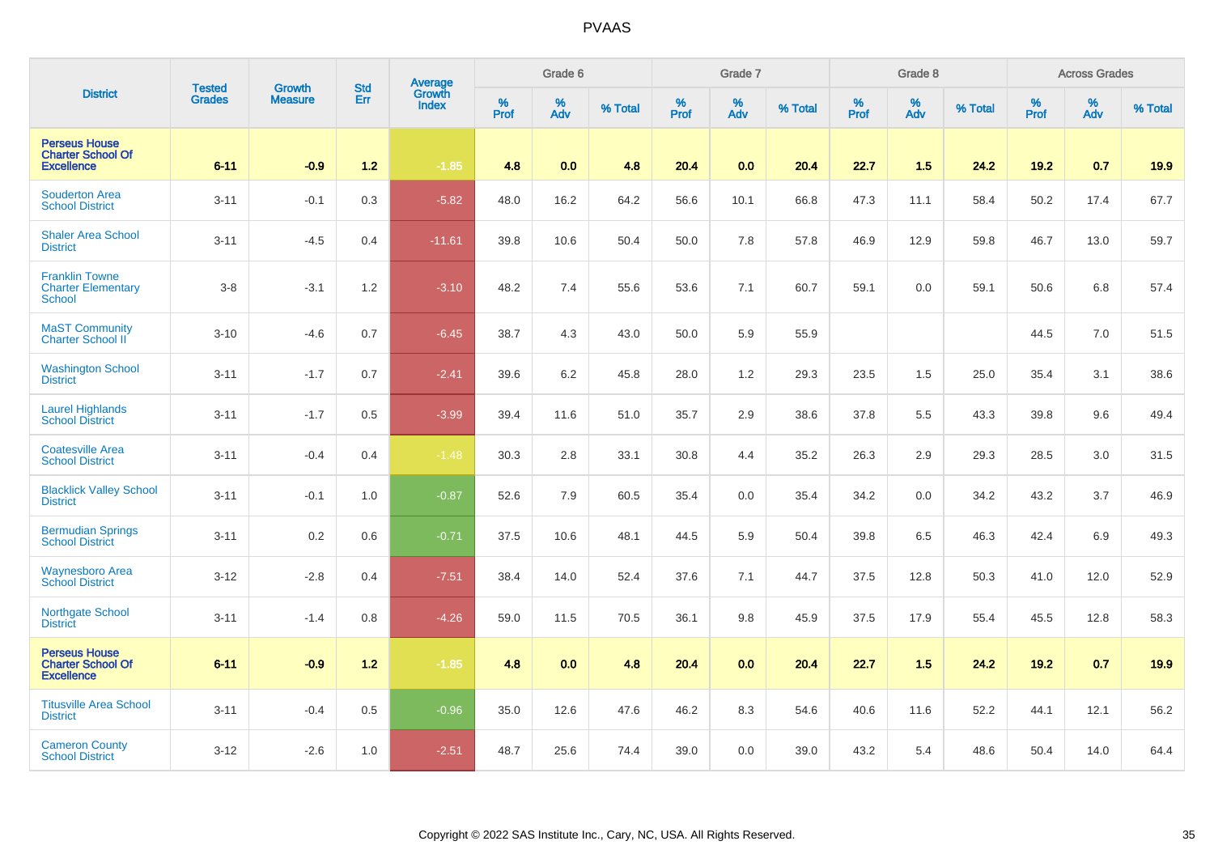# PVAAS

| District | Tested Grades | Growth Measure | Std Err | Average Growth Index | Grade 6 | | | Grade 7 | | | Grade 8 | | | Across Grades | | |
|---|---|---|---|---|---|---|---|---|---|---|---|---|---|---|---|---|
| | | | | | % Prof | % Adv | % Total | % Prof | % Adv | % Total | % Prof | % Adv | % Total | % Prof | % Adv | % Total |
| **Perseus House Charter School Of Excellence** | **6-11** | **-0.9** | **1.2** | **-1.85** | **4.8** | **0.0** | **4.8** | **20.4** | **0.0** | **20.4** | **22.7** | **1.5** | **24.2** | **19.2** | **0.7** | **19.9** |
| Souderton Area School District | 3-11 | -0.1 | 0.3 | -5.82 | 48.0 | 16.2 | 64.2 | 56.6 | 10.1 | 66.8 | 47.3 | 11.1 | 58.4 | 50.2 | 17.4 | 67.7 |
| Shaler Area School District | 3-11 | -4.5 | 0.4 | -11.61 | 39.8 | 10.6 | 50.4 | 50.0 | 7.8 | 57.8 | 46.9 | 12.9 | 59.8 | 46.7 | 13.0 | 59.7 |
| Franklin Towne Charter Elementary School | 3-8 | -3.1 | 1.2 | -3.10 | 48.2 | 7.4 | 55.6 | 53.6 | 7.1 | 60.7 | 59.1 | 0.0 | 59.1 | 50.6 | 6.8 | 57.4 |
| MaST Community Charter School II | 3-10 | -4.6 | 0.7 | -6.45 | 38.7 | 4.3 | 43.0 | 50.0 | 5.9 | 55.9 | | | | 44.5 | 7.0 | 51.5 |
| Washington School District | 3-11 | -1.7 | 0.7 | -2.41 | 39.6 | 6.2 | 45.8 | 28.0 | 1.2 | 29.3 | 23.5 | 1.5 | 25.0 | 35.4 | 3.1 | 38.6 |
| Laurel Highlands School District | 3-11 | -1.7 | 0.5 | -3.99 | 39.4 | 11.6 | 51.0 | 35.7 | 2.9 | 38.6 | 37.8 | 5.5 | 43.3 | 39.8 | 9.6 | 49.4 |
| Coatesville Area School District | 3-11 | -0.4 | 0.4 | -1.48 | 30.3 | 2.8 | 33.1 | 30.8 | 4.4 | 35.2 | 26.3 | 2.9 | 29.3 | 28.5 | 3.0 | 31.5 |
| Blacklick Valley School District | 3-11 | -0.1 | 1.0 | -0.87 | 52.6 | 7.9 | 60.5 | 35.4 | 0.0 | 35.4 | 34.2 | 0.0 | 34.2 | 43.2 | 3.7 | 46.9 |
| Bermudian Springs School District | 3-11 | 0.2 | 0.6 | -0.71 | 37.5 | 10.6 | 48.1 | 44.5 | 5.9 | 50.4 | 39.8 | 6.5 | 46.3 | 42.4 | 6.9 | 49.3 |
| Waynesboro Area School District | 3-12 | -2.8 | 0.4 | -7.51 | 38.4 | 14.0 | 52.4 | 37.6 | 7.1 | 44.7 | 37.5 | 12.8 | 50.3 | 41.0 | 12.0 | 52.9 |
| Northgate School District | 3-11 | -1.4 | 0.8 | -4.26 | 59.0 | 11.5 | 70.5 | 36.1 | 9.8 | 45.9 | 37.5 | 17.9 | 55.4 | 45.5 | 12.8 | 58.3 |
| **Perseus House Charter School Of Excellence** | **6-11** | **-0.9** | **1.2** | **-1.85** | **4.8** | **0.0** | **4.8** | **20.4** | **0.0** | **20.4** | **22.7** | **1.5** | **24.2** | **19.2** | **0.7** | **19.9** |
| Titusville Area School District | 3-11 | -0.4 | 0.5 | -0.96 | 35.0 | 12.6 | 47.6 | 46.2 | 8.3 | 54.6 | 40.6 | 11.6 | 52.2 | 44.1 | 12.1 | 56.2 |
| Cameron County School District | 3-12 | -2.6 | 1.0 | -2.51 | 48.7 | 25.6 | 74.4 | 39.0 | 0.0 | 39.0 | 43.2 | 5.4 | 48.6 | 50.4 | 14.0 | 64.4 |

Copyright © 2022 SAS Institute Inc., Cary, NC, USA. All Rights Reserved.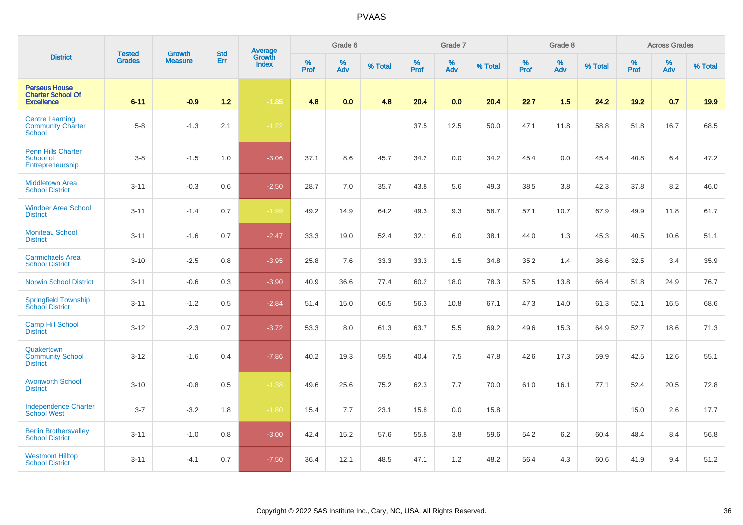# PVAAS

| District | Tested Grades | Growth Measure | Std Err | Average Growth Index | Grade 6 | | | Grade 7 | | | Grade 8 | | | Across Grades | | |
|---|---|---|---|---|---|---|---|---|---|---|---|---|---|---|---|---|
| | | | | | % Prof | % Adv | % Total | % Prof | % Adv | % Total | % Prof | % Adv | % Total | % Prof | % Adv | % Total |
| **Perseus House Charter School Of Excellence** | **6-11** | **-0.9** | **1.2** | **-1.85** | **4.8** | **0.0** | **4.8** | **20.4** | **0.0** | **20.4** | **22.7** | **1.5** | **24.2** | **19.2** | **0.7** | **19.9** |
| Centre Learning Community Charter School | 5-8 | -1.3 | 2.1 | -1.22 | | | | 37.5 | 12.5 | 50.0 | 47.1 | 11.8 | 58.8 | 51.8 | 16.7 | 68.5 |
| Penn Hills Charter School of Entrepreneurship | 3-8 | -1.5 | 1.0 | -3.06 | 37.1 | 8.6 | 45.7 | 34.2 | 0.0 | 34.2 | 45.4 | 0.0 | 45.4 | 40.8 | 6.4 | 47.2 |
| Middletown Area School District | 3-11 | -0.3 | 0.6 | -2.50 | 28.7 | 7.0 | 35.7 | 43.8 | 5.6 | 49.3 | 38.5 | 3.8 | 42.3 | 37.8 | 8.2 | 46.0 |
| Windber Area School District | 3-11 | -1.4 | 0.7 | -1.99 | 49.2 | 14.9 | 64.2 | 49.3 | 9.3 | 58.7 | 57.1 | 10.7 | 67.9 | 49.9 | 11.8 | 61.7 |
| Moniteau School District | 3-11 | -1.6 | 0.7 | -2.47 | 33.3 | 19.0 | 52.4 | 32.1 | 6.0 | 38.1 | 44.0 | 1.3 | 45.3 | 40.5 | 10.6 | 51.1 |
| Carmichaels Area School District | 3-10 | -2.5 | 0.8 | -3.95 | 25.8 | 7.6 | 33.3 | 33.3 | 1.5 | 34.8 | 35.2 | 1.4 | 36.6 | 32.5 | 3.4 | 35.9 |
| Norwin School District | 3-11 | -0.6 | 0.3 | -3.90 | 40.9 | 36.6 | 77.4 | 60.2 | 18.0 | 78.3 | 52.5 | 13.8 | 66.4 | 51.8 | 24.9 | 76.7 |
| Springfield Township School District | 3-11 | -1.2 | 0.5 | -2.84 | 51.4 | 15.0 | 66.5 | 56.3 | 10.8 | 67.1 | 47.3 | 14.0 | 61.3 | 52.1 | 16.5 | 68.6 |
| Camp Hill School District | 3-12 | -2.3 | 0.7 | -3.72 | 53.3 | 8.0 | 61.3 | 63.7 | 5.5 | 69.2 | 49.6 | 15.3 | 64.9 | 52.7 | 18.6 | 71.3 |
| Quakertown Community School District | 3-12 | -1.6 | 0.4 | -7.86 | 40.2 | 19.3 | 59.5 | 40.4 | 7.5 | 47.8 | 42.6 | 17.3 | 59.9 | 42.5 | 12.6 | 55.1 |
| Avonworth School District | 3-10 | -0.8 | 0.5 | -1.38 | 49.6 | 25.6 | 75.2 | 62.3 | 7.7 | 70.0 | 61.0 | 16.1 | 77.1 | 52.4 | 20.5 | 72.8 |
| Independence Charter School West | 3-7 | -3.2 | 1.8 | -1.80 | 15.4 | 7.7 | 23.1 | 15.8 | 0.0 | 15.8 | | | | 15.0 | 2.6 | 17.7 |
| Berlin Brothersvalley School District | 3-11 | -1.0 | 0.8 | -3.00 | 42.4 | 15.2 | 57.6 | 55.8 | 3.8 | 59.6 | 54.2 | 6.2 | 60.4 | 48.4 | 8.4 | 56.8 |
| Westmont Hilltop School District | 3-11 | -4.1 | 0.7 | -7.50 | 36.4 | 12.1 | 48.5 | 47.1 | 1.2 | 48.2 | 56.4 | 4.3 | 60.6 | 41.9 | 9.4 | 51.2 |

Copyright © 2022 SAS Institute Inc., Cary, NC, USA. All Rights Reserved.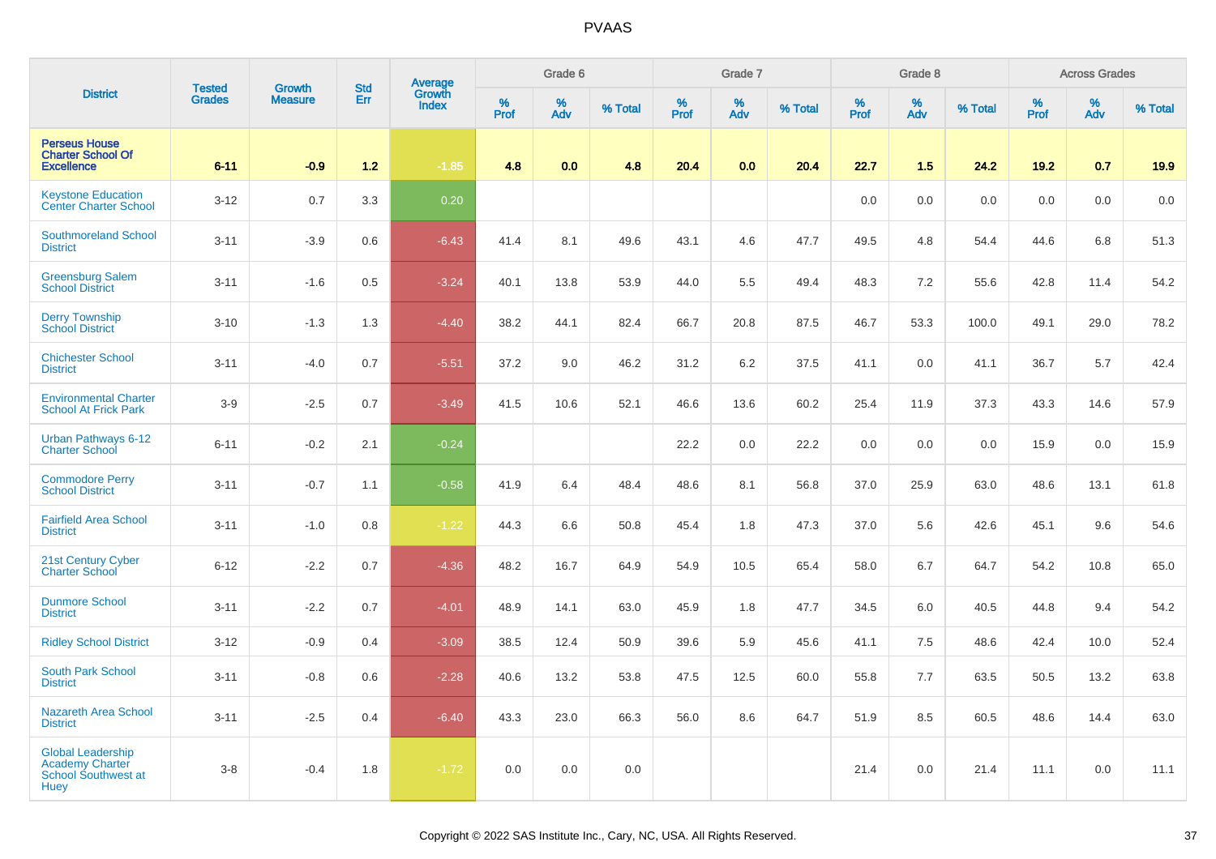PVAAS

| District | Tested Grades | Growth Measure | Std Err | Average Growth Index | Grade 6 | | | Grade 7 | | | Grade 8 | | | Across Grades | | |
|---|---|---|---|---|---|---|---|---|---|---|---|---|---|---|---|---|
| | | | | | % Prof | % Adv | % Total | % Prof | % Adv | % Total | % Prof | % Adv | % Total | % Prof | % Adv | % Total |
| **Perseus House Charter School Of Excellence** | **6-11** | **-0.9** | **1.2** | **-1.85** | **4.8** | **0.0** | **4.8** | **20.4** | **0.0** | **20.4** | **22.7** | **1.5** | **24.2** | **19.2** | **0.7** | **19.9** |
| Keystone Education Center Charter School | 3-12 | 0.7 | 3.3 | 0.20 | | | | | | | 0.0 | 0.0 | 0.0 | 0.0 | 0.0 | 0.0 |
| Southmoreland School District | 3-11 | -3.9 | 0.6 | -6.43 | 41.4 | 8.1 | 49.6 | 43.1 | 4.6 | 47.7 | 49.5 | 4.8 | 54.4 | 44.6 | 6.8 | 51.3 |
| Greensburg Salem School District | 3-11 | -1.6 | 0.5 | -3.24 | 40.1 | 13.8 | 53.9 | 44.0 | 5.5 | 49.4 | 48.3 | 7.2 | 55.6 | 42.8 | 11.4 | 54.2 |
| Derry Township School District | 3-10 | -1.3 | 1.3 | -4.40 | 38.2 | 44.1 | 82.4 | 66.7 | 20.8 | 87.5 | 46.7 | 53.3 | 100.0 | 49.1 | 29.0 | 78.2 |
| Chichester School District | 3-11 | -4.0 | 0.7 | -5.51 | 37.2 | 9.0 | 46.2 | 31.2 | 6.2 | 37.5 | 41.1 | 0.0 | 41.1 | 36.7 | 5.7 | 42.4 |
| Environmental Charter School At Frick Park | 3-9 | -2.5 | 0.7 | -3.49 | 41.5 | 10.6 | 52.1 | 46.6 | 13.6 | 60.2 | 25.4 | 11.9 | 37.3 | 43.3 | 14.6 | 57.9 |
| Urban Pathways 6-12 Charter School | 6-11 | -0.2 | 2.1 | -0.24 | | | | 22.2 | 0.0 | 22.2 | 0.0 | 0.0 | 0.0 | 15.9 | 0.0 | 15.9 |
| Commodore Perry School District | 3-11 | -0.7 | 1.1 | -0.58 | 41.9 | 6.4 | 48.4 | 48.6 | 8.1 | 56.8 | 37.0 | 25.9 | 63.0 | 48.6 | 13.1 | 61.8 |
| Fairfield Area School District | 3-11 | -1.0 | 0.8 | -1.22 | 44.3 | 6.6 | 50.8 | 45.4 | 1.8 | 47.3 | 37.0 | 5.6 | 42.6 | 45.1 | 9.6 | 54.6 |
| 21st Century Cyber Charter School | 6-12 | -2.2 | 0.7 | -4.36 | 48.2 | 16.7 | 64.9 | 54.9 | 10.5 | 65.4 | 58.0 | 6.7 | 64.7 | 54.2 | 10.8 | 65.0 |
| Dunmore School District | 3-11 | -2.2 | 0.7 | -4.01 | 48.9 | 14.1 | 63.0 | 45.9 | 1.8 | 47.7 | 34.5 | 6.0 | 40.5 | 44.8 | 9.4 | 54.2 |
| Ridley School District | 3-12 | -0.9 | 0.4 | -3.09 | 38.5 | 12.4 | 50.9 | 39.6 | 5.9 | 45.6 | 41.1 | 7.5 | 48.6 | 42.4 | 10.0 | 52.4 |
| South Park School District | 3-11 | -0.8 | 0.6 | -2.28 | 40.6 | 13.2 | 53.8 | 47.5 | 12.5 | 60.0 | 55.8 | 7.7 | 63.5 | 50.5 | 13.2 | 63.8 |
| Nazareth Area School District | 3-11 | -2.5 | 0.4 | -6.40 | 43.3 | 23.0 | 66.3 | 56.0 | 8.6 | 64.7 | 51.9 | 8.5 | 60.5 | 48.6 | 14.4 | 63.0 |
| Global Leadership Academy Charter School Southwest at Huey | 3-8 | -0.4 | 1.8 | -1.72 | 0.0 | 0.0 | 0.0 | | | | 21.4 | 0.0 | 21.4 | 11.1 | 0.0 | 11.1 |

Copyright © 2022 SAS Institute Inc., Cary, NC, USA. All Rights Reserved.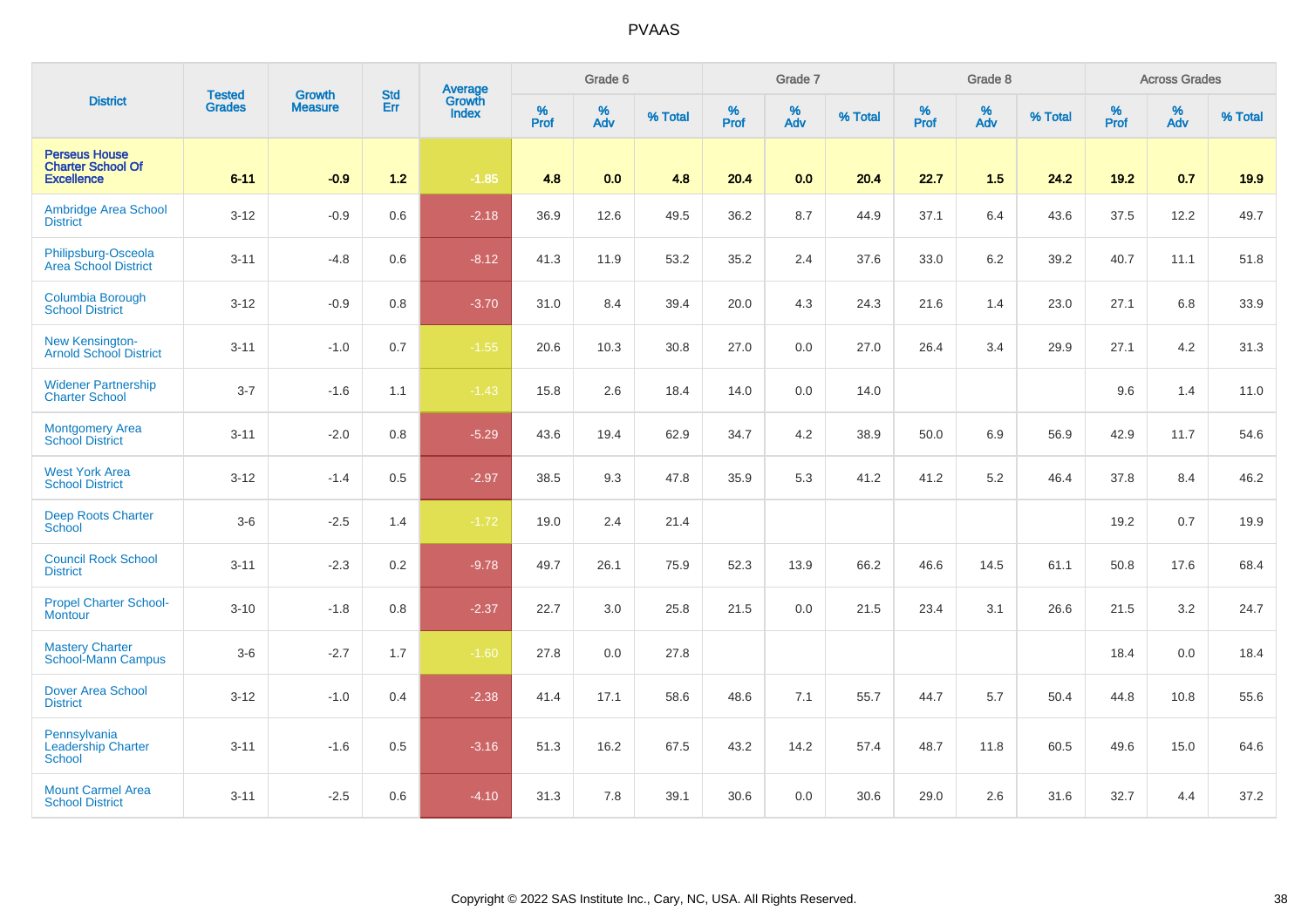PVAAS

| District | Tested Grades | Growth Measure | Std Err | Average Growth Index | Grade 6 | | | Grade 7 | | | Grade 8 | | | Across Grades | | |
|---|---|---|---|---|---|---|---|---|---|---|---|---|---|---|---|---|
| | | | | | % Prof | % Adv | % Total | % Prof | % Adv | % Total | % Prof | % Adv | % Total | % Prof | % Adv | % Total |
| **Perseus House Charter School Of Excellence** | **6-11** | **-0.9** | **1.2** | **-1.85** | **4.8** | **0.0** | **4.8** | **20.4** | **0.0** | **20.4** | **22.7** | **1.5** | **24.2** | **19.2** | **0.7** | **19.9** |
| Ambridge Area School District | 3-12 | -0.9 | 0.6 | -2.18 | 36.9 | 12.6 | 49.5 | 36.2 | 8.7 | 44.9 | 37.1 | 6.4 | 43.6 | 37.5 | 12.2 | 49.7 |
| Philipsburg-Osceola Area School District | 3-11 | -4.8 | 0.6 | -8.12 | 41.3 | 11.9 | 53.2 | 35.2 | 2.4 | 37.6 | 33.0 | 6.2 | 39.2 | 40.7 | 11.1 | 51.8 |
| Columbia Borough School District | 3-12 | -0.9 | 0.8 | -3.70 | 31.0 | 8.4 | 39.4 | 20.0 | 4.3 | 24.3 | 21.6 | 1.4 | 23.0 | 27.1 | 6.8 | 33.9 |
| New Kensington-Arnold School District | 3-11 | -1.0 | 0.7 | -1.55 | 20.6 | 10.3 | 30.8 | 27.0 | 0.0 | 27.0 | 26.4 | 3.4 | 29.9 | 27.1 | 4.2 | 31.3 |
| Widener Partnership Charter School | 3-7 | -1.6 | 1.1 | -1.43 | 15.8 | 2.6 | 18.4 | 14.0 | 0.0 | 14.0 | | | | 9.6 | 1.4 | 11.0 |
| Montgomery Area School District | 3-11 | -2.0 | 0.8 | -5.29 | 43.6 | 19.4 | 62.9 | 34.7 | 4.2 | 38.9 | 50.0 | 6.9 | 56.9 | 42.9 | 11.7 | 54.6 |
| West York Area School District | 3-12 | -1.4 | 0.5 | -2.97 | 38.5 | 9.3 | 47.8 | 35.9 | 5.3 | 41.2 | 41.2 | 5.2 | 46.4 | 37.8 | 8.4 | 46.2 |
| Deep Roots Charter School | 3-6 | -2.5 | 1.4 | -1.72 | 19.0 | 2.4 | 21.4 | | | | | | | 19.2 | 0.7 | 19.9 |
| Council Rock School District | 3-11 | -2.3 | 0.2 | -9.78 | 49.7 | 26.1 | 75.9 | 52.3 | 13.9 | 66.2 | 46.6 | 14.5 | 61.1 | 50.8 | 17.6 | 68.4 |
| Propel Charter School-Montour | 3-10 | -1.8 | 0.8 | -2.37 | 22.7 | 3.0 | 25.8 | 21.5 | 0.0 | 21.5 | 23.4 | 3.1 | 26.6 | 21.5 | 3.2 | 24.7 |
| Mastery Charter School-Mann Campus | 3-6 | -2.7 | 1.7 | -1.60 | 27.8 | 0.0 | 27.8 | | | | | | | 18.4 | 0.0 | 18.4 |
| Dover Area School District | 3-12 | -1.0 | 0.4 | -2.38 | 41.4 | 17.1 | 58.6 | 48.6 | 7.1 | 55.7 | 44.7 | 5.7 | 50.4 | 44.8 | 10.8 | 55.6 |
| Pennsylvania Leadership Charter School | 3-11 | -1.6 | 0.5 | -3.16 | 51.3 | 16.2 | 67.5 | 43.2 | 14.2 | 57.4 | 48.7 | 11.8 | 60.5 | 49.6 | 15.0 | 64.6 |
| Mount Carmel Area School District | 3-11 | -2.5 | 0.6 | -4.10 | 31.3 | 7.8 | 39.1 | 30.6 | 0.0 | 30.6 | 29.0 | 2.6 | 31.6 | 32.7 | 4.4 | 37.2 |

Copyright © 2022 SAS Institute Inc., Cary, NC, USA. All Rights Reserved.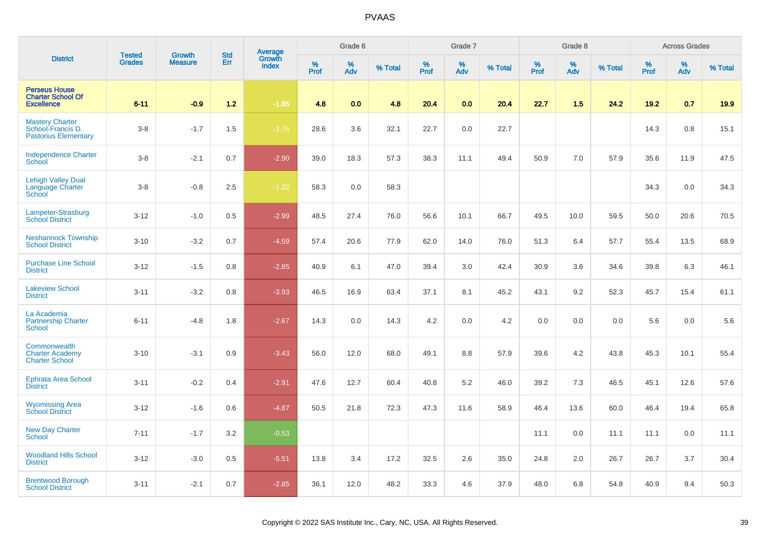# PVAAS

| District | Tested Grades | Growth Measure | Std Err | Average Growth Index | Grade 6 | | | Grade 7 | | | Grade 8 | | | Across Grades | | |
|---|---|---|---|---|---|---|---|---|---|---|---|---|---|---|---|---|
| | | | | | % Prof | % Adv | % Total | % Prof | % Adv | % Total | % Prof | % Adv | % Total | % Prof | % Adv | % Total |
| **Perseus House Charter School Of Excellence** | **6-11** | **-0.9** | **1.2** | **-1.85** | **4.8** | **0.0** | **4.8** | **20.4** | **0.0** | **20.4** | **22.7** | **1.5** | **24.2** | **19.2** | **0.7** | **19.9** |
| Mastery Charter School-Francis D. Pastorius Elementary | 3-8 | -1.7 | 1.5 | -1.76 | 28.6 | 3.6 | 32.1 | 22.7 | 0.0 | 22.7 | | | | 14.3 | 0.8 | 15.1 |
| Independence Charter School | 3-8 | -2.1 | 0.7 | -2.90 | 39.0 | 18.3 | 57.3 | 38.3 | 11.1 | 49.4 | 50.9 | 7.0 | 57.9 | 35.6 | 11.9 | 47.5 |
| Lehigh Valley Dual Language Charter School | 3-8 | -0.8 | 2.5 | -1.32 | 58.3 | 0.0 | 58.3 | | | | | | | 34.3 | 0.0 | 34.3 |
| Lampeter-Strasburg School District | 3-12 | -1.0 | 0.5 | -2.99 | 48.5 | 27.4 | 76.0 | 56.6 | 10.1 | 66.7 | 49.5 | 10.0 | 59.5 | 50.0 | 20.6 | 70.5 |
| Neshannock Township School District | 3-10 | -3.2 | 0.7 | -4.59 | 57.4 | 20.6 | 77.9 | 62.0 | 14.0 | 76.0 | 51.3 | 6.4 | 57.7 | 55.4 | 13.5 | 68.9 |
| Purchase Line School District | 3-12 | -1.5 | 0.8 | -2.85 | 40.9 | 6.1 | 47.0 | 39.4 | 3.0 | 42.4 | 30.9 | 3.6 | 34.6 | 39.8 | 6.3 | 46.1 |
| Lakeview School District | 3-11 | -3.2 | 0.8 | -3.93 | 46.5 | 16.9 | 63.4 | 37.1 | 8.1 | 45.2 | 43.1 | 9.2 | 52.3 | 45.7 | 15.4 | 61.1 |
| La Academia Partnership Charter School | 6-11 | -4.8 | 1.8 | -2.67 | 14.3 | 0.0 | 14.3 | 4.2 | 0.0 | 4.2 | 0.0 | 0.0 | 0.0 | 5.6 | 0.0 | 5.6 |
| Commonwealth Charter Academy Charter School | 3-10 | -3.1 | 0.9 | -3.43 | 56.0 | 12.0 | 68.0 | 49.1 | 8.8 | 57.9 | 39.6 | 4.2 | 43.8 | 45.3 | 10.1 | 55.4 |
| Ephrata Area School District | 3-11 | -0.2 | 0.4 | -2.91 | 47.6 | 12.7 | 60.4 | 40.8 | 5.2 | 46.0 | 39.2 | 7.3 | 46.5 | 45.1 | 12.6 | 57.6 |
| Wyomissing Area School District | 3-12 | -1.6 | 0.6 | -4.87 | 50.5 | 21.8 | 72.3 | 47.3 | 11.6 | 58.9 | 46.4 | 13.6 | 60.0 | 46.4 | 19.4 | 65.8 |
| New Day Charter School | 7-11 | -1.7 | 3.2 | -0.53 | | | | | | | 11.1 | 0.0 | 11.1 | 11.1 | 0.0 | 11.1 |
| Woodland Hills School District | 3-12 | -3.0 | 0.5 | -5.51 | 13.8 | 3.4 | 17.2 | 32.5 | 2.6 | 35.0 | 24.8 | 2.0 | 26.7 | 26.7 | 3.7 | 30.4 |
| Brentwood Borough School District | 3-11 | -2.1 | 0.7 | -2.85 | 36.1 | 12.0 | 48.2 | 33.3 | 4.6 | 37.9 | 48.0 | 6.8 | 54.8 | 40.9 | 9.4 | 50.3 |

Copyright © 2022 SAS Institute Inc., Cary, NC, USA. All Rights Reserved.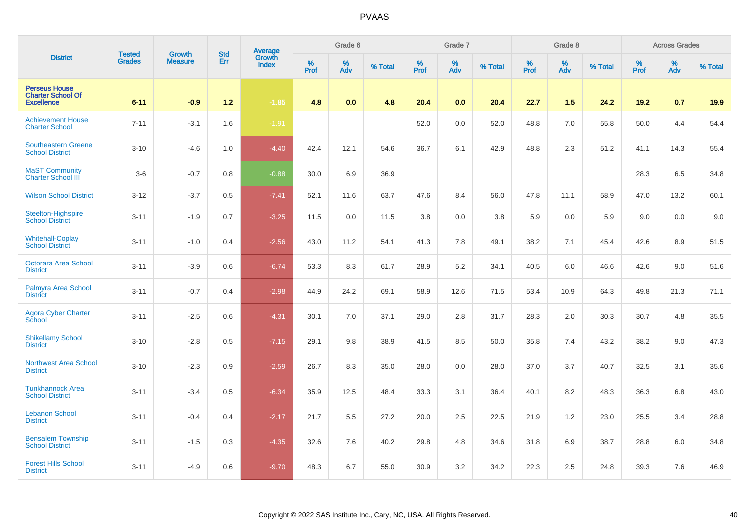# PVAAS

| District | Tested Grades | Growth Measure | Std Err | Average Growth Index | Grade 6 | | | Grade 7 | | | Grade 8 | | | Across Grades | | |
|---|---|---|---|---|---|---|---|---|---|---|---|---|---|---|---|---|
| | | | | | % Prof | % Adv | % Total | % Prof | % Adv | % Total | % Prof | % Adv | % Total | % Prof | % Adv | % Total |
| **Perseus House Charter School Of Excellence** | **6-11** | **-0.9** | **1.2** | **-1.85** | **4.8** | **0.0** | **4.8** | **20.4** | **0.0** | **20.4** | **22.7** | **1.5** | **24.2** | **19.2** | **0.7** | **19.9** |
| Achievement House Charter School | 7-11 | -3.1 | 1.6 | -1.91 | | | | 52.0 | 0.0 | 52.0 | 48.8 | 7.0 | 55.8 | 50.0 | 4.4 | 54.4 |
| Southeastern Greene School District | 3-10 | -4.6 | 1.0 | -4.40 | 42.4 | 12.1 | 54.6 | 36.7 | 6.1 | 42.9 | 48.8 | 2.3 | 51.2 | 41.1 | 14.3 | 55.4 |
| MaST Community Charter School III | 3-6 | -0.7 | 0.8 | -0.88 | 30.0 | 6.9 | 36.9 | | | | | | | 28.3 | 6.5 | 34.8 |
| Wilson School District | 3-12 | -3.7 | 0.5 | -7.41 | 52.1 | 11.6 | 63.7 | 47.6 | 8.4 | 56.0 | 47.8 | 11.1 | 58.9 | 47.0 | 13.2 | 60.1 |
| Steelton-Highspire School District | 3-11 | -1.9 | 0.7 | -3.25 | 11.5 | 0.0 | 11.5 | 3.8 | 0.0 | 3.8 | 5.9 | 0.0 | 5.9 | 9.0 | 0.0 | 9.0 |
| Whitehall-Coplay School District | 3-11 | -1.0 | 0.4 | -2.56 | 43.0 | 11.2 | 54.1 | 41.3 | 7.8 | 49.1 | 38.2 | 7.1 | 45.4 | 42.6 | 8.9 | 51.5 |
| Octorara Area School District | 3-11 | -3.9 | 0.6 | -6.74 | 53.3 | 8.3 | 61.7 | 28.9 | 5.2 | 34.1 | 40.5 | 6.0 | 46.6 | 42.6 | 9.0 | 51.6 |
| Palmyra Area School District | 3-11 | -0.7 | 0.4 | -2.98 | 44.9 | 24.2 | 69.1 | 58.9 | 12.6 | 71.5 | 53.4 | 10.9 | 64.3 | 49.8 | 21.3 | 71.1 |
| Agora Cyber Charter School | 3-11 | -2.5 | 0.6 | -4.31 | 30.1 | 7.0 | 37.1 | 29.0 | 2.8 | 31.7 | 28.3 | 2.0 | 30.3 | 30.7 | 4.8 | 35.5 |
| Shikellamy School District | 3-10 | -2.8 | 0.5 | -7.15 | 29.1 | 9.8 | 38.9 | 41.5 | 8.5 | 50.0 | 35.8 | 7.4 | 43.2 | 38.2 | 9.0 | 47.3 |
| Northwest Area School District | 3-10 | -2.3 | 0.9 | -2.59 | 26.7 | 8.3 | 35.0 | 28.0 | 0.0 | 28.0 | 37.0 | 3.7 | 40.7 | 32.5 | 3.1 | 35.6 |
| Tunkhannock Area School District | 3-11 | -3.4 | 0.5 | -6.34 | 35.9 | 12.5 | 48.4 | 33.3 | 3.1 | 36.4 | 40.1 | 8.2 | 48.3 | 36.3 | 6.8 | 43.0 |
| Lebanon School District | 3-11 | -0.4 | 0.4 | -2.17 | 21.7 | 5.5 | 27.2 | 20.0 | 2.5 | 22.5 | 21.9 | 1.2 | 23.0 | 25.5 | 3.4 | 28.8 |
| Bensalem Township School District | 3-11 | -1.5 | 0.3 | -4.35 | 32.6 | 7.6 | 40.2 | 29.8 | 4.8 | 34.6 | 31.8 | 6.9 | 38.7 | 28.8 | 6.0 | 34.8 |
| Forest Hills School District | 3-11 | -4.9 | 0.6 | -9.70 | 48.3 | 6.7 | 55.0 | 30.9 | 3.2 | 34.2 | 22.3 | 2.5 | 24.8 | 39.3 | 7.6 | 46.9 |

Copyright © 2022 SAS Institute Inc., Cary, NC, USA. All Rights Reserved.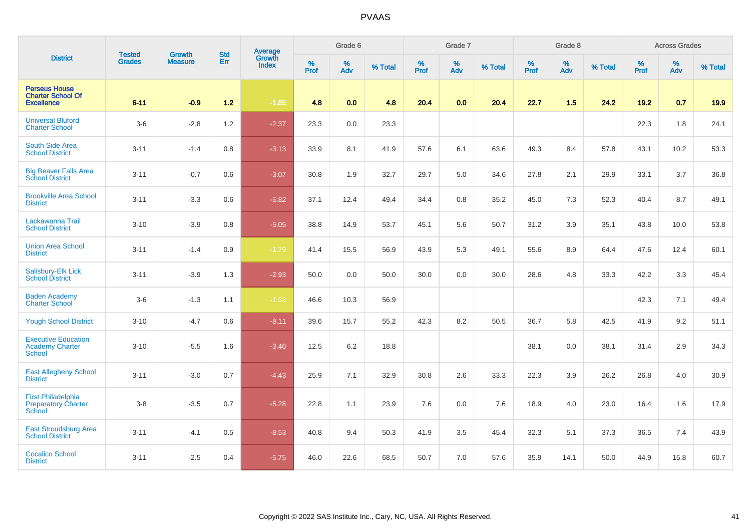PVAAS

| District | Tested Grades | Growth Measure | Std Err | Average Growth Index | Grade 6 | | | Grade 7 | | | Grade 8 | | | Across Grades | | |
|---|---|---|---|---|---|---|---|---|---|---|---|---|---|---|---|---|
| | | | | | % Prof | % Adv | % Total | % Prof | % Adv | % Total | % Prof | % Adv | % Total | % Prof | % Adv | % Total |
| **Perseus House Charter School Of Excellence** | **6-11** | **-0.9** | **1.2** | **-1.85** | **4.8** | **0.0** | **4.8** | **20.4** | **0.0** | **20.4** | **22.7** | **1.5** | **24.2** | **19.2** | **0.7** | **19.9** |
| Universal Bluford Charter School | 3-6 | -2.8 | 1.2 | -2.37 | 23.3 | 0.0 | 23.3 | | | | | | | 22.3 | 1.8 | 24.1 |
| South Side Area School District | 3-11 | -1.4 | 0.8 | -3.13 | 33.9 | 8.1 | 41.9 | 57.6 | 6.1 | 63.6 | 49.3 | 8.4 | 57.8 | 43.1 | 10.2 | 53.3 |
| Big Beaver Falls Area School District | 3-11 | -0.7 | 0.6 | -3.07 | 30.8 | 1.9 | 32.7 | 29.7 | 5.0 | 34.6 | 27.8 | 2.1 | 29.9 | 33.1 | 3.7 | 36.8 |
| Brookville Area School District | 3-11 | -3.3 | 0.6 | -5.82 | 37.1 | 12.4 | 49.4 | 34.4 | 0.8 | 35.2 | 45.0 | 7.3 | 52.3 | 40.4 | 8.7 | 49.1 |
| Lackawanna Trail School District | 3-10 | -3.9 | 0.8 | -5.05 | 38.8 | 14.9 | 53.7 | 45.1 | 5.6 | 50.7 | 31.2 | 3.9 | 35.1 | 43.8 | 10.0 | 53.8 |
| Union Area School District | 3-11 | -1.4 | 0.9 | -1.79 | 41.4 | 15.5 | 56.9 | 43.9 | 5.3 | 49.1 | 55.6 | 8.9 | 64.4 | 47.6 | 12.4 | 60.1 |
| Salisbury-Elk Lick School District | 3-11 | -3.9 | 1.3 | -2.93 | 50.0 | 0.0 | 50.0 | 30.0 | 0.0 | 30.0 | 28.6 | 4.8 | 33.3 | 42.2 | 3.3 | 45.4 |
| Baden Academy Charter School | 3-6 | -1.3 | 1.1 | -1.32 | 46.6 | 10.3 | 56.9 | | | | | | | 42.3 | 7.1 | 49.4 |
| Yough School District | 3-10 | -4.7 | 0.6 | -8.11 | 39.6 | 15.7 | 55.2 | 42.3 | 8.2 | 50.5 | 36.7 | 5.8 | 42.5 | 41.9 | 9.2 | 51.1 |
| Executive Education Academy Charter School | 3-10 | -5.5 | 1.6 | -3.40 | 12.5 | 6.2 | 18.8 | | | | 38.1 | 0.0 | 38.1 | 31.4 | 2.9 | 34.3 |
| East Allegheny School District | 3-11 | -3.0 | 0.7 | -4.43 | 25.9 | 7.1 | 32.9 | 30.8 | 2.6 | 33.3 | 22.3 | 3.9 | 26.2 | 26.8 | 4.0 | 30.9 |
| First Philadelphia Preparatory Charter School | 3-8 | -3.5 | 0.7 | -5.28 | 22.8 | 1.1 | 23.9 | 7.6 | 0.0 | 7.6 | 18.9 | 4.0 | 23.0 | 16.4 | 1.6 | 17.9 |
| East Stroudsburg Area School District | 3-11 | -4.1 | 0.5 | -8.53 | 40.8 | 9.4 | 50.3 | 41.9 | 3.5 | 45.4 | 32.3 | 5.1 | 37.3 | 36.5 | 7.4 | 43.9 |
| Cocalico School District | 3-11 | -2.5 | 0.4 | -5.75 | 46.0 | 22.6 | 68.5 | 50.7 | 7.0 | 57.6 | 35.9 | 14.1 | 50.0 | 44.9 | 15.8 | 60.7 |

Copyright © 2022 SAS Institute Inc., Cary, NC, USA. All Rights Reserved.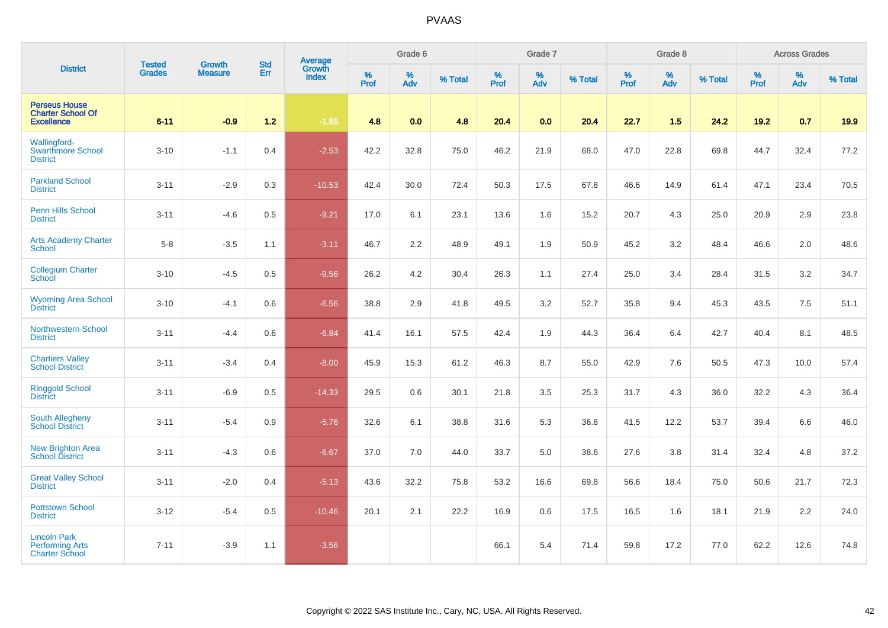# PVAAS

| District | Tested Grades | Growth Measure | Std Err | Average Growth Index | Grade 6 | | | Grade 7 | | | Grade 8 | | | Across Grades | | |
|---|---|---|---|---|---|---|---|---|---|---|---|---|---|---|---|---|
| | | | | | % Prof | % Adv | % Total | % Prof | % Adv | % Total | % Prof | % Adv | % Total | % Prof | % Adv | % Total |
| **Perseus House Charter School Of Excellence** | **6-11** | **-0.9** | **1.2** | **-1.85** | **4.8** | **0.0** | **4.8** | **20.4** | **0.0** | **20.4** | **22.7** | **1.5** | **24.2** | **19.2** | **0.7** | **19.9** |
| Wallingford-Swarthmore School District | 3-10 | -1.1 | 0.4 | -2.53 | 42.2 | 32.8 | 75.0 | 46.2 | 21.9 | 68.0 | 47.0 | 22.8 | 69.8 | 44.7 | 32.4 | 77.2 |
| Parkland School District | 3-11 | -2.9 | 0.3 | -10.53 | 42.4 | 30.0 | 72.4 | 50.3 | 17.5 | 67.8 | 46.6 | 14.9 | 61.4 | 47.1 | 23.4 | 70.5 |
| Penn Hills School District | 3-11 | -4.6 | 0.5 | -9.21 | 17.0 | 6.1 | 23.1 | 13.6 | 1.6 | 15.2 | 20.7 | 4.3 | 25.0 | 20.9 | 2.9 | 23.8 |
| Arts Academy Charter School | 5-8 | -3.5 | 1.1 | -3.11 | 46.7 | 2.2 | 48.9 | 49.1 | 1.9 | 50.9 | 45.2 | 3.2 | 48.4 | 46.6 | 2.0 | 48.6 |
| Collegium Charter School | 3-10 | -4.5 | 0.5 | -9.56 | 26.2 | 4.2 | 30.4 | 26.3 | 1.1 | 27.4 | 25.0 | 3.4 | 28.4 | 31.5 | 3.2 | 34.7 |
| Wyoming Area School District | 3-10 | -4.1 | 0.6 | -6.56 | 38.8 | 2.9 | 41.8 | 49.5 | 3.2 | 52.7 | 35.8 | 9.4 | 45.3 | 43.5 | 7.5 | 51.1 |
| Northwestern School District | 3-11 | -4.4 | 0.6 | -6.84 | 41.4 | 16.1 | 57.5 | 42.4 | 1.9 | 44.3 | 36.4 | 6.4 | 42.7 | 40.4 | 8.1 | 48.5 |
| Chartiers Valley School District | 3-11 | -3.4 | 0.4 | -8.00 | 45.9 | 15.3 | 61.2 | 46.3 | 8.7 | 55.0 | 42.9 | 7.6 | 50.5 | 47.3 | 10.0 | 57.4 |
| Ringgold School District | 3-11 | -6.9 | 0.5 | -14.33 | 29.5 | 0.6 | 30.1 | 21.8 | 3.5 | 25.3 | 31.7 | 4.3 | 36.0 | 32.2 | 4.3 | 36.4 |
| South Allegheny School District | 3-11 | -5.4 | 0.9 | -5.76 | 32.6 | 6.1 | 38.8 | 31.6 | 5.3 | 36.8 | 41.5 | 12.2 | 53.7 | 39.4 | 6.6 | 46.0 |
| New Brighton Area School District | 3-11 | -4.3 | 0.6 | -6.67 | 37.0 | 7.0 | 44.0 | 33.7 | 5.0 | 38.6 | 27.6 | 3.8 | 31.4 | 32.4 | 4.8 | 37.2 |
| Great Valley School District | 3-11 | -2.0 | 0.4 | -5.13 | 43.6 | 32.2 | 75.8 | 53.2 | 16.6 | 69.8 | 56.6 | 18.4 | 75.0 | 50.6 | 21.7 | 72.3 |
| Pottstown School District | 3-12 | -5.4 | 0.5 | -10.46 | 20.1 | 2.1 | 22.2 | 16.9 | 0.6 | 17.5 | 16.5 | 1.6 | 18.1 | 21.9 | 2.2 | 24.0 |
| Lincoln Park Performing Arts Charter School | 7-11 | -3.9 | 1.1 | -3.56 | | | | 66.1 | 5.4 | 71.4 | 59.8 | 17.2 | 77.0 | 62.2 | 12.6 | 74.8 |

Copyright © 2022 SAS Institute Inc., Cary, NC, USA. All Rights Reserved.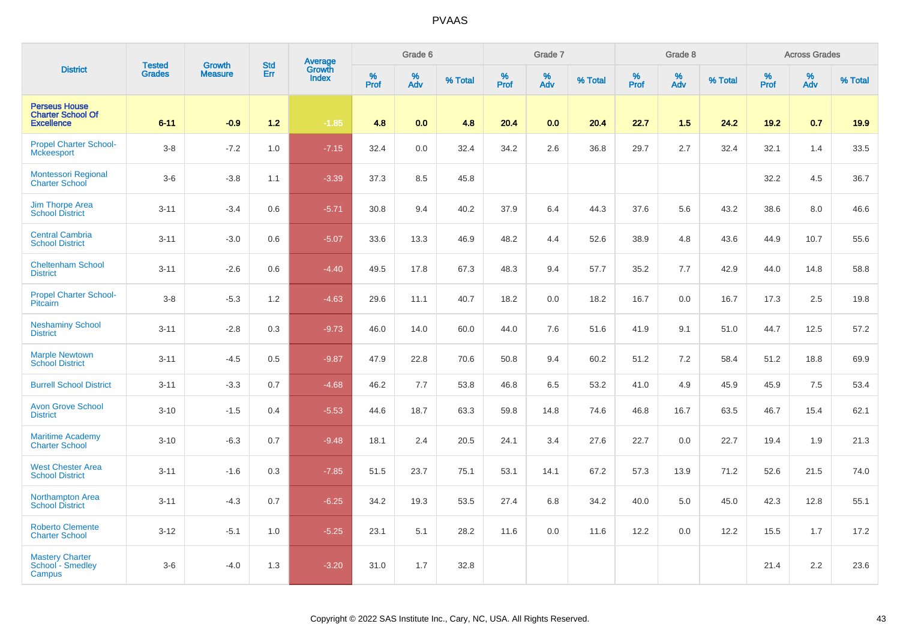# PVAAS

| District | Tested Grades | Growth Measure | Std Err | Average Growth Index | Grade 6 | | | Grade 7 | | | Grade 8 | | | Across Grades | | |
|---|---|---|---|---|---|---|---|---|---|---|---|---|---|---|---|---|
| | | | | | % Prof | % Adv | % Total | % Prof | % Adv | % Total | % Prof | % Adv | % Total | % Prof | % Adv | % Total |
| **Perseus House Charter School Of Excellence** | **6-11** | **-0.9** | **1.2** | **-1.85** | **4.8** | **0.0** | **4.8** | **20.4** | **0.0** | **20.4** | **22.7** | **1.5** | **24.2** | **19.2** | **0.7** | **19.9** |
| Propel Charter School-Mckeesport | 3-8 | -7.2 | 1.0 | -7.15 | 32.4 | 0.0 | 32.4 | 34.2 | 2.6 | 36.8 | 29.7 | 2.7 | 32.4 | 32.1 | 1.4 | 33.5 |
| Montessori Regional Charter School | 3-6 | -3.8 | 1.1 | -3.39 | 37.3 | 8.5 | 45.8 | | | | | | | 32.2 | 4.5 | 36.7 |
| Jim Thorpe Area School District | 3-11 | -3.4 | 0.6 | -5.71 | 30.8 | 9.4 | 40.2 | 37.9 | 6.4 | 44.3 | 37.6 | 5.6 | 43.2 | 38.6 | 8.0 | 46.6 |
| Central Cambria School District | 3-11 | -3.0 | 0.6 | -5.07 | 33.6 | 13.3 | 46.9 | 48.2 | 4.4 | 52.6 | 38.9 | 4.8 | 43.6 | 44.9 | 10.7 | 55.6 |
| Cheltenham School District | 3-11 | -2.6 | 0.6 | -4.40 | 49.5 | 17.8 | 67.3 | 48.3 | 9.4 | 57.7 | 35.2 | 7.7 | 42.9 | 44.0 | 14.8 | 58.8 |
| Propel Charter School-Pitcairn | 3-8 | -5.3 | 1.2 | -4.63 | 29.6 | 11.1 | 40.7 | 18.2 | 0.0 | 18.2 | 16.7 | 0.0 | 16.7 | 17.3 | 2.5 | 19.8 |
| Neshaminy School District | 3-11 | -2.8 | 0.3 | -9.73 | 46.0 | 14.0 | 60.0 | 44.0 | 7.6 | 51.6 | 41.9 | 9.1 | 51.0 | 44.7 | 12.5 | 57.2 |
| Marple Newtown School District | 3-11 | -4.5 | 0.5 | -9.87 | 47.9 | 22.8 | 70.6 | 50.8 | 9.4 | 60.2 | 51.2 | 7.2 | 58.4 | 51.2 | 18.8 | 69.9 |
| Burrell School District | 3-11 | -3.3 | 0.7 | -4.68 | 46.2 | 7.7 | 53.8 | 46.8 | 6.5 | 53.2 | 41.0 | 4.9 | 45.9 | 45.9 | 7.5 | 53.4 |
| Avon Grove School District | 3-10 | -1.5 | 0.4 | -5.53 | 44.6 | 18.7 | 63.3 | 59.8 | 14.8 | 74.6 | 46.8 | 16.7 | 63.5 | 46.7 | 15.4 | 62.1 |
| Maritime Academy Charter School | 3-10 | -6.3 | 0.7 | -9.48 | 18.1 | 2.4 | 20.5 | 24.1 | 3.4 | 27.6 | 22.7 | 0.0 | 22.7 | 19.4 | 1.9 | 21.3 |
| West Chester Area School District | 3-11 | -1.6 | 0.3 | -7.85 | 51.5 | 23.7 | 75.1 | 53.1 | 14.1 | 67.2 | 57.3 | 13.9 | 71.2 | 52.6 | 21.5 | 74.0 |
| Northampton Area School District | 3-11 | -4.3 | 0.7 | -6.25 | 34.2 | 19.3 | 53.5 | 27.4 | 6.8 | 34.2 | 40.0 | 5.0 | 45.0 | 42.3 | 12.8 | 55.1 |
| Roberto Clemente Charter School | 3-12 | -5.1 | 1.0 | -5.25 | 23.1 | 5.1 | 28.2 | 11.6 | 0.0 | 11.6 | 12.2 | 0.0 | 12.2 | 15.5 | 1.7 | 17.2 |
| Mastery Charter School - Smedley Campus | 3-6 | -4.0 | 1.3 | -3.20 | 31.0 | 1.7 | 32.8 | | | | | | | 21.4 | 2.2 | 23.6 |

Copyright © 2022 SAS Institute Inc., Cary, NC, USA. All Rights Reserved.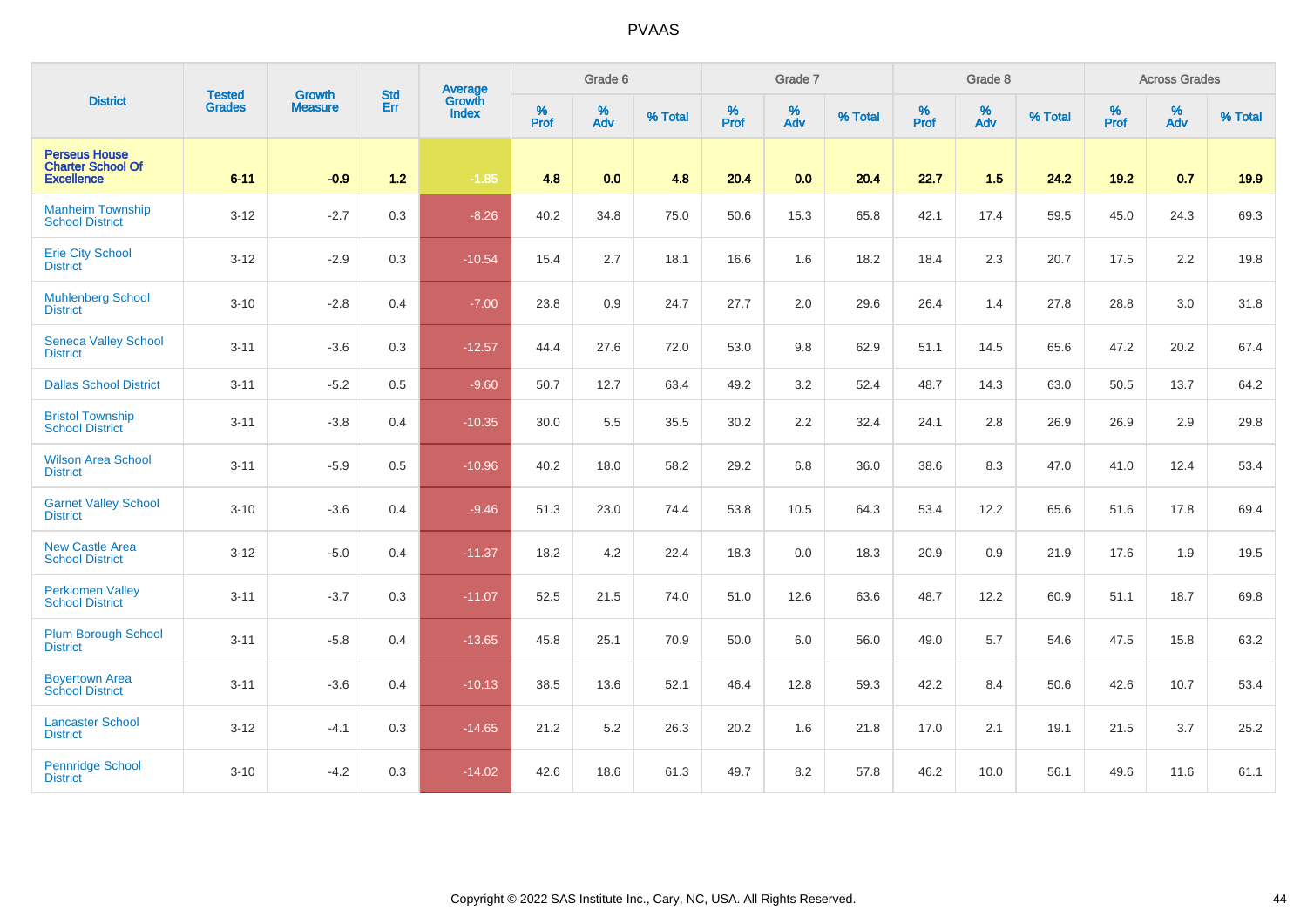| District | Tested Grades | Growth Measure | Std Err | Average Growth Index | Grade 6 | | | Grade 7 | | | Grade 8 | | | Across Grades | | |
|---|---|---|---|---|---|---|---|---|---|---|---|---|---|---|---|---|
| | | | | | % Prof | % Adv | % Total | % Prof | % Adv | % Total | % Prof | % Adv | % Total | % Prof | % Adv | % Total |
| **Perseus House Charter School Of Excellence** | **6-11** | **-0.9** | **1.2** | **-1.85** | **4.8** | **0.0** | **4.8** | **20.4** | **0.0** | **20.4** | **22.7** | **1.5** | **24.2** | **19.2** | **0.7** | **19.9** |
| Manheim Township School District | 3-12 | -2.7 | 0.3 | -8.26 | 40.2 | 34.8 | 75.0 | 50.6 | 15.3 | 65.8 | 42.1 | 17.4 | 59.5 | 45.0 | 24.3 | 69.3 |
| Erie City School District | 3-12 | -2.9 | 0.3 | -10.54 | 15.4 | 2.7 | 18.1 | 16.6 | 1.6 | 18.2 | 18.4 | 2.3 | 20.7 | 17.5 | 2.2 | 19.8 |
| Muhlenberg School District | 3-10 | -2.8 | 0.4 | -7.00 | 23.8 | 0.9 | 24.7 | 27.7 | 2.0 | 29.6 | 26.4 | 1.4 | 27.8 | 28.8 | 3.0 | 31.8 |
| Seneca Valley School District | 3-11 | -3.6 | 0.3 | -12.57 | 44.4 | 27.6 | 72.0 | 53.0 | 9.8 | 62.9 | 51.1 | 14.5 | 65.6 | 47.2 | 20.2 | 67.4 |
| Dallas School District | 3-11 | -5.2 | 0.5 | -9.60 | 50.7 | 12.7 | 63.4 | 49.2 | 3.2 | 52.4 | 48.7 | 14.3 | 63.0 | 50.5 | 13.7 | 64.2 |
| Bristol Township School District | 3-11 | -3.8 | 0.4 | -10.35 | 30.0 | 5.5 | 35.5 | 30.2 | 2.2 | 32.4 | 24.1 | 2.8 | 26.9 | 26.9 | 2.9 | 29.8 |
| Wilson Area School District | 3-11 | -5.9 | 0.5 | -10.96 | 40.2 | 18.0 | 58.2 | 29.2 | 6.8 | 36.0 | 38.6 | 8.3 | 47.0 | 41.0 | 12.4 | 53.4 |
| Garnet Valley School District | 3-10 | -3.6 | 0.4 | -9.46 | 51.3 | 23.0 | 74.4 | 53.8 | 10.5 | 64.3 | 53.4 | 12.2 | 65.6 | 51.6 | 17.8 | 69.4 |
| New Castle Area School District | 3-12 | -5.0 | 0.4 | -11.37 | 18.2 | 4.2 | 22.4 | 18.3 | 0.0 | 18.3 | 20.9 | 0.9 | 21.9 | 17.6 | 1.9 | 19.5 |
| Perkiomen Valley School District | 3-11 | -3.7 | 0.3 | -11.07 | 52.5 | 21.5 | 74.0 | 51.0 | 12.6 | 63.6 | 48.7 | 12.2 | 60.9 | 51.1 | 18.7 | 69.8 |
| Plum Borough School District | 3-11 | -5.8 | 0.4 | -13.65 | 45.8 | 25.1 | 70.9 | 50.0 | 6.0 | 56.0 | 49.0 | 5.7 | 54.6 | 47.5 | 15.8 | 63.2 |
| Boyertown Area School District | 3-11 | -3.6 | 0.4 | -10.13 | 38.5 | 13.6 | 52.1 | 46.4 | 12.8 | 59.3 | 42.2 | 8.4 | 50.6 | 42.6 | 10.7 | 53.4 |
| Lancaster School District | 3-12 | -4.1 | 0.3 | -14.65 | 21.2 | 5.2 | 26.3 | 20.2 | 1.6 | 21.8 | 17.0 | 2.1 | 19.1 | 21.5 | 3.7 | 25.2 |
| Pennridge School District | 3-10 | -4.2 | 0.3 | -14.02 | 42.6 | 18.6 | 61.3 | 49.7 | 8.2 | 57.8 | 46.2 | 10.0 | 56.1 | 49.6 | 11.6 | 61.1 |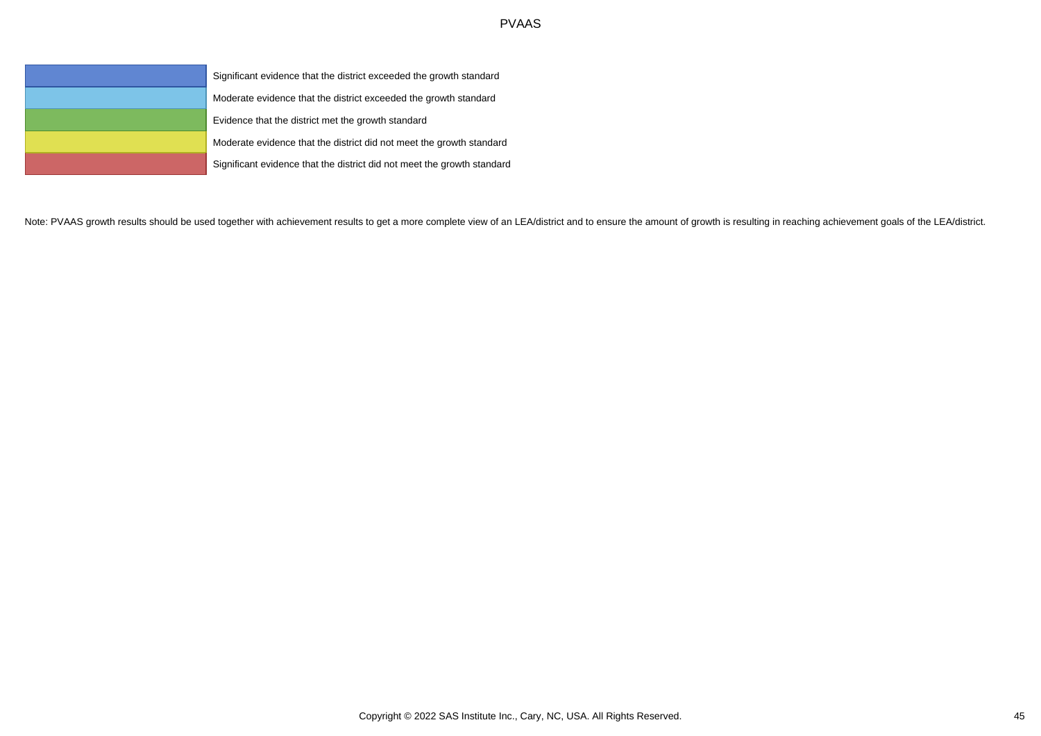# PVAAS

- Significant evidence that the district exceeded the growth standard
- Moderate evidence that the district exceeded the growth standard
- Evidence that the district met the growth standard
- Moderate evidence that the district did not meet the growth standard
- Significant evidence that the district did not meet the growth standard

Note: PVAAS growth results should be used together with achievement results to get a more complete view of an LEA/district and to ensure the amount of growth is resulting in reaching achievement goals of the LEA/district.

Copyright © 2022 SAS Institute Inc., Cary, NC, USA. All Rights Reserved.